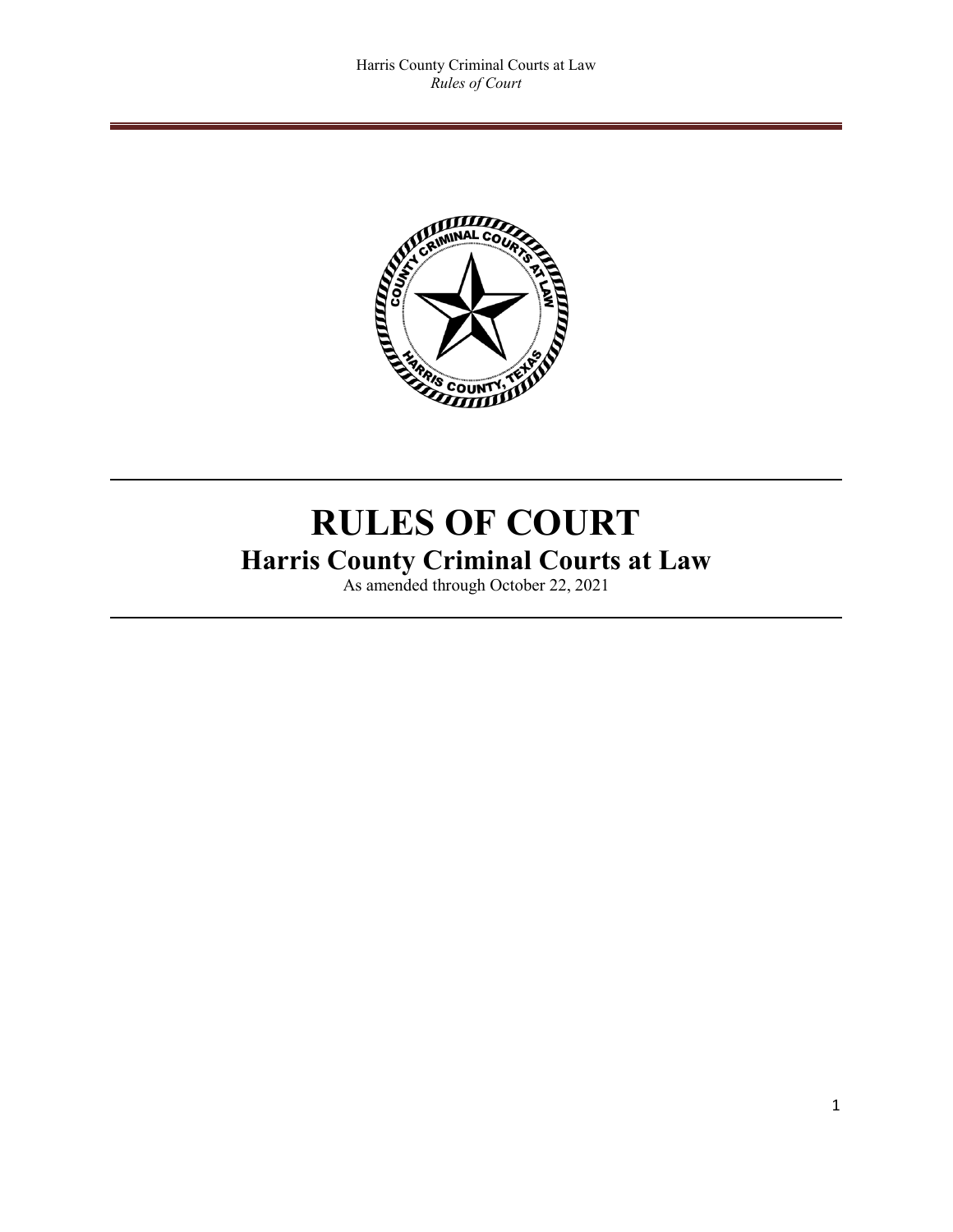# RULES OF COURT

## Harris County Criminal Courts at Law

As amended through October 22, 2021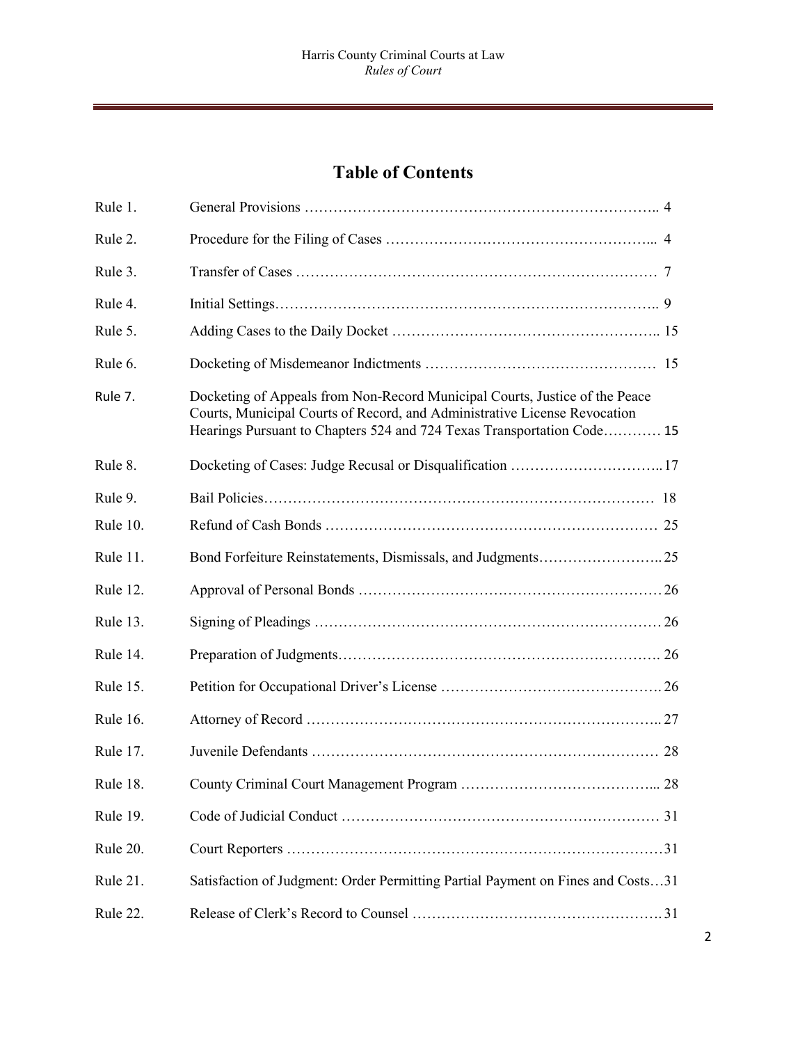# Table of Contents

| | | |
|---|---|---|
| Rule 1. | General Provisions | 4 |
| Rule 2. | Procedure for the Filing of Cases | 4 |
| Rule 3. | Transfer of Cases | 7 |
| Rule 4. | Initial Settings | 9 |
| Rule 5. | Adding Cases to the Daily Docket | 15 |
| Rule 6. | Docketing of Misdemeanor Indictments | 15 |
| Rule 7. | Docketing of Appeals from Non-Record Municipal Courts, Justice of the Peace Courts, Municipal Courts of Record, and Administrative License Revocation Hearings Pursuant to Chapters 524 and 724 Texas Transportation Code | 15 |
| Rule 8. | Docketing of Cases: Judge Recusal or Disqualification | 17 |
| Rule 9. | Bail Policies | 18 |
| Rule 10. | Refund of Cash Bonds | 25 |
| Rule 11. | Bond Forfeiture Reinstatements, Dismissals, and Judgments | 25 |
| Rule 12. | Approval of Personal Bonds | 26 |
| Rule 13. | Signing of Pleadings | 26 |
| Rule 14. | Preparation of Judgments | 26 |
| Rule 15. | Petition for Occupational Driver's License | 26 |
| Rule 16. | Attorney of Record | 27 |
| Rule 17. | Juvenile Defendants | 28 |
| Rule 18. | County Criminal Court Management Program | 28 |
| Rule 19. | Code of Judicial Conduct | 31 |
| Rule 20. | Court Reporters | 31 |
| Rule 21. | Satisfaction of Judgment: Order Permitting Partial Payment on Fines and Costs | 31 |
| Rule 22. | Release of Clerk's Record to Counsel | 31 |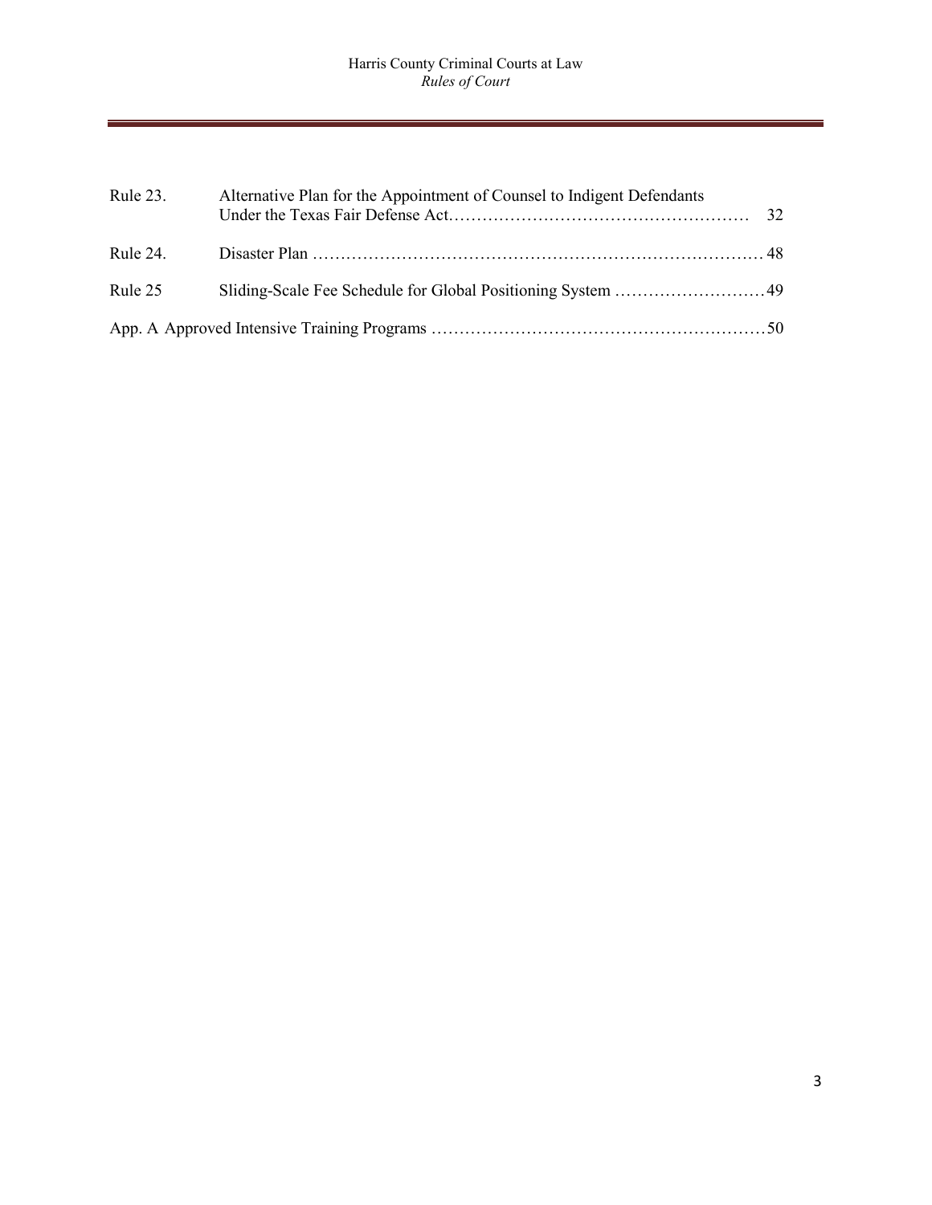| | | |
|---|---|---|
| Rule 23. | Alternative Plan for the Appointment of Counsel to Indigent Defendants Under the Texas Fair Defense Act | 32 |
| Rule 24. | Disaster Plan | 48 |
| Rule 25 | Sliding-Scale Fee Schedule for Global Positioning System | 49 |
| App. A | Approved Intensive Training Programs | 50 |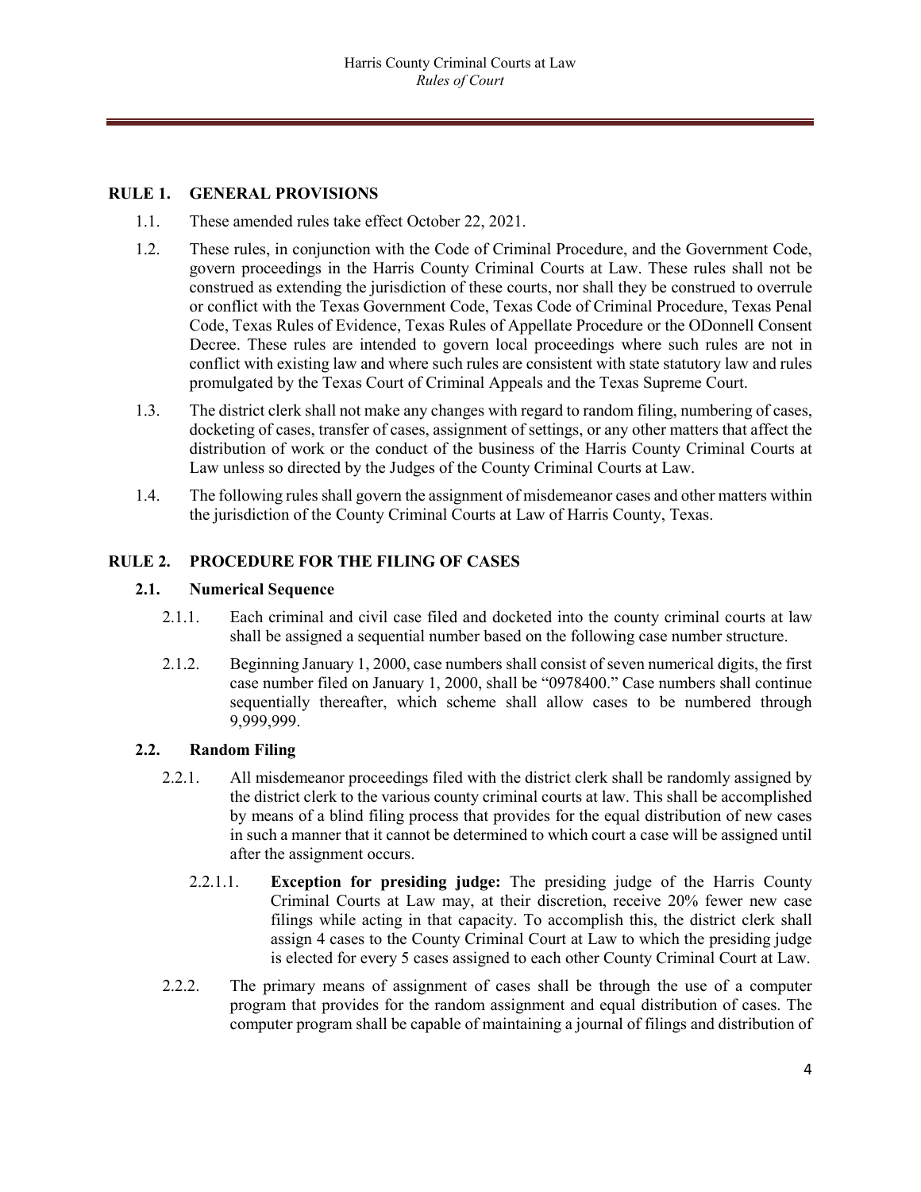## RULE 1. GENERAL PROVISIONS

1.1. These amended rules take effect October 22, 2021.

1.2. These rules, in conjunction with the Code of Criminal Procedure, and the Government Code, govern proceedings in the Harris County Criminal Courts at Law. These rules shall not be construed as extending the jurisdiction of these courts, nor shall they be construed to overrule or conflict with the Texas Government Code, Texas Code of Criminal Procedure, Texas Penal Code, Texas Rules of Evidence, Texas Rules of Appellate Procedure or the ODonnell Consent Decree. These rules are intended to govern local proceedings where such rules are not in conflict with existing law and where such rules are consistent with state statutory law and rules promulgated by the Texas Court of Criminal Appeals and the Texas Supreme Court.

1.3. The district clerk shall not make any changes with regard to random filing, numbering of cases, docketing of cases, transfer of cases, assignment of settings, or any other matters that affect the distribution of work or the conduct of the business of the Harris County Criminal Courts at Law unless so directed by the Judges of the County Criminal Courts at Law.

1.4. The following rules shall govern the assignment of misdemeanor cases and other matters within the jurisdiction of the County Criminal Courts at Law of Harris County, Texas.

## RULE 2. PROCEDURE FOR THE FILING OF CASES

### 2.1. Numerical Sequence

2.1.1. Each criminal and civil case filed and docketed into the county criminal courts at law shall be assigned a sequential number based on the following case number structure.

2.1.2. Beginning January 1, 2000, case numbers shall consist of seven numerical digits, the first case number filed on January 1, 2000, shall be "0978400." Case numbers shall continue sequentially thereafter, which scheme shall allow cases to be numbered through 9,999,999.

### 2.2. Random Filing

2.2.1. All misdemeanor proceedings filed with the district clerk shall be randomly assigned by the district clerk to the various county criminal courts at law. This shall be accomplished by means of a blind filing process that provides for the equal distribution of new cases in such a manner that it cannot be determined to which court a case will be assigned until after the assignment occurs.

2.2.1.1. **Exception for presiding judge:** The presiding judge of the Harris County Criminal Courts at Law may, at their discretion, receive 20% fewer new case filings while acting in that capacity. To accomplish this, the district clerk shall assign 4 cases to the County Criminal Court at Law to which the presiding judge is elected for every 5 cases assigned to each other County Criminal Court at Law.

2.2.2. The primary means of assignment of cases shall be through the use of a computer program that provides for the random assignment and equal distribution of cases. The computer program shall be capable of maintaining a journal of filings and distribution of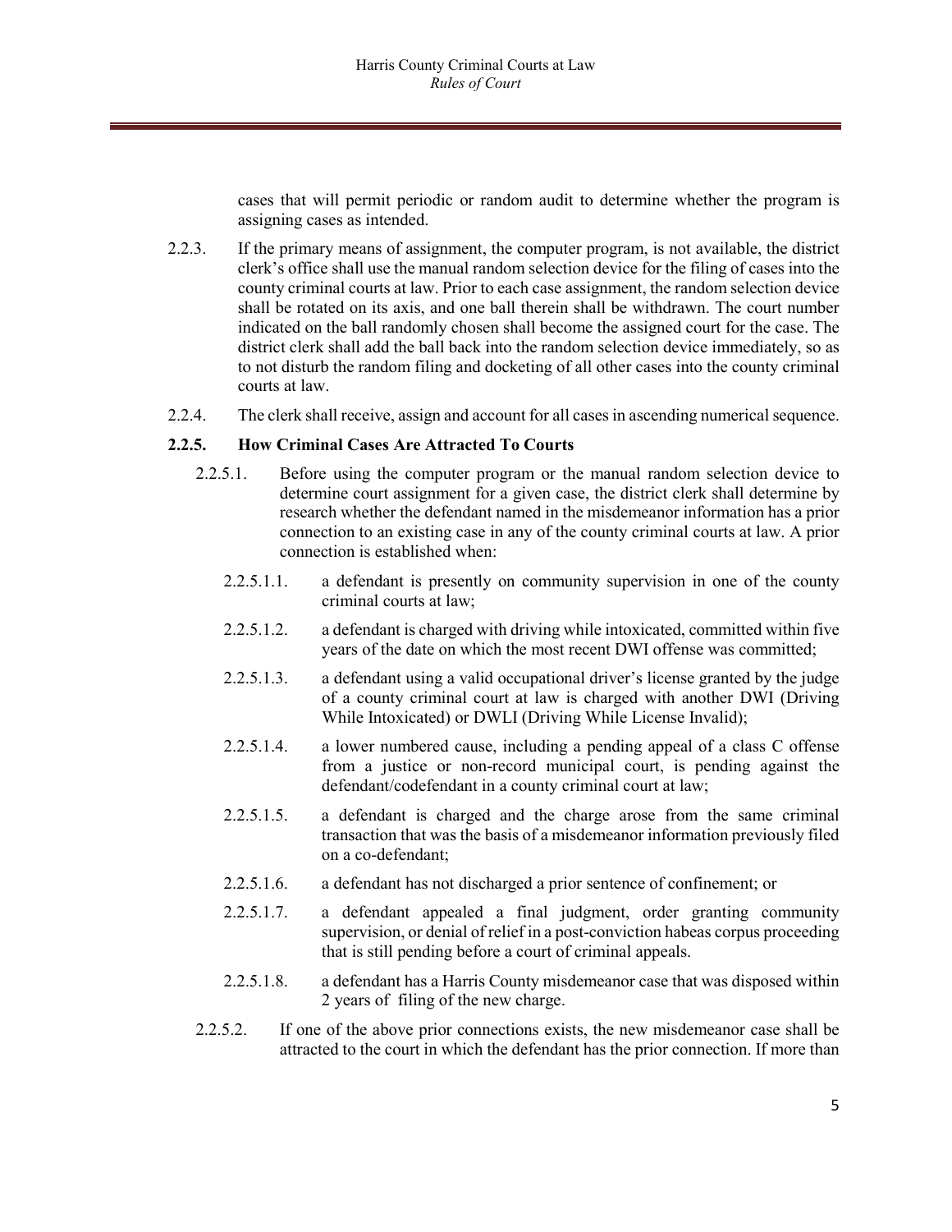cases that will permit periodic or random audit to determine whether the program is assigning cases as intended.

2.2.3. If the primary means of assignment, the computer program, is not available, the district clerk's office shall use the manual random selection device for the filing of cases into the county criminal courts at law. Prior to each case assignment, the random selection device shall be rotated on its axis, and one ball therein shall be withdrawn. The court number indicated on the ball randomly chosen shall become the assigned court for the case. The district clerk shall add the ball back into the random selection device immediately, so as to not disturb the random filing and docketing of all other cases into the county criminal courts at law.

2.2.4. The clerk shall receive, assign and account for all cases in ascending numerical sequence.

**2.2.5. How Criminal Cases Are Attracted To Courts**

2.2.5.1. Before using the computer program or the manual random selection device to determine court assignment for a given case, the district clerk shall determine by research whether the defendant named in the misdemeanor information has a prior connection to an existing case in any of the county criminal courts at law. A prior connection is established when:

2.2.5.1.1. a defendant is presently on community supervision in one of the county criminal courts at law;

2.2.5.1.2. a defendant is charged with driving while intoxicated, committed within five years of the date on which the most recent DWI offense was committed;

2.2.5.1.3. a defendant using a valid occupational driver's license granted by the judge of a county criminal court at law is charged with another DWI (Driving While Intoxicated) or DWLI (Driving While License Invalid);

2.2.5.1.4. a lower numbered cause, including a pending appeal of a class C offense from a justice or non-record municipal court, is pending against the defendant/codefendant in a county criminal court at law;

2.2.5.1.5. a defendant is charged and the charge arose from the same criminal transaction that was the basis of a misdemeanor information previously filed on a co-defendant;

2.2.5.1.6. a defendant has not discharged a prior sentence of confinement; or

2.2.5.1.7. a defendant appealed a final judgment, order granting community supervision, or denial of relief in a post-conviction habeas corpus proceeding that is still pending before a court of criminal appeals.

2.2.5.1.8. a defendant has a Harris County misdemeanor case that was disposed within 2 years of filing of the new charge.

2.2.5.2. If one of the above prior connections exists, the new misdemeanor case shall be attracted to the court in which the defendant has the prior connection. If more than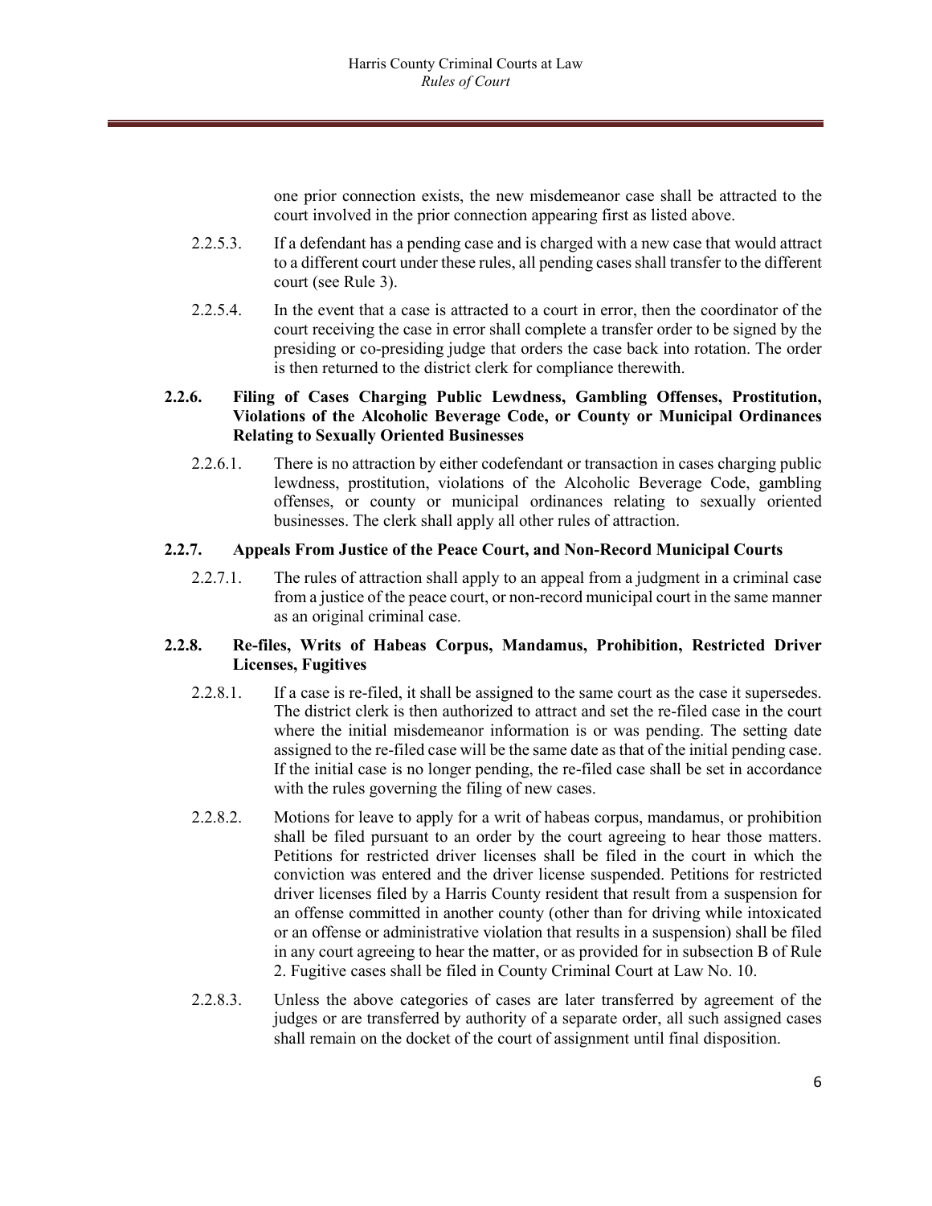one prior connection exists, the new misdemeanor case shall be attracted to the court involved in the prior connection appearing first as listed above.

2.2.5.3. If a defendant has a pending case and is charged with a new case that would attract to a different court under these rules, all pending cases shall transfer to the different court (see Rule 3).

2.2.5.4. In the event that a case is attracted to a court in error, then the coordinator of the court receiving the case in error shall complete a transfer order to be signed by the presiding or co-presiding judge that orders the case back into rotation. The order is then returned to the district clerk for compliance therewith.

### 2.2.6. Filing of Cases Charging Public Lewdness, Gambling Offenses, Prostitution, Violations of the Alcoholic Beverage Code, or County or Municipal Ordinances Relating to Sexually Oriented Businesses

2.2.6.1. There is no attraction by either codefendant or transaction in cases charging public lewdness, prostitution, violations of the Alcoholic Beverage Code, gambling offenses, or county or municipal ordinances relating to sexually oriented businesses. The clerk shall apply all other rules of attraction.

### 2.2.7. Appeals From Justice of the Peace Court, and Non-Record Municipal Courts

2.2.7.1. The rules of attraction shall apply to an appeal from a judgment in a criminal case from a justice of the peace court, or non-record municipal court in the same manner as an original criminal case.

### 2.2.8. Re-files, Writs of Habeas Corpus, Mandamus, Prohibition, Restricted Driver Licenses, Fugitives

2.2.8.1. If a case is re-filed, it shall be assigned to the same court as the case it supersedes. The district clerk is then authorized to attract and set the re-filed case in the court where the initial misdemeanor information is or was pending. The setting date assigned to the re-filed case will be the same date as that of the initial pending case. If the initial case is no longer pending, the re-filed case shall be set in accordance with the rules governing the filing of new cases.

2.2.8.2. Motions for leave to apply for a writ of habeas corpus, mandamus, or prohibition shall be filed pursuant to an order by the court agreeing to hear those matters. Petitions for restricted driver licenses shall be filed in the court in which the conviction was entered and the driver license suspended. Petitions for restricted driver licenses filed by a Harris County resident that result from a suspension for an offense committed in another county (other than for driving while intoxicated or an offense or administrative violation that results in a suspension) shall be filed in any court agreeing to hear the matter, or as provided for in subsection B of Rule 2. Fugitive cases shall be filed in County Criminal Court at Law No. 10.

2.2.8.3. Unless the above categories of cases are later transferred by agreement of the judges or are transferred by authority of a separate order, all such assigned cases shall remain on the docket of the court of assignment until final disposition.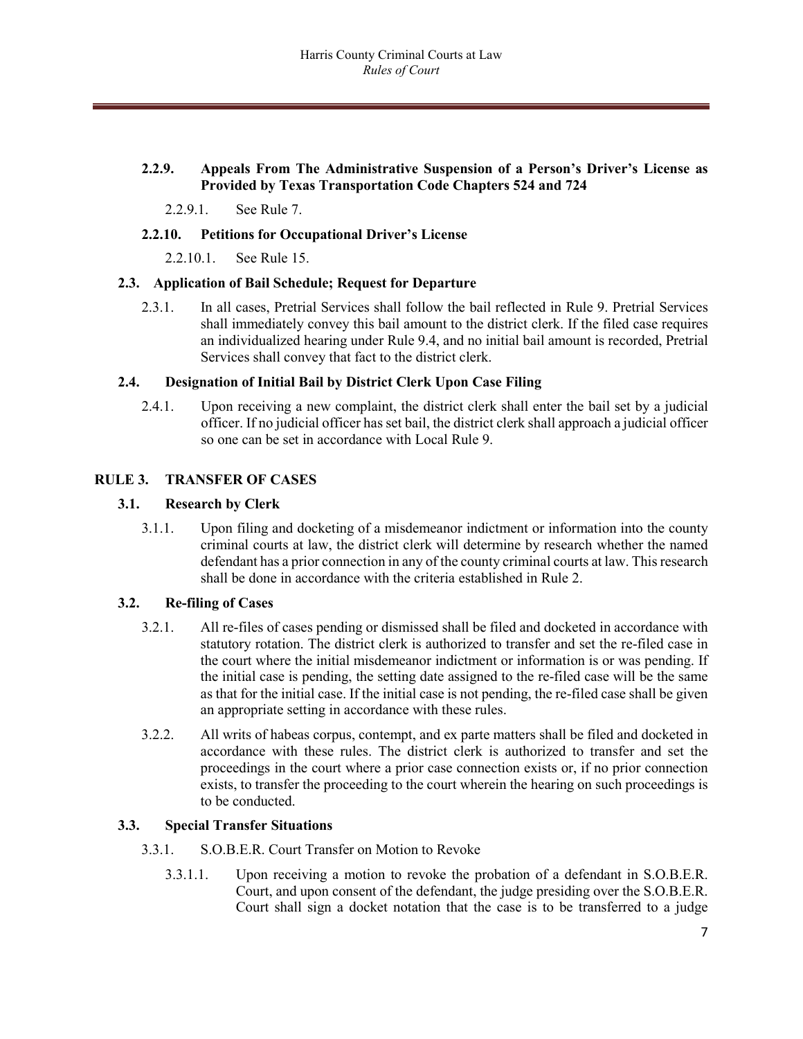#### 2.2.9. Appeals From The Administrative Suspension of a Person's Driver's License as Provided by Texas Transportation Code Chapters 524 and 724

2.2.9.1. See Rule 7.

#### 2.2.10. Petitions for Occupational Driver's License

2.2.10.1. See Rule 15.

### 2.3. Application of Bail Schedule; Request for Departure

2.3.1. In all cases, Pretrial Services shall follow the bail reflected in Rule 9. Pretrial Services shall immediately convey this bail amount to the district clerk. If the filed case requires an individualized hearing under Rule 9.4, and no initial bail amount is recorded, Pretrial Services shall convey that fact to the district clerk.

### 2.4. Designation of Initial Bail by District Clerk Upon Case Filing

2.4.1. Upon receiving a new complaint, the district clerk shall enter the bail set by a judicial officer. If no judicial officer has set bail, the district clerk shall approach a judicial officer so one can be set in accordance with Local Rule 9.

## RULE 3. TRANSFER OF CASES

### 3.1. Research by Clerk

3.1.1. Upon filing and docketing of a misdemeanor indictment or information into the county criminal courts at law, the district clerk will determine by research whether the named defendant has a prior connection in any of the county criminal courts at law. This research shall be done in accordance with the criteria established in Rule 2.

### 3.2. Re-filing of Cases

3.2.1. All re-files of cases pending or dismissed shall be filed and docketed in accordance with statutory rotation. The district clerk is authorized to transfer and set the re-filed case in the court where the initial misdemeanor indictment or information is or was pending. If the initial case is pending, the setting date assigned to the re-filed case will be the same as that for the initial case. If the initial case is not pending, the re-filed case shall be given an appropriate setting in accordance with these rules.

3.2.2. All writs of habeas corpus, contempt, and ex parte matters shall be filed and docketed in accordance with these rules. The district clerk is authorized to transfer and set the proceedings in the court where a prior case connection exists or, if no prior connection exists, to transfer the proceeding to the court wherein the hearing on such proceedings is to be conducted.

### 3.3. Special Transfer Situations

3.3.1. S.O.B.E.R. Court Transfer on Motion to Revoke

3.3.1.1. Upon receiving a motion to revoke the probation of a defendant in S.O.B.E.R. Court, and upon consent of the defendant, the judge presiding over the S.O.B.E.R. Court shall sign a docket notation that the case is to be transferred to a judge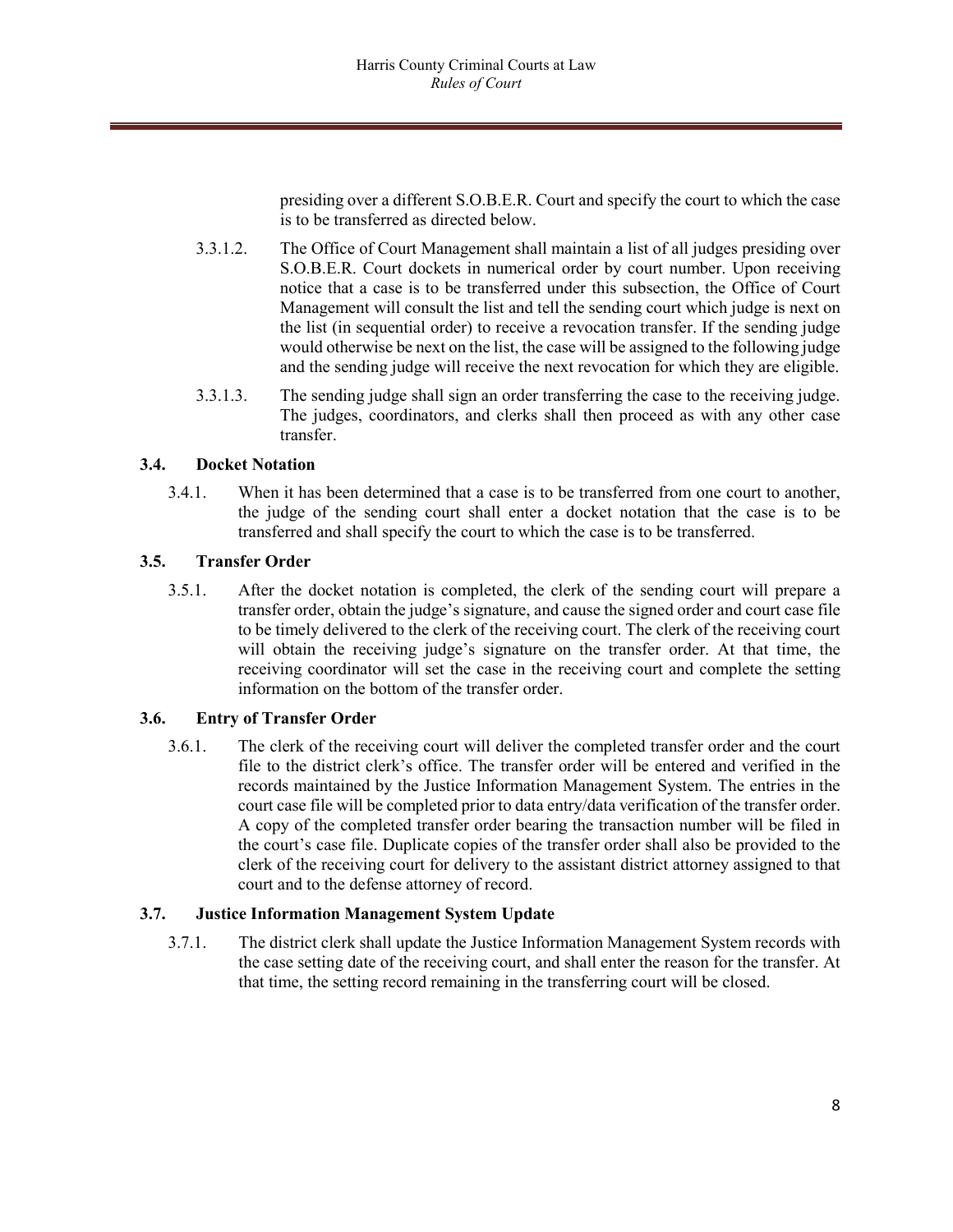presiding over a different S.O.B.E.R. Court and specify the court to which the case is to be transferred as directed below.

3.3.1.2. The Office of Court Management shall maintain a list of all judges presiding over S.O.B.E.R. Court dockets in numerical order by court number. Upon receiving notice that a case is to be transferred under this subsection, the Office of Court Management will consult the list and tell the sending court which judge is next on the list (in sequential order) to receive a revocation transfer. If the sending judge would otherwise be next on the list, the case will be assigned to the following judge and the sending judge will receive the next revocation for which they are eligible.

3.3.1.3. The sending judge shall sign an order transferring the case to the receiving judge. The judges, coordinators, and clerks shall then proceed as with any other case transfer.

### 3.4. Docket Notation

3.4.1. When it has been determined that a case is to be transferred from one court to another, the judge of the sending court shall enter a docket notation that the case is to be transferred and shall specify the court to which the case is to be transferred.

### 3.5. Transfer Order

3.5.1. After the docket notation is completed, the clerk of the sending court will prepare a transfer order, obtain the judge's signature, and cause the signed order and court case file to be timely delivered to the clerk of the receiving court. The clerk of the receiving court will obtain the receiving judge's signature on the transfer order. At that time, the receiving coordinator will set the case in the receiving court and complete the setting information on the bottom of the transfer order.

### 3.6. Entry of Transfer Order

3.6.1. The clerk of the receiving court will deliver the completed transfer order and the court file to the district clerk's office. The transfer order will be entered and verified in the records maintained by the Justice Information Management System. The entries in the court case file will be completed prior to data entry/data verification of the transfer order. A copy of the completed transfer order bearing the transaction number will be filed in the court's case file. Duplicate copies of the transfer order shall also be provided to the clerk of the receiving court for delivery to the assistant district attorney assigned to that court and to the defense attorney of record.

### 3.7. Justice Information Management System Update

3.7.1. The district clerk shall update the Justice Information Management System records with the case setting date of the receiving court, and shall enter the reason for the transfer. At that time, the setting record remaining in the transferring court will be closed.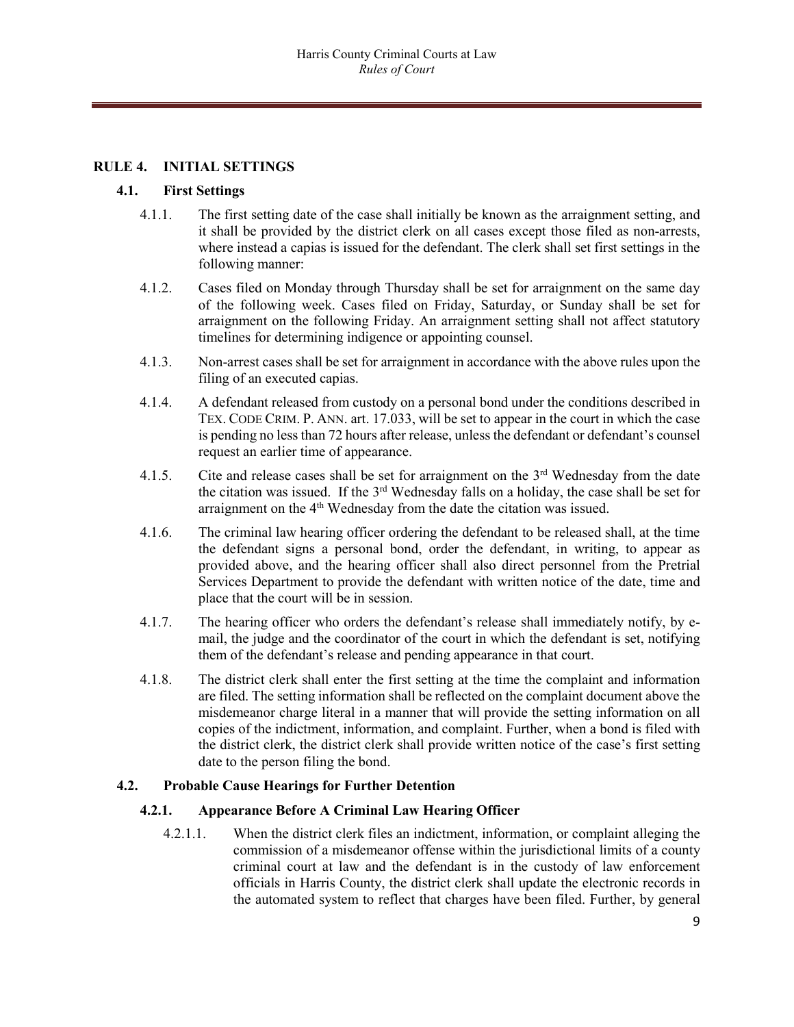## RULE 4. INITIAL SETTINGS

### 4.1. First Settings

4.1.1. The first setting date of the case shall initially be known as the arraignment setting, and it shall be provided by the district clerk on all cases except those filed as non-arrests, where instead a capias is issued for the defendant. The clerk shall set first settings in the following manner:

4.1.2. Cases filed on Monday through Thursday shall be set for arraignment on the same day of the following week. Cases filed on Friday, Saturday, or Sunday shall be set for arraignment on the following Friday. An arraignment setting shall not affect statutory timelines for determining indigence or appointing counsel.

4.1.3. Non-arrest cases shall be set for arraignment in accordance with the above rules upon the filing of an executed capias.

4.1.4. A defendant released from custody on a personal bond under the conditions described in TEX. CODE CRIM. P. ANN. art. 17.033, will be set to appear in the court in which the case is pending no less than 72 hours after release, unless the defendant or defendant's counsel request an earlier time of appearance.

4.1.5. Cite and release cases shall be set for arraignment on the 3rd Wednesday from the date the citation was issued. If the 3rd Wednesday falls on a holiday, the case shall be set for arraignment on the 4th Wednesday from the date the citation was issued.

4.1.6. The criminal law hearing officer ordering the defendant to be released shall, at the time the defendant signs a personal bond, order the defendant, in writing, to appear as provided above, and the hearing officer shall also direct personnel from the Pretrial Services Department to provide the defendant with written notice of the date, time and place that the court will be in session.

4.1.7. The hearing officer who orders the defendant's release shall immediately notify, by e-mail, the judge and the coordinator of the court in which the defendant is set, notifying them of the defendant's release and pending appearance in that court.

4.1.8. The district clerk shall enter the first setting at the time the complaint and information are filed. The setting information shall be reflected on the complaint document above the misdemeanor charge literal in a manner that will provide the setting information on all copies of the indictment, information, and complaint. Further, when a bond is filed with the district clerk, the district clerk shall provide written notice of the case's first setting date to the person filing the bond.

### 4.2. Probable Cause Hearings for Further Detention

#### 4.2.1. Appearance Before A Criminal Law Hearing Officer

4.2.1.1. When the district clerk files an indictment, information, or complaint alleging the commission of a misdemeanor offense within the jurisdictional limits of a county criminal court at law and the defendant is in the custody of law enforcement officials in Harris County, the district clerk shall update the electronic records in the automated system to reflect that charges have been filed. Further, by general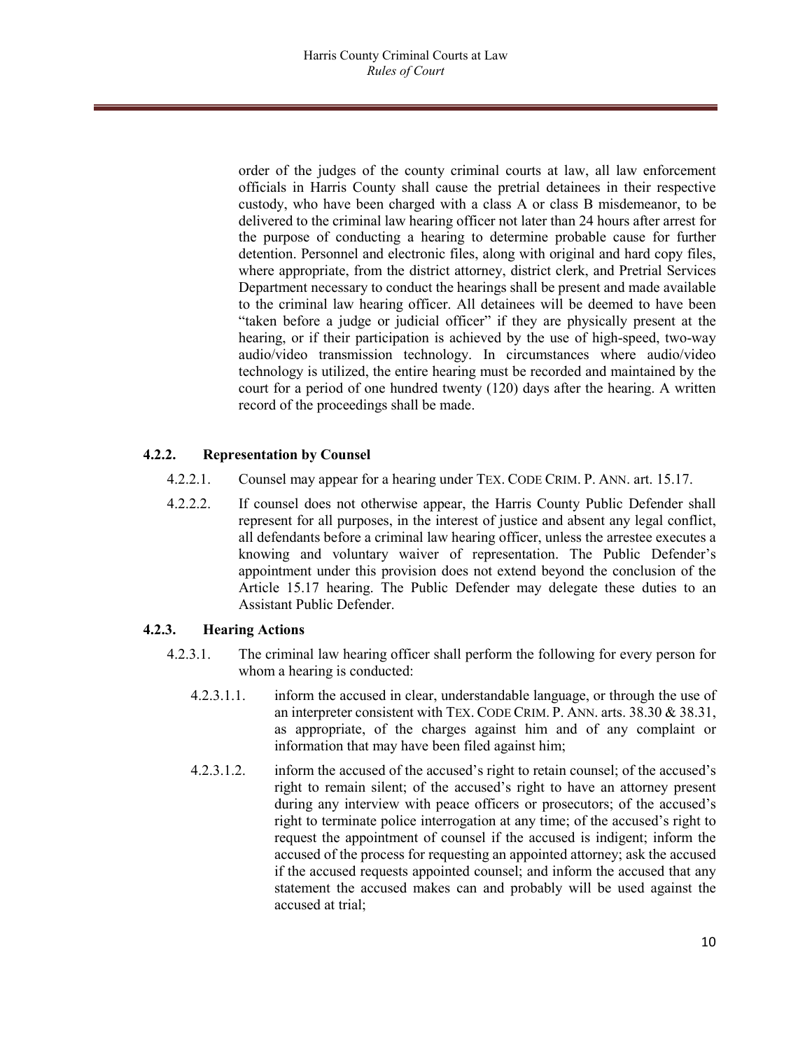order of the judges of the county criminal courts at law, all law enforcement officials in Harris County shall cause the pretrial detainees in their respective custody, who have been charged with a class A or class B misdemeanor, to be delivered to the criminal law hearing officer not later than 24 hours after arrest for the purpose of conducting a hearing to determine probable cause for further detention. Personnel and electronic files, along with original and hard copy files, where appropriate, from the district attorney, district clerk, and Pretrial Services Department necessary to conduct the hearings shall be present and made available to the criminal law hearing officer. All detainees will be deemed to have been "taken before a judge or judicial officer" if they are physically present at the hearing, or if their participation is achieved by the use of high-speed, two-way audio/video transmission technology. In circumstances where audio/video technology is utilized, the entire hearing must be recorded and maintained by the court for a period of one hundred twenty (120) days after the hearing. A written record of the proceedings shall be made.

#### 4.2.2. Representation by Counsel

4.2.2.1. Counsel may appear for a hearing under TEX. CODE CRIM. P. ANN. art. 15.17.

4.2.2.2. If counsel does not otherwise appear, the Harris County Public Defender shall represent for all purposes, in the interest of justice and absent any legal conflict, all defendants before a criminal law hearing officer, unless the arrestee executes a knowing and voluntary waiver of representation. The Public Defender's appointment under this provision does not extend beyond the conclusion of the Article 15.17 hearing. The Public Defender may delegate these duties to an Assistant Public Defender.

#### 4.2.3. Hearing Actions

4.2.3.1. The criminal law hearing officer shall perform the following for every person for whom a hearing is conducted:

4.2.3.1.1. inform the accused in clear, understandable language, or through the use of an interpreter consistent with TEX. CODE CRIM. P. ANN. arts. 38.30 & 38.31, as appropriate, of the charges against him and of any complaint or information that may have been filed against him;

4.2.3.1.2. inform the accused of the accused's right to retain counsel; of the accused's right to remain silent; of the accused's right to have an attorney present during any interview with peace officers or prosecutors; of the accused's right to terminate police interrogation at any time; of the accused's right to request the appointment of counsel if the accused is indigent; inform the accused of the process for requesting an appointed attorney; ask the accused if the accused requests appointed counsel; and inform the accused that any statement the accused makes can and probably will be used against the accused at trial;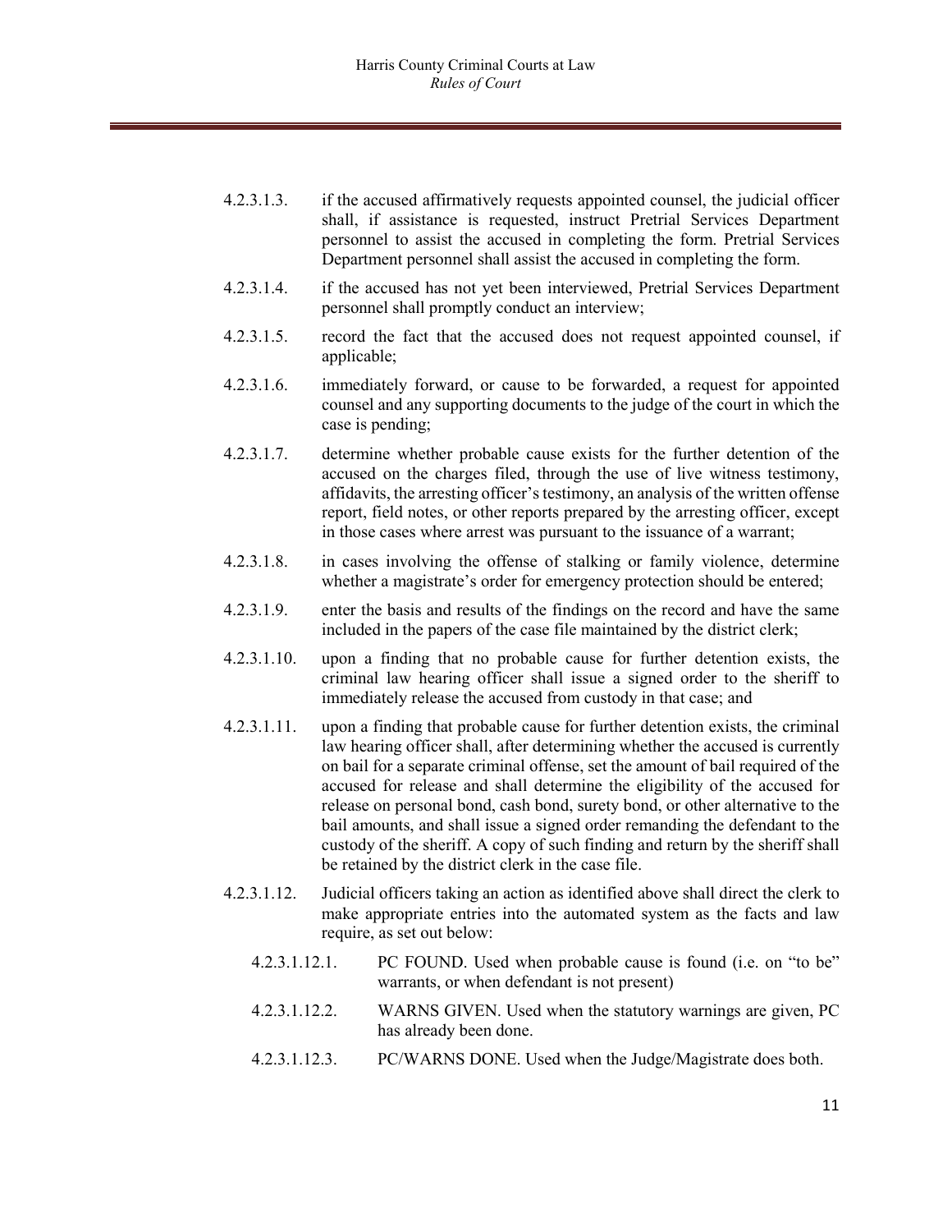4.2.3.1.3. if the accused affirmatively requests appointed counsel, the judicial officer shall, if assistance is requested, instruct Pretrial Services Department personnel to assist the accused in completing the form. Pretrial Services Department personnel shall assist the accused in completing the form.

4.2.3.1.4. if the accused has not yet been interviewed, Pretrial Services Department personnel shall promptly conduct an interview;

4.2.3.1.5. record the fact that the accused does not request appointed counsel, if applicable;

4.2.3.1.6. immediately forward, or cause to be forwarded, a request for appointed counsel and any supporting documents to the judge of the court in which the case is pending;

4.2.3.1.7. determine whether probable cause exists for the further detention of the accused on the charges filed, through the use of live witness testimony, affidavits, the arresting officer's testimony, an analysis of the written offense report, field notes, or other reports prepared by the arresting officer, except in those cases where arrest was pursuant to the issuance of a warrant;

4.2.3.1.8. in cases involving the offense of stalking or family violence, determine whether a magistrate's order for emergency protection should be entered;

4.2.3.1.9. enter the basis and results of the findings on the record and have the same included in the papers of the case file maintained by the district clerk;

4.2.3.1.10. upon a finding that no probable cause for further detention exists, the criminal law hearing officer shall issue a signed order to the sheriff to immediately release the accused from custody in that case; and

4.2.3.1.11. upon a finding that probable cause for further detention exists, the criminal law hearing officer shall, after determining whether the accused is currently on bail for a separate criminal offense, set the amount of bail required of the accused for release and shall determine the eligibility of the accused for release on personal bond, cash bond, surety bond, or other alternative to the bail amounts, and shall issue a signed order remanding the defendant to the custody of the sheriff. A copy of such finding and return by the sheriff shall be retained by the district clerk in the case file.

4.2.3.1.12. Judicial officers taking an action as identified above shall direct the clerk to make appropriate entries into the automated system as the facts and law require, as set out below:

4.2.3.1.12.1. PC FOUND. Used when probable cause is found (i.e. on "to be" warrants, or when defendant is not present)

4.2.3.1.12.2. WARNS GIVEN. Used when the statutory warnings are given, PC has already been done.

4.2.3.1.12.3. PC/WARNS DONE. Used when the Judge/Magistrate does both.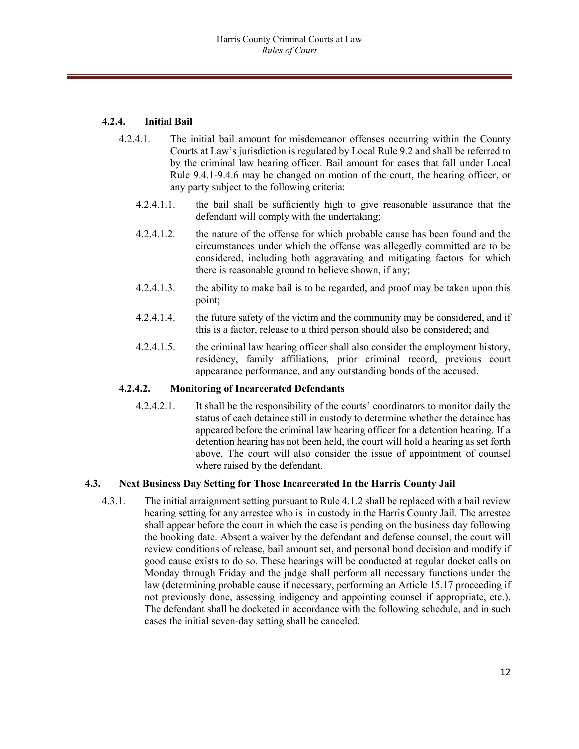#### 4.2.4. Initial Bail

4.2.4.1. The initial bail amount for misdemeanor offenses occurring within the County Courts at Law's jurisdiction is regulated by Local Rule 9.2 and shall be referred to by the criminal law hearing officer. Bail amount for cases that fall under Local Rule 9.4.1-9.4.6 may be changed on motion of the court, the hearing officer, or any party subject to the following criteria:

4.2.4.1.1. the bail shall be sufficiently high to give reasonable assurance that the defendant will comply with the undertaking;

4.2.4.1.2. the nature of the offense for which probable cause has been found and the circumstances under which the offense was allegedly committed are to be considered, including both aggravating and mitigating factors for which there is reasonable ground to believe shown, if any;

4.2.4.1.3. the ability to make bail is to be regarded, and proof may be taken upon this point;

4.2.4.1.4. the future safety of the victim and the community may be considered, and if this is a factor, release to a third person should also be considered; and

4.2.4.1.5. the criminal law hearing officer shall also consider the employment history, residency, family affiliations, prior criminal record, previous court appearance performance, and any outstanding bonds of the accused.

#### 4.2.4.2. Monitoring of Incarcerated Defendants

4.2.4.2.1. It shall be the responsibility of the courts' coordinators to monitor daily the status of each detainee still in custody to determine whether the detainee has appeared before the criminal law hearing officer for a detention hearing. If a detention hearing has not been held, the court will hold a hearing as set forth above. The court will also consider the issue of appointment of counsel where raised by the defendant.

### 4.3. Next Business Day Setting for Those Incarcerated In the Harris County Jail

4.3.1. The initial arraignment setting pursuant to Rule 4.1.2 shall be replaced with a bail review hearing setting for any arrestee who is in custody in the Harris County Jail. The arrestee shall appear before the court in which the case is pending on the business day following the booking date. Absent a waiver by the defendant and defense counsel, the court will review conditions of release, bail amount set, and personal bond decision and modify if good cause exists to do so. These hearings will be conducted at regular docket calls on Monday through Friday and the judge shall perform all necessary functions under the law (determining probable cause if necessary, performing an Article 15.17 proceeding if not previously done, assessing indigency and appointing counsel if appropriate, etc.). The defendant shall be docketed in accordance with the following schedule, and in such cases the initial seven-day setting shall be canceled.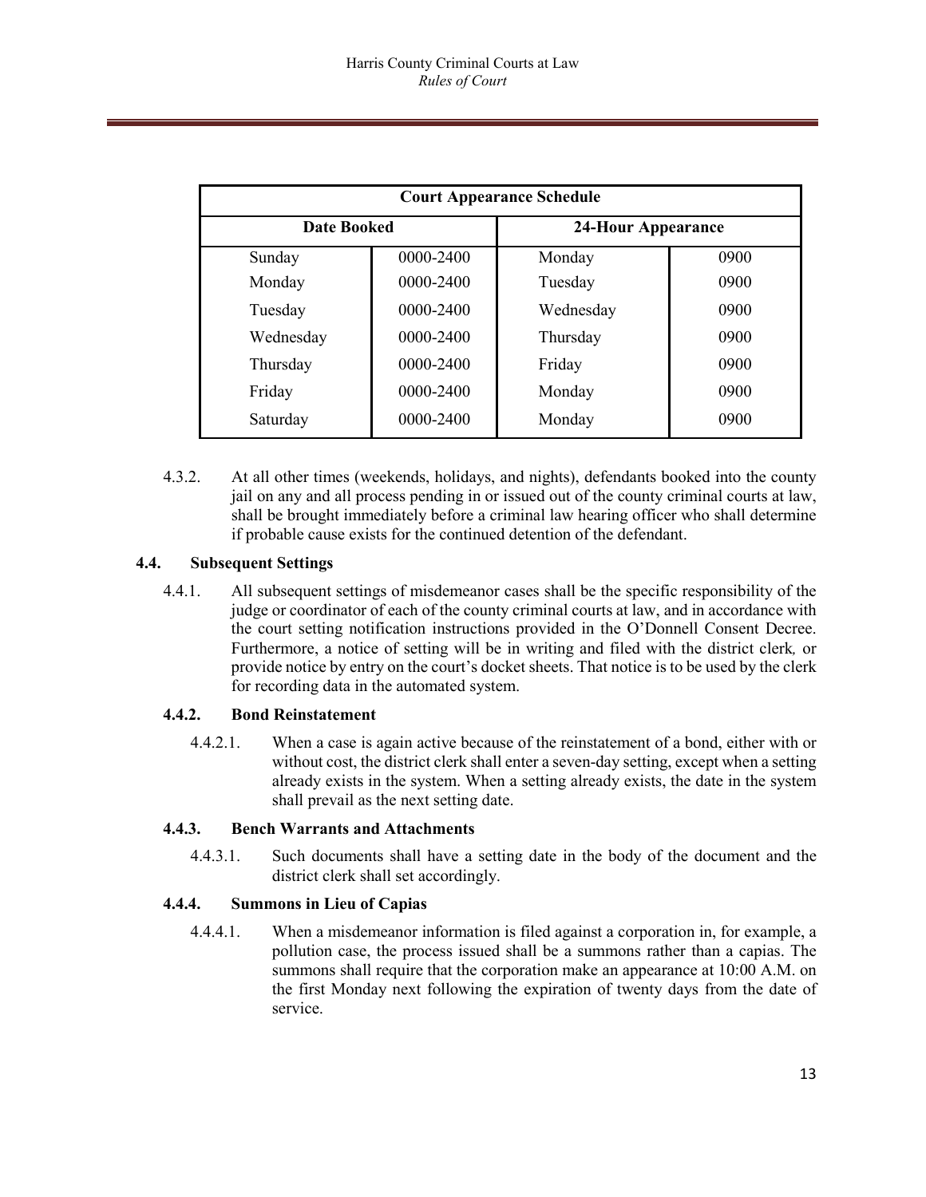| Court Appearance Schedule | | | |
|---|---|---|---|
| **Date Booked** | | **24-Hour Appearance** | |
| Sunday | 0000-2400 | Monday | 0900 |
| Monday | 0000-2400 | Tuesday | 0900 |
| Tuesday | 0000-2400 | Wednesday | 0900 |
| Wednesday | 0000-2400 | Thursday | 0900 |
| Thursday | 0000-2400 | Friday | 0900 |
| Friday | 0000-2400 | Monday | 0900 |
| Saturday | 0000-2400 | Monday | 0900 |

4.3.2. At all other times (weekends, holidays, and nights), defendants booked into the county jail on any and all process pending in or issued out of the county criminal courts at law, shall be brought immediately before a criminal law hearing officer who shall determine if probable cause exists for the continued detention of the defendant.

### 4.4. Subsequent Settings

4.4.1. All subsequent settings of misdemeanor cases shall be the specific responsibility of the judge or coordinator of each of the county criminal courts at law, and in accordance with the court setting notification instructions provided in the O'Donnell Consent Decree. Furthermore, a notice of setting will be in writing and filed with the district clerk, or provide notice by entry on the court's docket sheets. That notice is to be used by the clerk for recording data in the automated system.

#### 4.4.2. Bond Reinstatement

4.4.2.1. When a case is again active because of the reinstatement of a bond, either with or without cost, the district clerk shall enter a seven-day setting, except when a setting already exists in the system. When a setting already exists, the date in the system shall prevail as the next setting date.

#### 4.4.3. Bench Warrants and Attachments

4.4.3.1. Such documents shall have a setting date in the body of the document and the district clerk shall set accordingly.

#### 4.4.4. Summons in Lieu of Capias

4.4.4.1. When a misdemeanor information is filed against a corporation in, for example, a pollution case, the process issued shall be a summons rather than a capias. The summons shall require that the corporation make an appearance at 10:00 A.M. on the first Monday next following the expiration of twenty days from the date of service.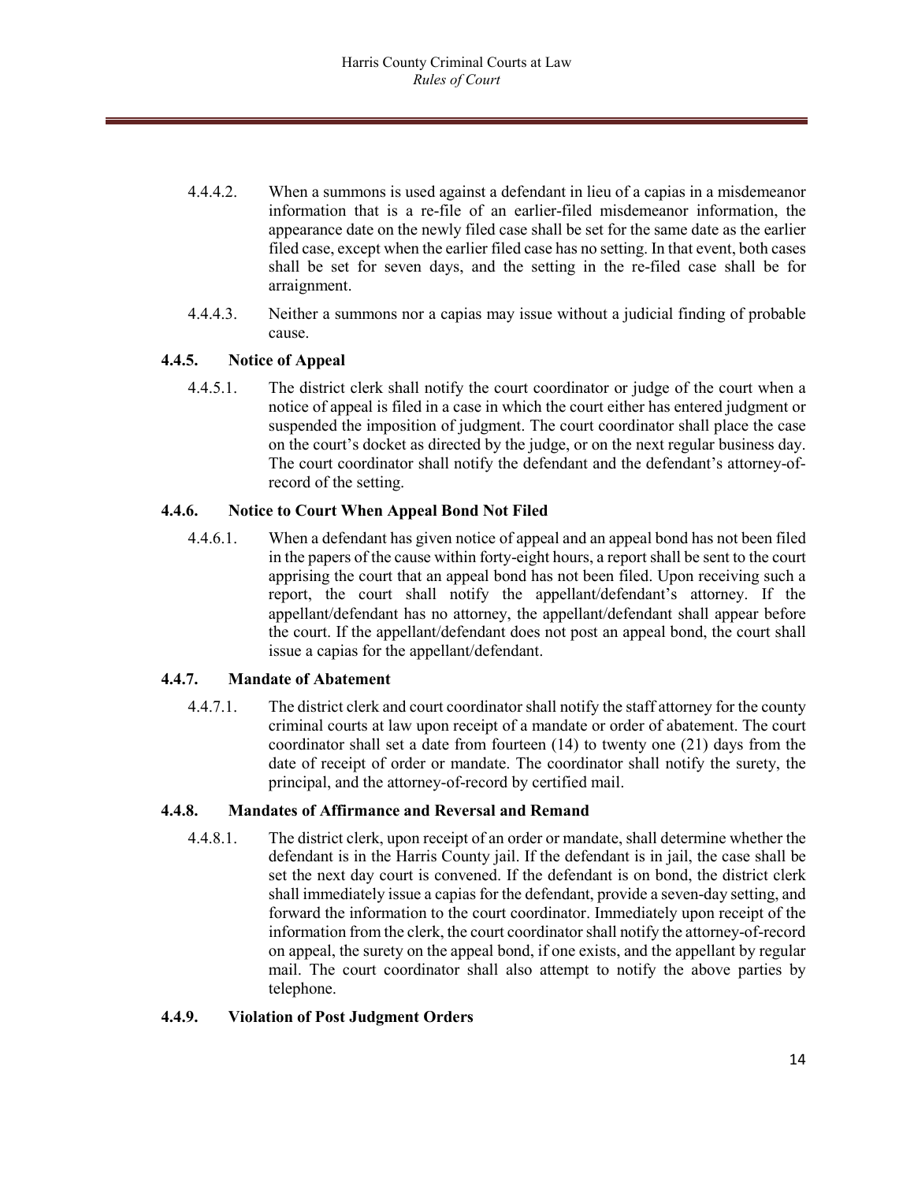4.4.4.2. When a summons is used against a defendant in lieu of a capias in a misdemeanor information that is a re-file of an earlier-filed misdemeanor information, the appearance date on the newly filed case shall be set for the same date as the earlier filed case, except when the earlier filed case has no setting. In that event, both cases shall be set for seven days, and the setting in the re-filed case shall be for arraignment.

4.4.4.3. Neither a summons nor a capias may issue without a judicial finding of probable cause.

#### 4.4.5. Notice of Appeal

4.4.5.1. The district clerk shall notify the court coordinator or judge of the court when a notice of appeal is filed in a case in which the court either has entered judgment or suspended the imposition of judgment. The court coordinator shall place the case on the court's docket as directed by the judge, or on the next regular business day. The court coordinator shall notify the defendant and the defendant's attorney-of-record of the setting.

#### 4.4.6. Notice to Court When Appeal Bond Not Filed

4.4.6.1. When a defendant has given notice of appeal and an appeal bond has not been filed in the papers of the cause within forty-eight hours, a report shall be sent to the court apprising the court that an appeal bond has not been filed. Upon receiving such a report, the court shall notify the appellant/defendant's attorney. If the appellant/defendant has no attorney, the appellant/defendant shall appear before the court. If the appellant/defendant does not post an appeal bond, the court shall issue a capias for the appellant/defendant.

#### 4.4.7. Mandate of Abatement

4.4.7.1. The district clerk and court coordinator shall notify the staff attorney for the county criminal courts at law upon receipt of a mandate or order of abatement. The court coordinator shall set a date from fourteen (14) to twenty one (21) days from the date of receipt of order or mandate. The coordinator shall notify the surety, the principal, and the attorney-of-record by certified mail.

#### 4.4.8. Mandates of Affirmance and Reversal and Remand

4.4.8.1. The district clerk, upon receipt of an order or mandate, shall determine whether the defendant is in the Harris County jail. If the defendant is in jail, the case shall be set the next day court is convened. If the defendant is on bond, the district clerk shall immediately issue a capias for the defendant, provide a seven-day setting, and forward the information to the court coordinator. Immediately upon receipt of the information from the clerk, the court coordinator shall notify the attorney-of-record on appeal, the surety on the appeal bond, if one exists, and the appellant by regular mail. The court coordinator shall also attempt to notify the above parties by telephone.

#### 4.4.9. Violation of Post Judgment Orders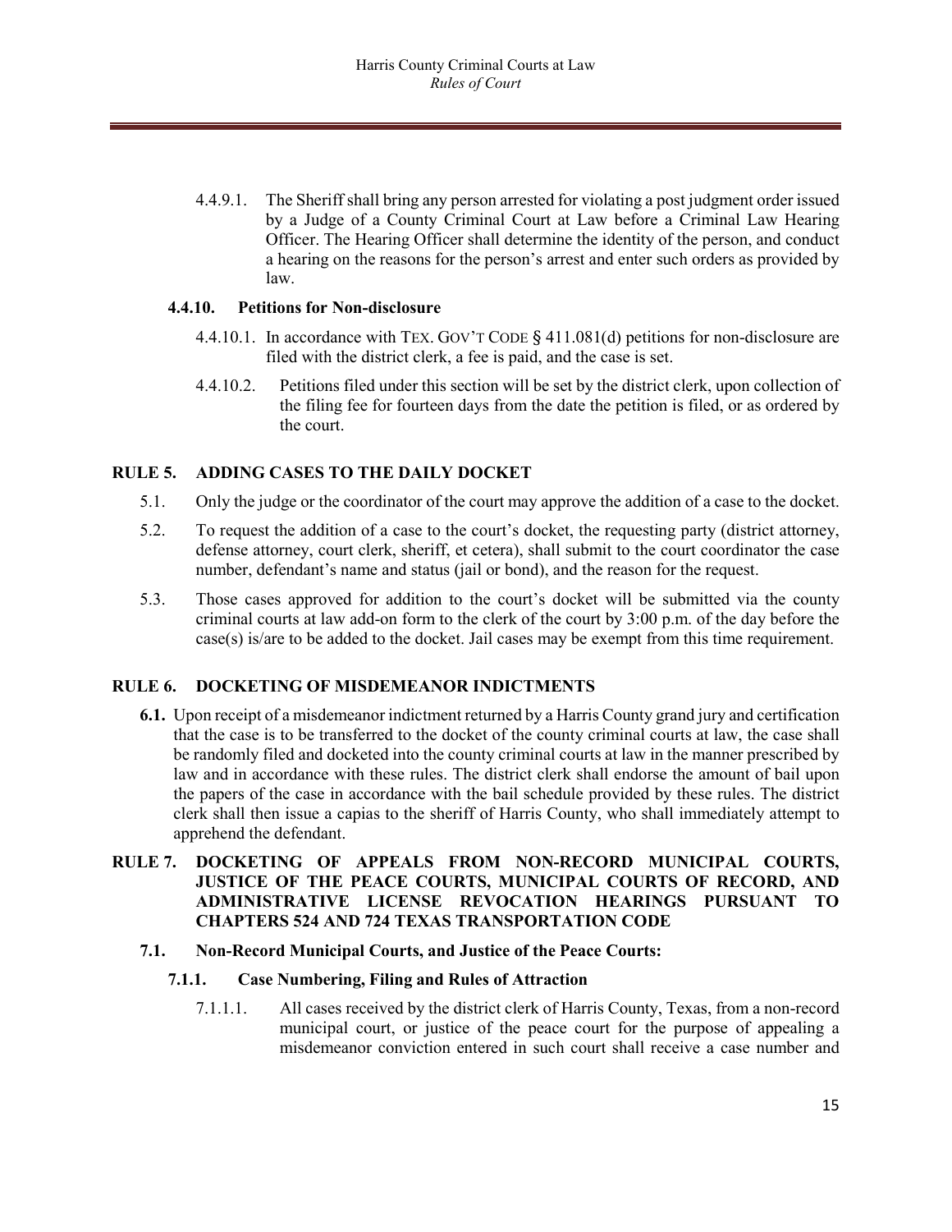4.4.9.1. The Sheriff shall bring any person arrested for violating a post judgment order issued by a Judge of a County Criminal Court at Law before a Criminal Law Hearing Officer. The Hearing Officer shall determine the identity of the person, and conduct a hearing on the reasons for the person's arrest and enter such orders as provided by law.

### 4.4.10. Petitions for Non-disclosure

4.4.10.1. In accordance with TEX. GOV'T CODE § 411.081(d) petitions for non-disclosure are filed with the district clerk, a fee is paid, and the case is set.

4.4.10.2. Petitions filed under this section will be set by the district clerk, upon collection of the filing fee for fourteen days from the date the petition is filed, or as ordered by the court.

## RULE 5. ADDING CASES TO THE DAILY DOCKET

5.1. Only the judge or the coordinator of the court may approve the addition of a case to the docket.

5.2. To request the addition of a case to the court's docket, the requesting party (district attorney, defense attorney, court clerk, sheriff, et cetera), shall submit to the court coordinator the case number, defendant's name and status (jail or bond), and the reason for the request.

5.3. Those cases approved for addition to the court's docket will be submitted via the county criminal courts at law add-on form to the clerk of the court by 3:00 p.m. of the day before the case(s) is/are to be added to the docket. Jail cases may be exempt from this time requirement.

## RULE 6. DOCKETING OF MISDEMEANOR INDICTMENTS

**6.1.** Upon receipt of a misdemeanor indictment returned by a Harris County grand jury and certification that the case is to be transferred to the docket of the county criminal courts at law, the case shall be randomly filed and docketed into the county criminal courts at law in the manner prescribed by law and in accordance with these rules. The district clerk shall endorse the amount of bail upon the papers of the case in accordance with the bail schedule provided by these rules. The district clerk shall then issue a capias to the sheriff of Harris County, who shall immediately attempt to apprehend the defendant.

## RULE 7. DOCKETING OF APPEALS FROM NON-RECORD MUNICIPAL COURTS, JUSTICE OF THE PEACE COURTS, MUNICIPAL COURTS OF RECORD, AND ADMINISTRATIVE LICENSE REVOCATION HEARINGS PURSUANT TO CHAPTERS 524 AND 724 TEXAS TRANSPORTATION CODE

### 7.1. Non-Record Municipal Courts, and Justice of the Peace Courts:

#### 7.1.1. Case Numbering, Filing and Rules of Attraction

7.1.1.1. All cases received by the district clerk of Harris County, Texas, from a non-record municipal court, or justice of the peace court for the purpose of appealing a misdemeanor conviction entered in such court shall receive a case number and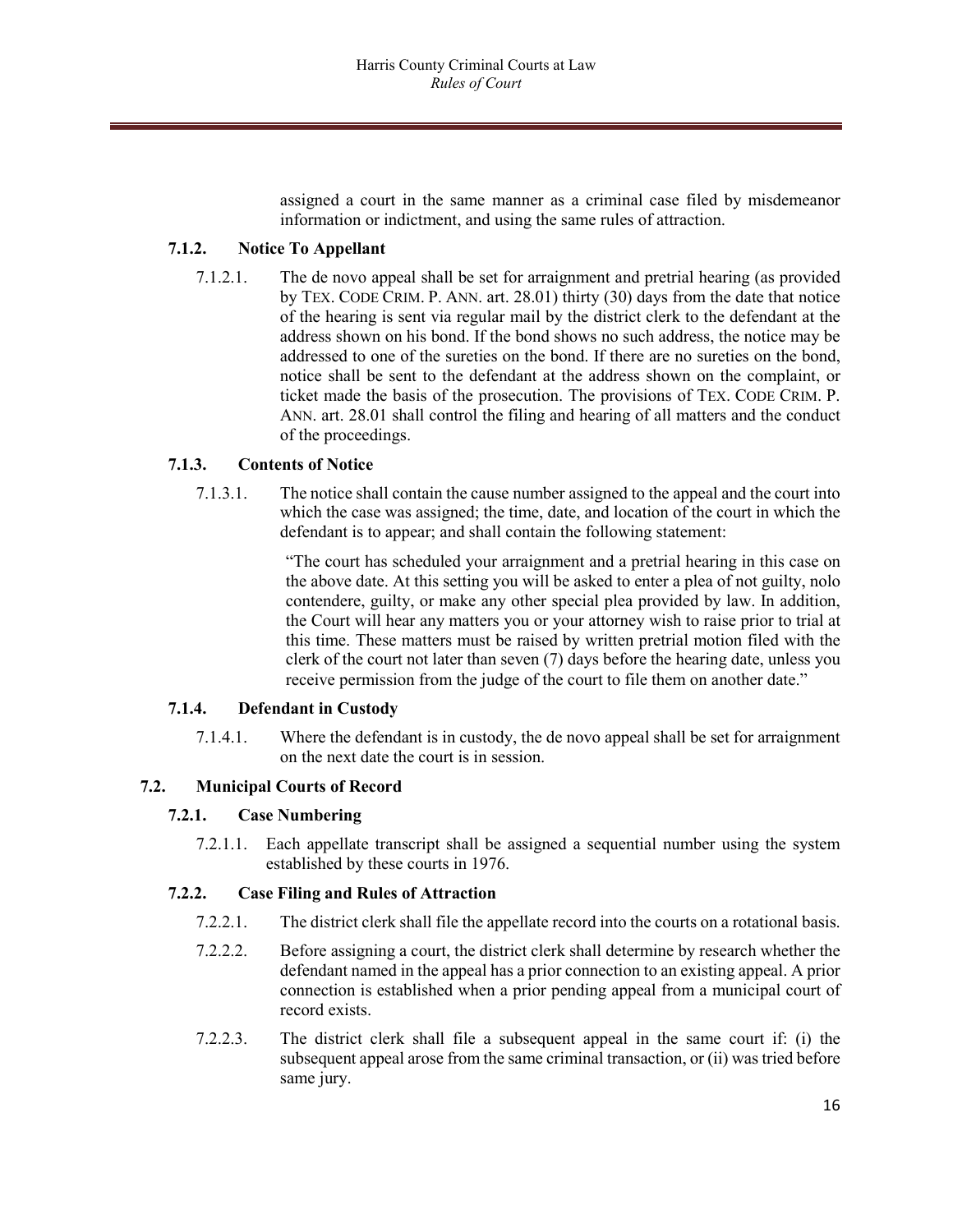assigned a court in the same manner as a criminal case filed by misdemeanor information or indictment, and using the same rules of attraction.

### 7.1.2. Notice To Appellant

7.1.2.1. The de novo appeal shall be set for arraignment and pretrial hearing (as provided by TEX. CODE CRIM. P. ANN. art. 28.01) thirty (30) days from the date that notice of the hearing is sent via regular mail by the district clerk to the defendant at the address shown on his bond. If the bond shows no such address, the notice may be addressed to one of the sureties on the bond. If there are no sureties on the bond, notice shall be sent to the defendant at the address shown on the complaint, or ticket made the basis of the prosecution. The provisions of TEX. CODE CRIM. P. ANN. art. 28.01 shall control the filing and hearing of all matters and the conduct of the proceedings.

### 7.1.3. Contents of Notice

7.1.3.1. The notice shall contain the cause number assigned to the appeal and the court into which the case was assigned; the time, date, and location of the court in which the defendant is to appear; and shall contain the following statement:

> "The court has scheduled your arraignment and a pretrial hearing in this case on the above date. At this setting you will be asked to enter a plea of not guilty, nolo contendere, guilty, or make any other special plea provided by law. In addition, the Court will hear any matters you or your attorney wish to raise prior to trial at this time. These matters must be raised by written pretrial motion filed with the clerk of the court not later than seven (7) days before the hearing date, unless you receive permission from the judge of the court to file them on another date."

### 7.1.4. Defendant in Custody

7.1.4.1. Where the defendant is in custody, the de novo appeal shall be set for arraignment on the next date the court is in session.

## 7.2. Municipal Courts of Record

### 7.2.1. Case Numbering

7.2.1.1. Each appellate transcript shall be assigned a sequential number using the system established by these courts in 1976.

### 7.2.2. Case Filing and Rules of Attraction

7.2.2.1. The district clerk shall file the appellate record into the courts on a rotational basis.

7.2.2.2. Before assigning a court, the district clerk shall determine by research whether the defendant named in the appeal has a prior connection to an existing appeal. A prior connection is established when a prior pending appeal from a municipal court of record exists.

7.2.2.3. The district clerk shall file a subsequent appeal in the same court if: (i) the subsequent appeal arose from the same criminal transaction, or (ii) was tried before same jury.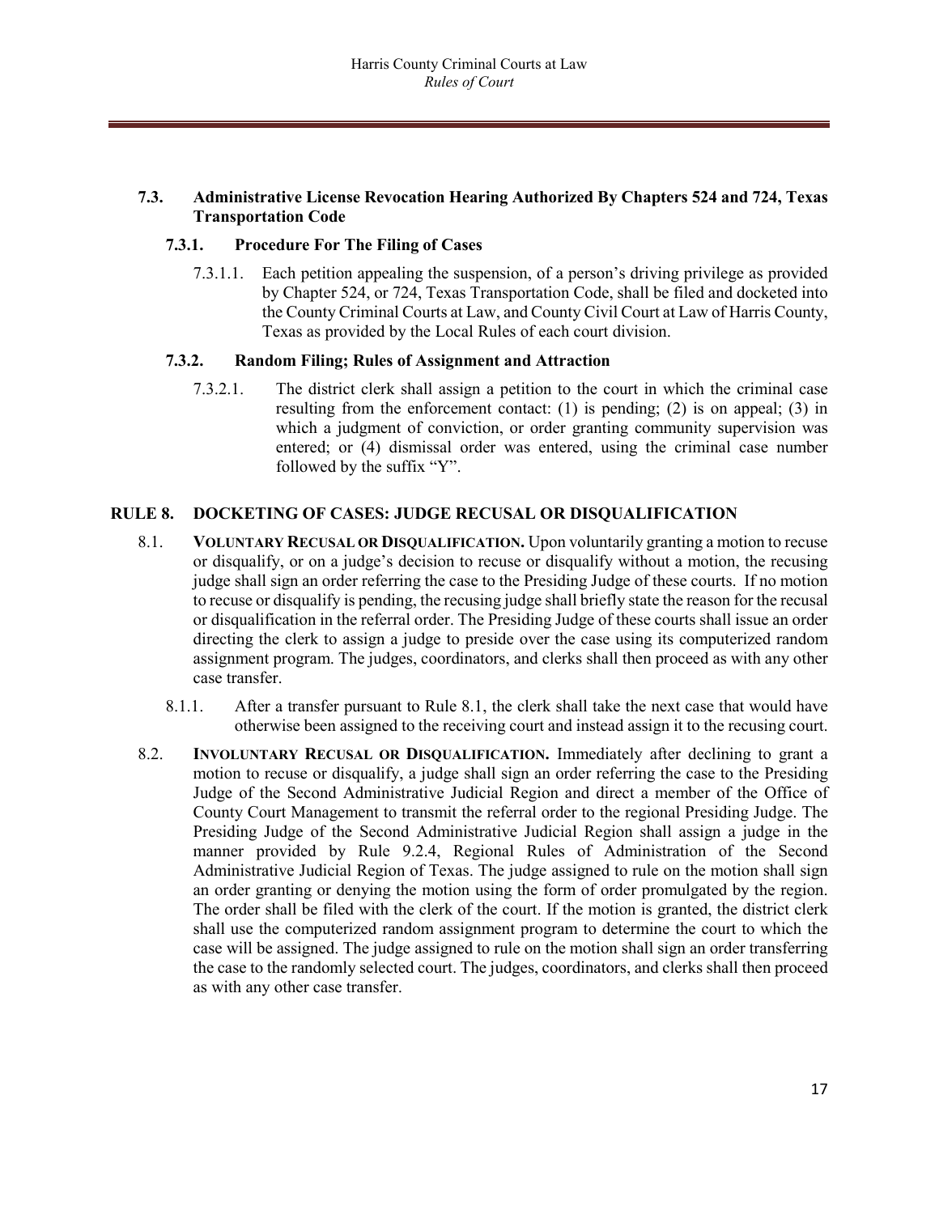### 7.3. Administrative License Revocation Hearing Authorized By Chapters 524 and 724, Texas Transportation Code

#### 7.3.1. Procedure For The Filing of Cases

7.3.1.1. Each petition appealing the suspension, of a person's driving privilege as provided by Chapter 524, or 724, Texas Transportation Code, shall be filed and docketed into the County Criminal Courts at Law, and County Civil Court at Law of Harris County, Texas as provided by the Local Rules of each court division.

#### 7.3.2. Random Filing; Rules of Assignment and Attraction

7.3.2.1. The district clerk shall assign a petition to the court in which the criminal case resulting from the enforcement contact: (1) is pending; (2) is on appeal; (3) in which a judgment of conviction, or order granting community supervision was entered; or (4) dismissal order was entered, using the criminal case number followed by the suffix "Y".

## RULE 8. DOCKETING OF CASES: JUDGE RECUSAL OR DISQUALIFICATION

8.1. **VOLUNTARY RECUSAL OR DISQUALIFICATION.** Upon voluntarily granting a motion to recuse or disqualify, or on a judge's decision to recuse or disqualify without a motion, the recusing judge shall sign an order referring the case to the Presiding Judge of these courts. If no motion to recuse or disqualify is pending, the recusing judge shall briefly state the reason for the recusal or disqualification in the referral order. The Presiding Judge of these courts shall issue an order directing the clerk to assign a judge to preside over the case using its computerized random assignment program. The judges, coordinators, and clerks shall then proceed as with any other case transfer.

8.1.1. After a transfer pursuant to Rule 8.1, the clerk shall take the next case that would have otherwise been assigned to the receiving court and instead assign it to the recusing court.

8.2. **INVOLUNTARY RECUSAL OR DISQUALIFICATION.** Immediately after declining to grant a motion to recuse or disqualify, a judge shall sign an order referring the case to the Presiding Judge of the Second Administrative Judicial Region and direct a member of the Office of County Court Management to transmit the referral order to the regional Presiding Judge. The Presiding Judge of the Second Administrative Judicial Region shall assign a judge in the manner provided by Rule 9.2.4, Regional Rules of Administration of the Second Administrative Judicial Region of Texas. The judge assigned to rule on the motion shall sign an order granting or denying the motion using the form of order promulgated by the region. The order shall be filed with the clerk of the court. If the motion is granted, the district clerk shall use the computerized random assignment program to determine the court to which the case will be assigned. The judge assigned to rule on the motion shall sign an order transferring the case to the randomly selected court. The judges, coordinators, and clerks shall then proceed as with any other case transfer.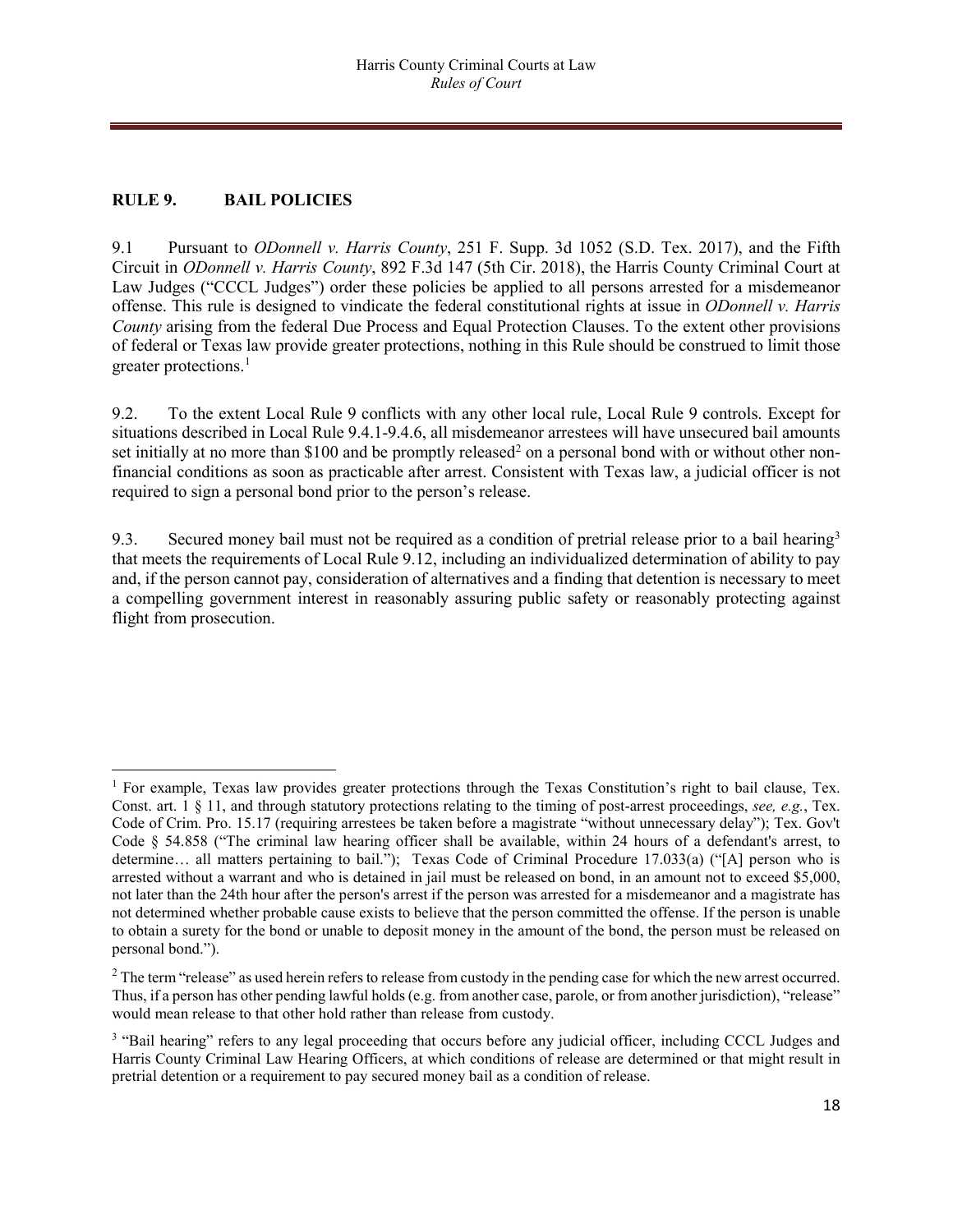## RULE 9. BAIL POLICIES

9.1 Pursuant to *ODonnell v. Harris County*, 251 F. Supp. 3d 1052 (S.D. Tex. 2017), and the Fifth Circuit in *ODonnell v. Harris County*, 892 F.3d 147 (5th Cir. 2018), the Harris County Criminal Court at Law Judges ("CCCL Judges") order these policies be applied to all persons arrested for a misdemeanor offense. This rule is designed to vindicate the federal constitutional rights at issue in *ODonnell v. Harris County* arising from the federal Due Process and Equal Protection Clauses. To the extent other provisions of federal or Texas law provide greater protections, nothing in this Rule should be construed to limit those greater protections.[1]

9.2. To the extent Local Rule 9 conflicts with any other local rule, Local Rule 9 controls. Except for situations described in Local Rule 9.4.1-9.4.6, all misdemeanor arrestees will have unsecured bail amounts set initially at no more than $100 and be promptly released[2] on a personal bond with or without other non-financial conditions as soon as practicable after arrest. Consistent with Texas law, a judicial officer is not required to sign a personal bond prior to the person's release.

9.3. Secured money bail must not be required as a condition of pretrial release prior to a bail hearing[3] that meets the requirements of Local Rule 9.12, including an individualized determination of ability to pay and, if the person cannot pay, consideration of alternatives and a finding that detention is necessary to meet a compelling government interest in reasonably assuring public safety or reasonably protecting against flight from prosecution.

---

[1] For example, Texas law provides greater protections through the Texas Constitution's right to bail clause, Tex. Const. art. 1 § 11, and through statutory protections relating to the timing of post-arrest proceedings, *see, e.g.*, Tex. Code of Crim. Pro. 15.17 (requiring arrestees be taken before a magistrate "without unnecessary delay"); Tex. Gov't Code § 54.858 ("The criminal law hearing officer shall be available, within 24 hours of a defendant's arrest, to determine… all matters pertaining to bail."); Texas Code of Criminal Procedure 17.033(a) ("[A] person who is arrested without a warrant and who is detained in jail must be released on bond, in an amount not to exceed $5,000, not later than the 24th hour after the person's arrest if the person was arrested for a misdemeanor and a magistrate has not determined whether probable cause exists to believe that the person committed the offense. If the person is unable to obtain a surety for the bond or unable to deposit money in the amount of the bond, the person must be released on personal bond.").

[2] The term "release" as used herein refers to release from custody in the pending case for which the new arrest occurred. Thus, if a person has other pending lawful holds (e.g. from another case, parole, or from another jurisdiction), "release" would mean release to that other hold rather than release from custody.

[3] "Bail hearing" refers to any legal proceeding that occurs before any judicial officer, including CCCL Judges and Harris County Criminal Law Hearing Officers, at which conditions of release are determined or that might result in pretrial detention or a requirement to pay secured money bail as a condition of release.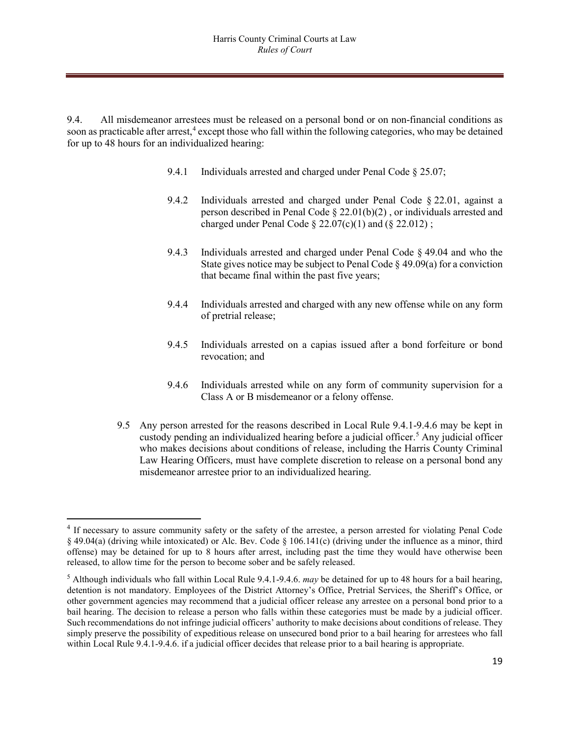9.4. All misdemeanor arrestees must be released on a personal bond or on non-financial conditions as soon as practicable after arrest,[4] except those who fall within the following categories, who may be detained for up to 48 hours for an individualized hearing:

> 9.4.1 Individuals arrested and charged under Penal Code § 25.07;
>
> 9.4.2 Individuals arrested and charged under Penal Code § 22.01, against a person described in Penal Code § 22.01(b)(2) , or individuals arrested and charged under Penal Code § 22.07(c)(1) and (§ 22.012) ;
>
> 9.4.3 Individuals arrested and charged under Penal Code § 49.04 and who the State gives notice may be subject to Penal Code § 49.09(a) for a conviction that became final within the past five years;
>
> 9.4.4 Individuals arrested and charged with any new offense while on any form of pretrial release;
>
> 9.4.5 Individuals arrested on a capias issued after a bond forfeiture or bond revocation; and
>
> 9.4.6 Individuals arrested while on any form of community supervision for a Class A or B misdemeanor or a felony offense.

9.5 Any person arrested for the reasons described in Local Rule 9.4.1-9.4.6 may be kept in custody pending an individualized hearing before a judicial officer.[5] Any judicial officer who makes decisions about conditions of release, including the Harris County Criminal Law Hearing Officers, must have complete discretion to release on a personal bond any misdemeanor arrestee prior to an individualized hearing.

---

[4] If necessary to assure community safety or the safety of the arrestee, a person arrested for violating Penal Code § 49.04(a) (driving while intoxicated) or Alc. Bev. Code § 106.141(c) (driving under the influence as a minor, third offense) may be detained for up to 8 hours after arrest, including past the time they would have otherwise been released, to allow time for the person to become sober and be safely released.

[5] Although individuals who fall within Local Rule 9.4.1-9.4.6. *may* be detained for up to 48 hours for a bail hearing, detention is not mandatory. Employees of the District Attorney's Office, Pretrial Services, the Sheriff's Office, or other government agencies may recommend that a judicial officer release any arrestee on a personal bond prior to a bail hearing. The decision to release a person who falls within these categories must be made by a judicial officer. Such recommendations do not infringe judicial officers' authority to make decisions about conditions of release. They simply preserve the possibility of expeditious release on unsecured bond prior to a bail hearing for arrestees who fall within Local Rule 9.4.1-9.4.6. if a judicial officer decides that release prior to a bail hearing is appropriate.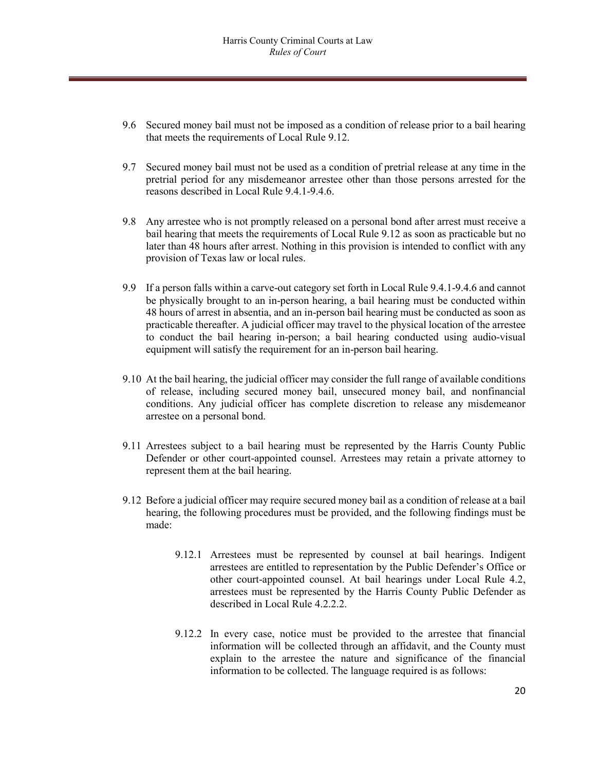9.6 Secured money bail must not be imposed as a condition of release prior to a bail hearing that meets the requirements of Local Rule 9.12.

9.7 Secured money bail must not be used as a condition of pretrial release at any time in the pretrial period for any misdemeanor arrestee other than those persons arrested for the reasons described in Local Rule 9.4.1-9.4.6.

9.8 Any arrestee who is not promptly released on a personal bond after arrest must receive a bail hearing that meets the requirements of Local Rule 9.12 as soon as practicable but no later than 48 hours after arrest. Nothing in this provision is intended to conflict with any provision of Texas law or local rules.

9.9 If a person falls within a carve-out category set forth in Local Rule 9.4.1-9.4.6 and cannot be physically brought to an in-person hearing, a bail hearing must be conducted within 48 hours of arrest in absentia, and an in-person bail hearing must be conducted as soon as practicable thereafter. A judicial officer may travel to the physical location of the arrestee to conduct the bail hearing in-person; a bail hearing conducted using audio-visual equipment will satisfy the requirement for an in-person bail hearing.

9.10 At the bail hearing, the judicial officer may consider the full range of available conditions of release, including secured money bail, unsecured money bail, and nonfinancial conditions. Any judicial officer has complete discretion to release any misdemeanor arrestee on a personal bond.

9.11 Arrestees subject to a bail hearing must be represented by the Harris County Public Defender or other court-appointed counsel. Arrestees may retain a private attorney to represent them at the bail hearing.

9.12 Before a judicial officer may require secured money bail as a condition of release at a bail hearing, the following procedures must be provided, and the following findings must be made:

> 9.12.1 Arrestees must be represented by counsel at bail hearings. Indigent arrestees are entitled to representation by the Public Defender's Office or other court-appointed counsel. At bail hearings under Local Rule 4.2, arrestees must be represented by the Harris County Public Defender as described in Local Rule 4.2.2.2.
>
> 9.12.2 In every case, notice must be provided to the arrestee that financial information will be collected through an affidavit, and the County must explain to the arrestee the nature and significance of the financial information to be collected. The language required is as follows: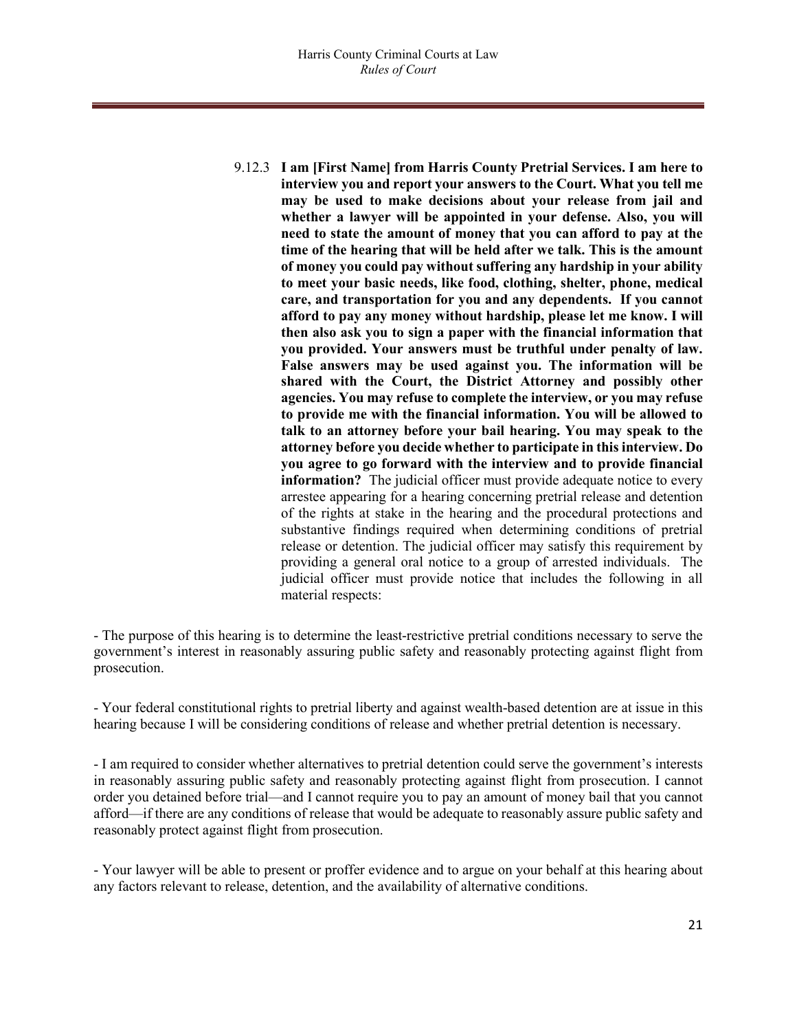9.12.3 **I am [First Name] from Harris County Pretrial Services. I am here to interview you and report your answers to the Court. What you tell me may be used to make decisions about your release from jail and whether a lawyer will be appointed in your defense. Also, you will need to state the amount of money that you can afford to pay at the time of the hearing that will be held after we talk. This is the amount of money you could pay without suffering any hardship in your ability to meet your basic needs, like food, clothing, shelter, phone, medical care, and transportation for you and any dependents. If you cannot afford to pay any money without hardship, please let me know. I will then also ask you to sign a paper with the financial information that you provided. Your answers must be truthful under penalty of law. False answers may be used against you. The information will be shared with the Court, the District Attorney and possibly other agencies. You may refuse to complete the interview, or you may refuse to provide me with the financial information. You will be allowed to talk to an attorney before your bail hearing. You may speak to the attorney before you decide whether to participate in this interview. Do you agree to go forward with the interview and to provide financial information?** The judicial officer must provide adequate notice to every arrestee appearing for a hearing concerning pretrial release and detention of the rights at stake in the hearing and the procedural protections and substantive findings required when determining conditions of pretrial release or detention. The judicial officer may satisfy this requirement by providing a general oral notice to a group of arrested individuals. The judicial officer must provide notice that includes the following in all material respects:

- The purpose of this hearing is to determine the least-restrictive pretrial conditions necessary to serve the government's interest in reasonably assuring public safety and reasonably protecting against flight from prosecution.

- Your federal constitutional rights to pretrial liberty and against wealth-based detention are at issue in this hearing because I will be considering conditions of release and whether pretrial detention is necessary.

- I am required to consider whether alternatives to pretrial detention could serve the government's interests in reasonably assuring public safety and reasonably protecting against flight from prosecution. I cannot order you detained before trial—and I cannot require you to pay an amount of money bail that you cannot afford—if there are any conditions of release that would be adequate to reasonably assure public safety and reasonably protect against flight from prosecution.

- Your lawyer will be able to present or proffer evidence and to argue on your behalf at this hearing about any factors relevant to release, detention, and the availability of alternative conditions.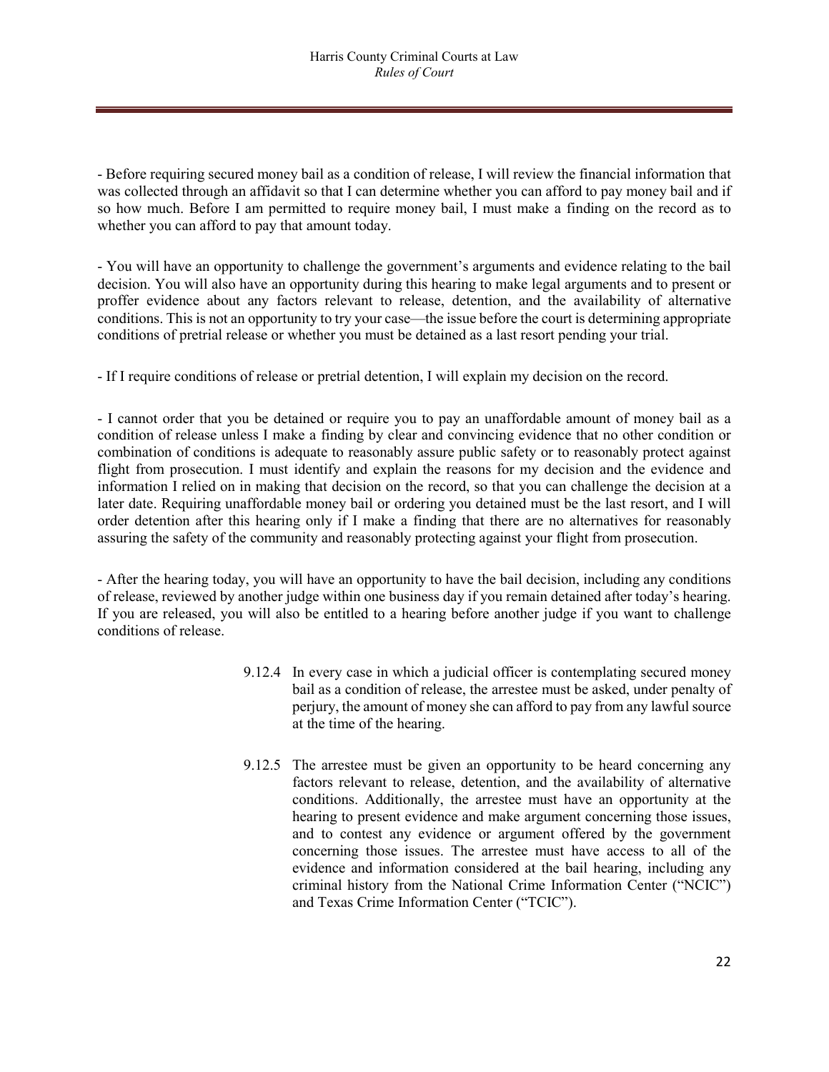- Before requiring secured money bail as a condition of release, I will review the financial information that was collected through an affidavit so that I can determine whether you can afford to pay money bail and if so how much. Before I am permitted to require money bail, I must make a finding on the record as to whether you can afford to pay that amount today.

- You will have an opportunity to challenge the government's arguments and evidence relating to the bail decision. You will also have an opportunity during this hearing to make legal arguments and to present or proffer evidence about any factors relevant to release, detention, and the availability of alternative conditions. This is not an opportunity to try your case—the issue before the court is determining appropriate conditions of pretrial release or whether you must be detained as a last resort pending your trial.

- If I require conditions of release or pretrial detention, I will explain my decision on the record.

- I cannot order that you be detained or require you to pay an unaffordable amount of money bail as a condition of release unless I make a finding by clear and convincing evidence that no other condition or combination of conditions is adequate to reasonably assure public safety or to reasonably protect against flight from prosecution. I must identify and explain the reasons for my decision and the evidence and information I relied on in making that decision on the record, so that you can challenge the decision at a later date. Requiring unaffordable money bail or ordering you detained must be the last resort, and I will order detention after this hearing only if I make a finding that there are no alternatives for reasonably assuring the safety of the community and reasonably protecting against your flight from prosecution.

- After the hearing today, you will have an opportunity to have the bail decision, including any conditions of release, reviewed by another judge within one business day if you remain detained after today's hearing. If you are released, you will also be entitled to a hearing before another judge if you want to challenge conditions of release.

9.12.4 In every case in which a judicial officer is contemplating secured money bail as a condition of release, the arrestee must be asked, under penalty of perjury, the amount of money she can afford to pay from any lawful source at the time of the hearing.

9.12.5 The arrestee must be given an opportunity to be heard concerning any factors relevant to release, detention, and the availability of alternative conditions. Additionally, the arrestee must have an opportunity at the hearing to present evidence and make argument concerning those issues, and to contest any evidence or argument offered by the government concerning those issues. The arrestee must have access to all of the evidence and information considered at the bail hearing, including any criminal history from the National Crime Information Center ("NCIC") and Texas Crime Information Center ("TCIC").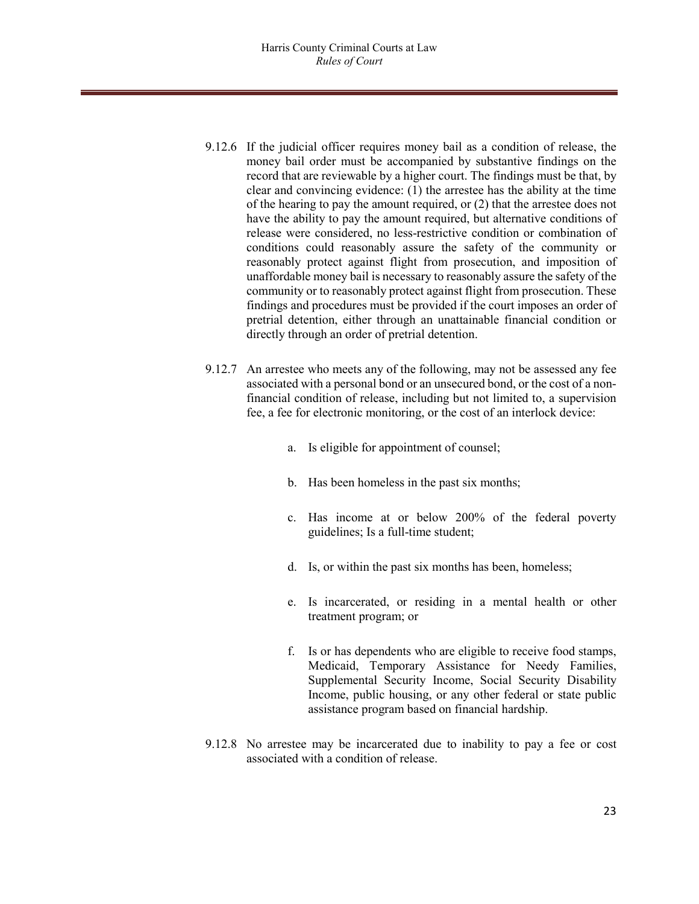9.12.6 If the judicial officer requires money bail as a condition of release, the money bail order must be accompanied by substantive findings on the record that are reviewable by a higher court. The findings must be that, by clear and convincing evidence: (1) the arrestee has the ability at the time of the hearing to pay the amount required, or (2) that the arrestee does not have the ability to pay the amount required, but alternative conditions of release were considered, no less-restrictive condition or combination of conditions could reasonably assure the safety of the community or reasonably protect against flight from prosecution, and imposition of unaffordable money bail is necessary to reasonably assure the safety of the community or to reasonably protect against flight from prosecution. These findings and procedures must be provided if the court imposes an order of pretrial detention, either through an unattainable financial condition or directly through an order of pretrial detention.

9.12.7 An arrestee who meets any of the following, may not be assessed any fee associated with a personal bond or an unsecured bond, or the cost of a non-financial condition of release, including but not limited to, a supervision fee, a fee for electronic monitoring, or the cost of an interlock device:

a. Is eligible for appointment of counsel;

b. Has been homeless in the past six months;

c. Has income at or below 200% of the federal poverty guidelines; Is a full-time student;

d. Is, or within the past six months has been, homeless;

e. Is incarcerated, or residing in a mental health or other treatment program; or

f. Is or has dependents who are eligible to receive food stamps, Medicaid, Temporary Assistance for Needy Families, Supplemental Security Income, Social Security Disability Income, public housing, or any other federal or state public assistance program based on financial hardship.

9.12.8 No arrestee may be incarcerated due to inability to pay a fee or cost associated with a condition of release.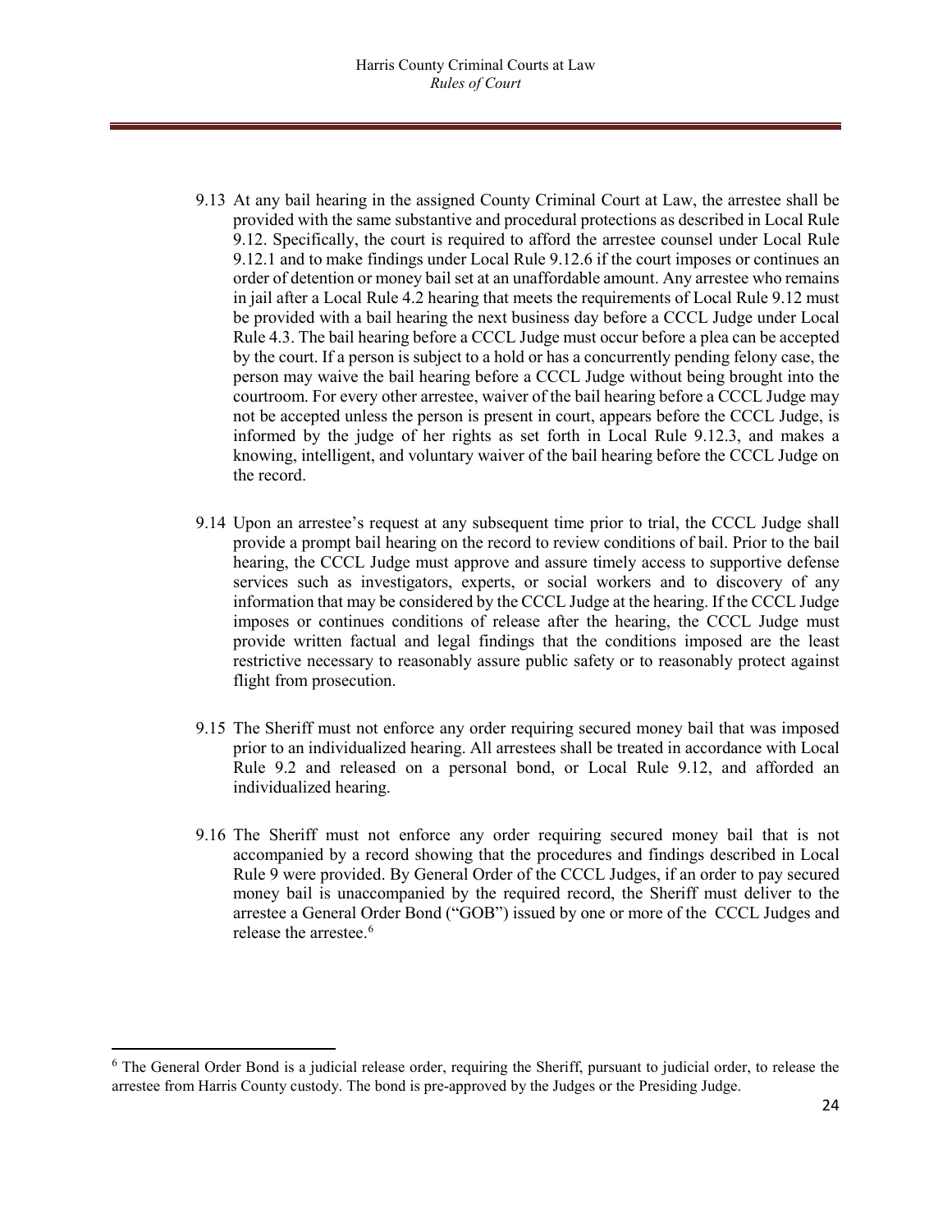9.13 At any bail hearing in the assigned County Criminal Court at Law, the arrestee shall be provided with the same substantive and procedural protections as described in Local Rule 9.12. Specifically, the court is required to afford the arrestee counsel under Local Rule 9.12.1 and to make findings under Local Rule 9.12.6 if the court imposes or continues an order of detention or money bail set at an unaffordable amount. Any arrestee who remains in jail after a Local Rule 4.2 hearing that meets the requirements of Local Rule 9.12 must be provided with a bail hearing the next business day before a CCCL Judge under Local Rule 4.3. The bail hearing before a CCCL Judge must occur before a plea can be accepted by the court. If a person is subject to a hold or has a concurrently pending felony case, the person may waive the bail hearing before a CCCL Judge without being brought into the courtroom. For every other arrestee, waiver of the bail hearing before a CCCL Judge may not be accepted unless the person is present in court, appears before the CCCL Judge, is informed by the judge of her rights as set forth in Local Rule 9.12.3, and makes a knowing, intelligent, and voluntary waiver of the bail hearing before the CCCL Judge on the record.

9.14 Upon an arrestee's request at any subsequent time prior to trial, the CCCL Judge shall provide a prompt bail hearing on the record to review conditions of bail. Prior to the bail hearing, the CCCL Judge must approve and assure timely access to supportive defense services such as investigators, experts, or social workers and to discovery of any information that may be considered by the CCCL Judge at the hearing. If the CCCL Judge imposes or continues conditions of release after the hearing, the CCCL Judge must provide written factual and legal findings that the conditions imposed are the least restrictive necessary to reasonably assure public safety or to reasonably protect against flight from prosecution.

9.15 The Sheriff must not enforce any order requiring secured money bail that was imposed prior to an individualized hearing. All arrestees shall be treated in accordance with Local Rule 9.2 and released on a personal bond, or Local Rule 9.12, and afforded an individualized hearing.

9.16 The Sheriff must not enforce any order requiring secured money bail that is not accompanied by a record showing that the procedures and findings described in Local Rule 9 were provided. By General Order of the CCCL Judges, if an order to pay secured money bail is unaccompanied by the required record, the Sheriff must deliver to the arrestee a General Order Bond ("GOB") issued by one or more of the CCCL Judges and release the arrestee.[6]

---

[6] The General Order Bond is a judicial release order, requiring the Sheriff, pursuant to judicial order, to release the arrestee from Harris County custody. The bond is pre-approved by the Judges or the Presiding Judge.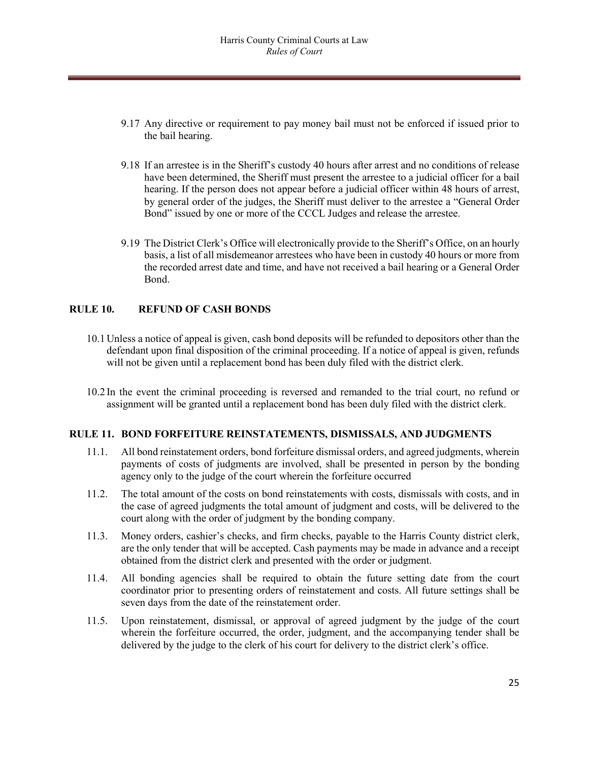9.17 Any directive or requirement to pay money bail must not be enforced if issued prior to the bail hearing.

9.18 If an arrestee is in the Sheriff's custody 40 hours after arrest and no conditions of release have been determined, the Sheriff must present the arrestee to a judicial officer for a bail hearing. If the person does not appear before a judicial officer within 48 hours of arrest, by general order of the judges, the Sheriff must deliver to the arrestee a "General Order Bond" issued by one or more of the CCCL Judges and release the arrestee.

9.19 The District Clerk's Office will electronically provide to the Sheriff's Office, on an hourly basis, a list of all misdemeanor arrestees who have been in custody 40 hours or more from the recorded arrest date and time, and have not received a bail hearing or a General Order Bond.

## RULE 10. REFUND OF CASH BONDS

10.1 Unless a notice of appeal is given, cash bond deposits will be refunded to depositors other than the defendant upon final disposition of the criminal proceeding. If a notice of appeal is given, refunds will not be given until a replacement bond has been duly filed with the district clerk.

10.2 In the event the criminal proceeding is reversed and remanded to the trial court, no refund or assignment will be granted until a replacement bond has been duly filed with the district clerk.

## RULE 11. BOND FORFEITURE REINSTATEMENTS, DISMISSALS, AND JUDGMENTS

11.1. All bond reinstatement orders, bond forfeiture dismissal orders, and agreed judgments, wherein payments of costs of judgments are involved, shall be presented in person by the bonding agency only to the judge of the court wherein the forfeiture occurred

11.2. The total amount of the costs on bond reinstatements with costs, dismissals with costs, and in the case of agreed judgments the total amount of judgment and costs, will be delivered to the court along with the order of judgment by the bonding company.

11.3. Money orders, cashier's checks, and firm checks, payable to the Harris County district clerk, are the only tender that will be accepted. Cash payments may be made in advance and a receipt obtained from the district clerk and presented with the order or judgment.

11.4. All bonding agencies shall be required to obtain the future setting date from the court coordinator prior to presenting orders of reinstatement and costs. All future settings shall be seven days from the date of the reinstatement order.

11.5. Upon reinstatement, dismissal, or approval of agreed judgment by the judge of the court wherein the forfeiture occurred, the order, judgment, and the accompanying tender shall be delivered by the judge to the clerk of his court for delivery to the district clerk's office.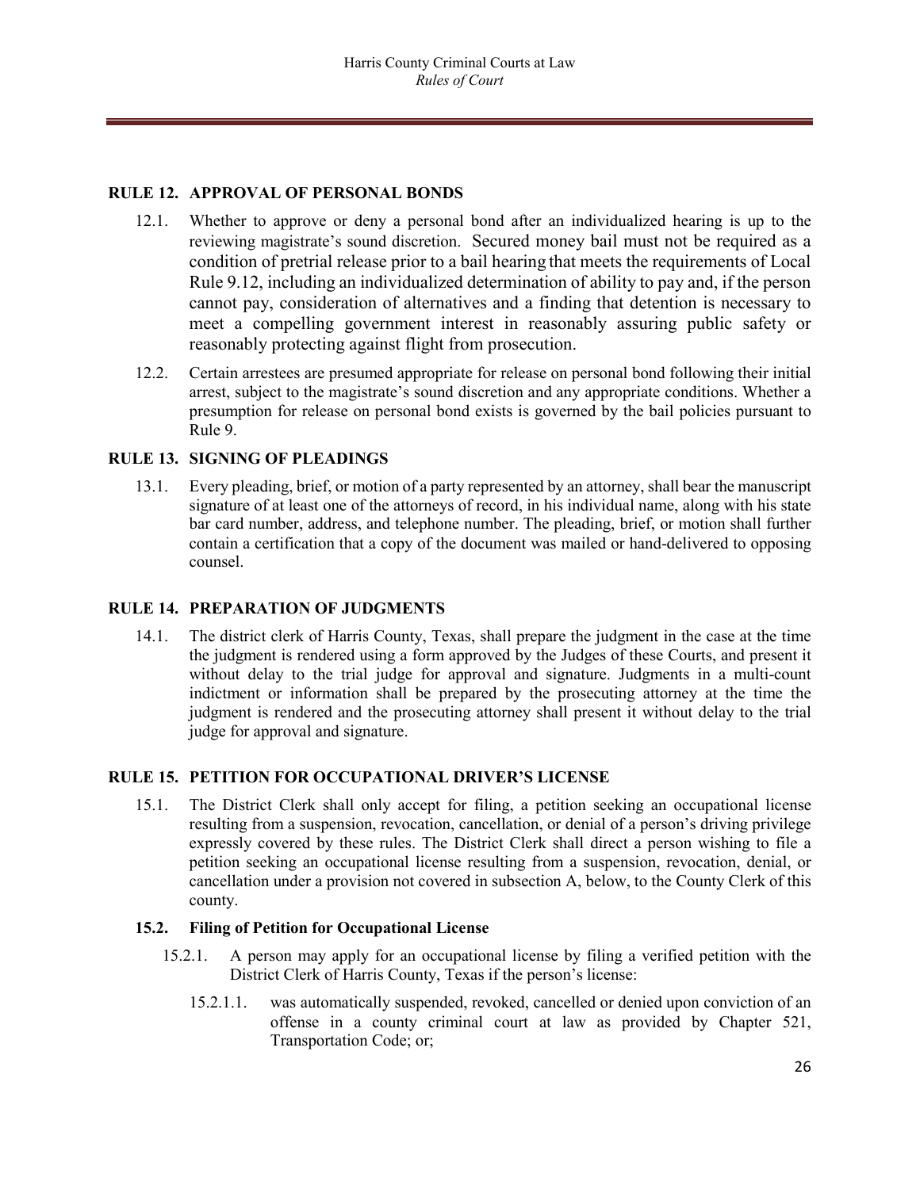### RULE 12. APPROVAL OF PERSONAL BONDS

12.1. Whether to approve or deny a personal bond after an individualized hearing is up to the reviewing magistrate's sound discretion. Secured money bail must not be required as a condition of pretrial release prior to a bail hearing that meets the requirements of Local Rule 9.12, including an individualized determination of ability to pay and, if the person cannot pay, consideration of alternatives and a finding that detention is necessary to meet a compelling government interest in reasonably assuring public safety or reasonably protecting against flight from prosecution.

12.2. Certain arrestees are presumed appropriate for release on personal bond following their initial arrest, subject to the magistrate's sound discretion and any appropriate conditions. Whether a presumption for release on personal bond exists is governed by the bail policies pursuant to Rule 9.

### RULE 13. SIGNING OF PLEADINGS

13.1. Every pleading, brief, or motion of a party represented by an attorney, shall bear the manuscript signature of at least one of the attorneys of record, in his individual name, along with his state bar card number, address, and telephone number. The pleading, brief, or motion shall further contain a certification that a copy of the document was mailed or hand-delivered to opposing counsel.

### RULE 14. PREPARATION OF JUDGMENTS

14.1. The district clerk of Harris County, Texas, shall prepare the judgment in the case at the time the judgment is rendered using a form approved by the Judges of these Courts, and present it without delay to the trial judge for approval and signature. Judgments in a multi-count indictment or information shall be prepared by the prosecuting attorney at the time the judgment is rendered and the prosecuting attorney shall present it without delay to the trial judge for approval and signature.

### RULE 15. PETITION FOR OCCUPATIONAL DRIVER'S LICENSE

15.1. The District Clerk shall only accept for filing, a petition seeking an occupational license resulting from a suspension, revocation, cancellation, or denial of a person's driving privilege expressly covered by these rules. The District Clerk shall direct a person wishing to file a petition seeking an occupational license resulting from a suspension, revocation, denial, or cancellation under a provision not covered in subsection A, below, to the County Clerk of this county.

#### 15.2. Filing of Petition for Occupational License

15.2.1. A person may apply for an occupational license by filing a verified petition with the District Clerk of Harris County, Texas if the person's license:

15.2.1.1. was automatically suspended, revoked, cancelled or denied upon conviction of an offense in a county criminal court at law as provided by Chapter 521, Transportation Code; or;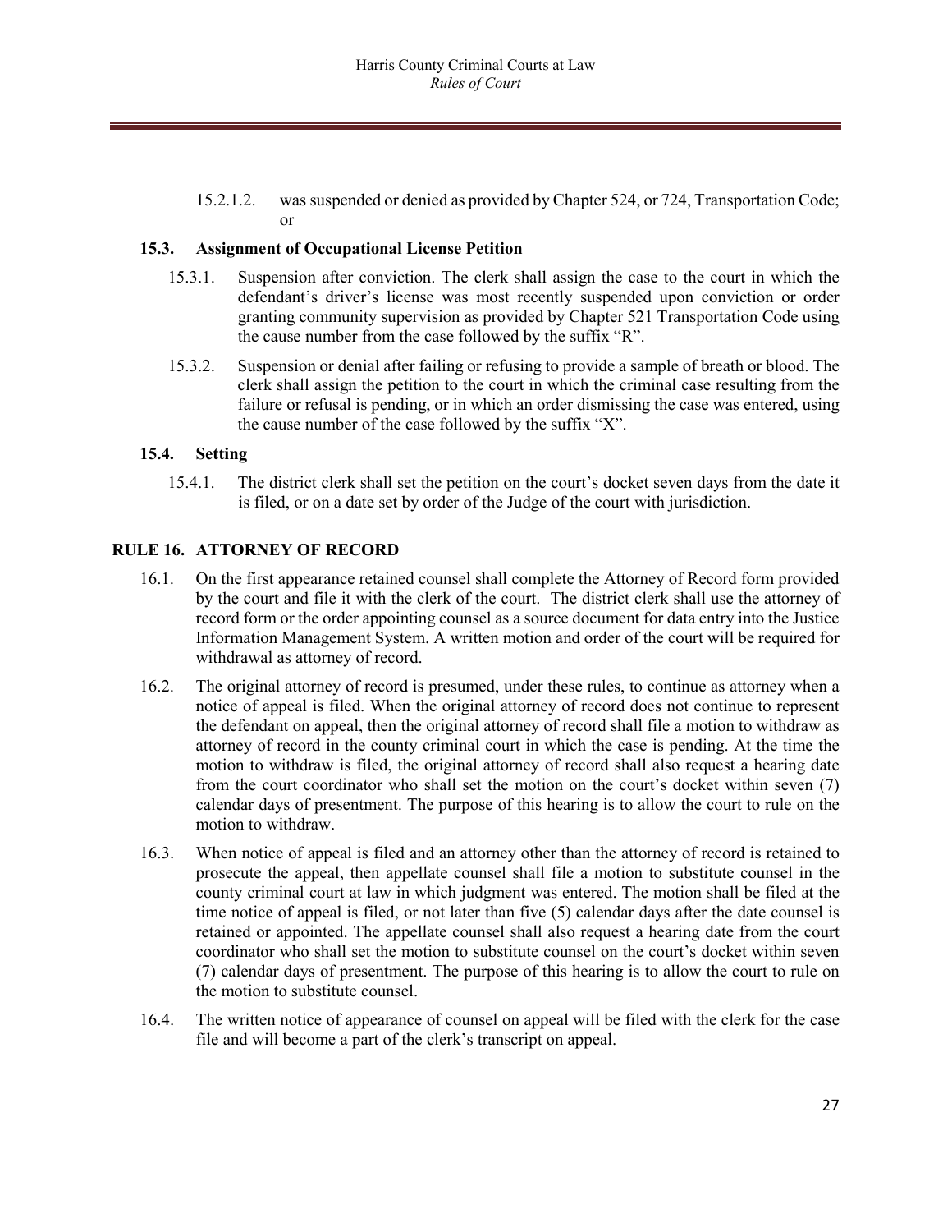15.2.1.2. was suspended or denied as provided by Chapter 524, or 724, Transportation Code; or

### 15.3. Assignment of Occupational License Petition

15.3.1. Suspension after conviction. The clerk shall assign the case to the court in which the defendant's driver's license was most recently suspended upon conviction or order granting community supervision as provided by Chapter 521 Transportation Code using the cause number from the case followed by the suffix "R".

15.3.2. Suspension or denial after failing or refusing to provide a sample of breath or blood. The clerk shall assign the petition to the court in which the criminal case resulting from the failure or refusal is pending, or in which an order dismissing the case was entered, using the cause number of the case followed by the suffix "X".

### 15.4. Setting

15.4.1. The district clerk shall set the petition on the court's docket seven days from the date it is filed, or on a date set by order of the Judge of the court with jurisdiction.

## RULE 16. ATTORNEY OF RECORD

16.1. On the first appearance retained counsel shall complete the Attorney of Record form provided by the court and file it with the clerk of the court. The district clerk shall use the attorney of record form or the order appointing counsel as a source document for data entry into the Justice Information Management System. A written motion and order of the court will be required for withdrawal as attorney of record.

16.2. The original attorney of record is presumed, under these rules, to continue as attorney when a notice of appeal is filed. When the original attorney of record does not continue to represent the defendant on appeal, then the original attorney of record shall file a motion to withdraw as attorney of record in the county criminal court in which the case is pending. At the time the motion to withdraw is filed, the original attorney of record shall also request a hearing date from the court coordinator who shall set the motion on the court's docket within seven (7) calendar days of presentment. The purpose of this hearing is to allow the court to rule on the motion to withdraw.

16.3. When notice of appeal is filed and an attorney other than the attorney of record is retained to prosecute the appeal, then appellate counsel shall file a motion to substitute counsel in the county criminal court at law in which judgment was entered. The motion shall be filed at the time notice of appeal is filed, or not later than five (5) calendar days after the date counsel is retained or appointed. The appellate counsel shall also request a hearing date from the court coordinator who shall set the motion to substitute counsel on the court's docket within seven (7) calendar days of presentment. The purpose of this hearing is to allow the court to rule on the motion to substitute counsel.

16.4. The written notice of appearance of counsel on appeal will be filed with the clerk for the case file and will become a part of the clerk's transcript on appeal.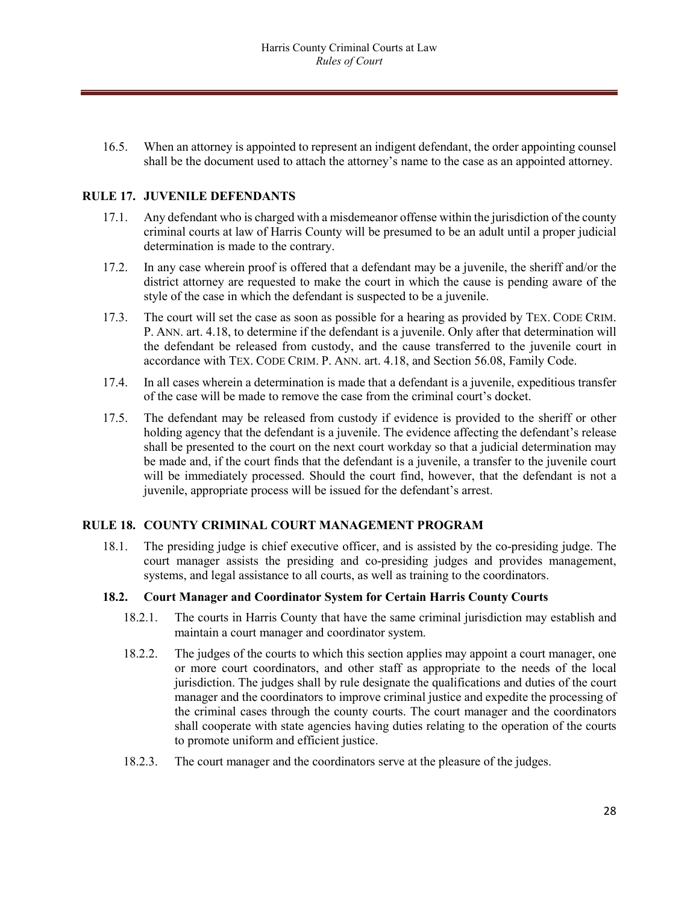16.5. When an attorney is appointed to represent an indigent defendant, the order appointing counsel shall be the document used to attach the attorney's name to the case as an appointed attorney.

## RULE 17. JUVENILE DEFENDANTS

17.1. Any defendant who is charged with a misdemeanor offense within the jurisdiction of the county criminal courts at law of Harris County will be presumed to be an adult until a proper judicial determination is made to the contrary.

17.2. In any case wherein proof is offered that a defendant may be a juvenile, the sheriff and/or the district attorney are requested to make the court in which the cause is pending aware of the style of the case in which the defendant is suspected to be a juvenile.

17.3. The court will set the case as soon as possible for a hearing as provided by TEX. CODE CRIM. P. ANN. art. 4.18, to determine if the defendant is a juvenile. Only after that determination will the defendant be released from custody, and the cause transferred to the juvenile court in accordance with TEX. CODE CRIM. P. ANN. art. 4.18, and Section 56.08, Family Code.

17.4. In all cases wherein a determination is made that a defendant is a juvenile, expeditious transfer of the case will be made to remove the case from the criminal court's docket.

17.5. The defendant may be released from custody if evidence is provided to the sheriff or other holding agency that the defendant is a juvenile. The evidence affecting the defendant's release shall be presented to the court on the next court workday so that a judicial determination may be made and, if the court finds that the defendant is a juvenile, a transfer to the juvenile court will be immediately processed. Should the court find, however, that the defendant is not a juvenile, appropriate process will be issued for the defendant's arrest.

## RULE 18. COUNTY CRIMINAL COURT MANAGEMENT PROGRAM

18.1. The presiding judge is chief executive officer, and is assisted by the co-presiding judge. The court manager assists the presiding and co-presiding judges and provides management, systems, and legal assistance to all courts, as well as training to the coordinators.

### 18.2. Court Manager and Coordinator System for Certain Harris County Courts

18.2.1. The courts in Harris County that have the same criminal jurisdiction may establish and maintain a court manager and coordinator system.

18.2.2. The judges of the courts to which this section applies may appoint a court manager, one or more court coordinators, and other staff as appropriate to the needs of the local jurisdiction. The judges shall by rule designate the qualifications and duties of the court manager and the coordinators to improve criminal justice and expedite the processing of the criminal cases through the county courts. The court manager and the coordinators shall cooperate with state agencies having duties relating to the operation of the courts to promote uniform and efficient justice.

18.2.3. The court manager and the coordinators serve at the pleasure of the judges.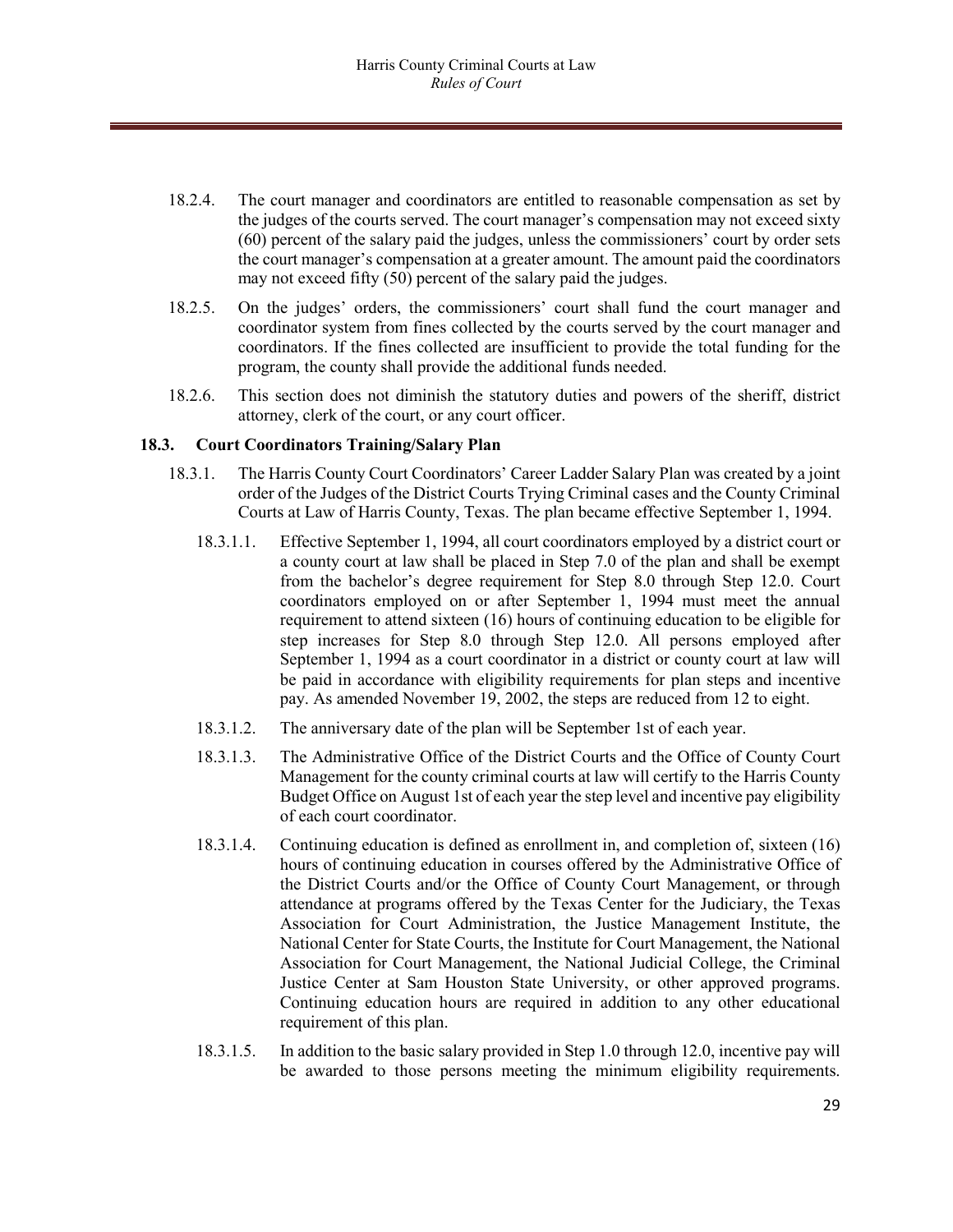18.2.4. The court manager and coordinators are entitled to reasonable compensation as set by the judges of the courts served. The court manager's compensation may not exceed sixty (60) percent of the salary paid the judges, unless the commissioners' court by order sets the court manager's compensation at a greater amount. The amount paid the coordinators may not exceed fifty (50) percent of the salary paid the judges.

18.2.5. On the judges' orders, the commissioners' court shall fund the court manager and coordinator system from fines collected by the courts served by the court manager and coordinators. If the fines collected are insufficient to provide the total funding for the program, the county shall provide the additional funds needed.

18.2.6. This section does not diminish the statutory duties and powers of the sheriff, district attorney, clerk of the court, or any court officer.

### 18.3. Court Coordinators Training/Salary Plan

18.3.1. The Harris County Court Coordinators' Career Ladder Salary Plan was created by a joint order of the Judges of the District Courts Trying Criminal cases and the County Criminal Courts at Law of Harris County, Texas. The plan became effective September 1, 1994.

18.3.1.1. Effective September 1, 1994, all court coordinators employed by a district court or a county court at law shall be placed in Step 7.0 of the plan and shall be exempt from the bachelor's degree requirement for Step 8.0 through Step 12.0. Court coordinators employed on or after September 1, 1994 must meet the annual requirement to attend sixteen (16) hours of continuing education to be eligible for step increases for Step 8.0 through Step 12.0. All persons employed after September 1, 1994 as a court coordinator in a district or county court at law will be paid in accordance with eligibility requirements for plan steps and incentive pay. As amended November 19, 2002, the steps are reduced from 12 to eight.

18.3.1.2. The anniversary date of the plan will be September 1st of each year.

18.3.1.3. The Administrative Office of the District Courts and the Office of County Court Management for the county criminal courts at law will certify to the Harris County Budget Office on August 1st of each year the step level and incentive pay eligibility of each court coordinator.

18.3.1.4. Continuing education is defined as enrollment in, and completion of, sixteen (16) hours of continuing education in courses offered by the Administrative Office of the District Courts and/or the Office of County Court Management, or through attendance at programs offered by the Texas Center for the Judiciary, the Texas Association for Court Administration, the Justice Management Institute, the National Center for State Courts, the Institute for Court Management, the National Association for Court Management, the National Judicial College, the Criminal Justice Center at Sam Houston State University, or other approved programs. Continuing education hours are required in addition to any other educational requirement of this plan.

18.3.1.5. In addition to the basic salary provided in Step 1.0 through 12.0, incentive pay will be awarded to those persons meeting the minimum eligibility requirements.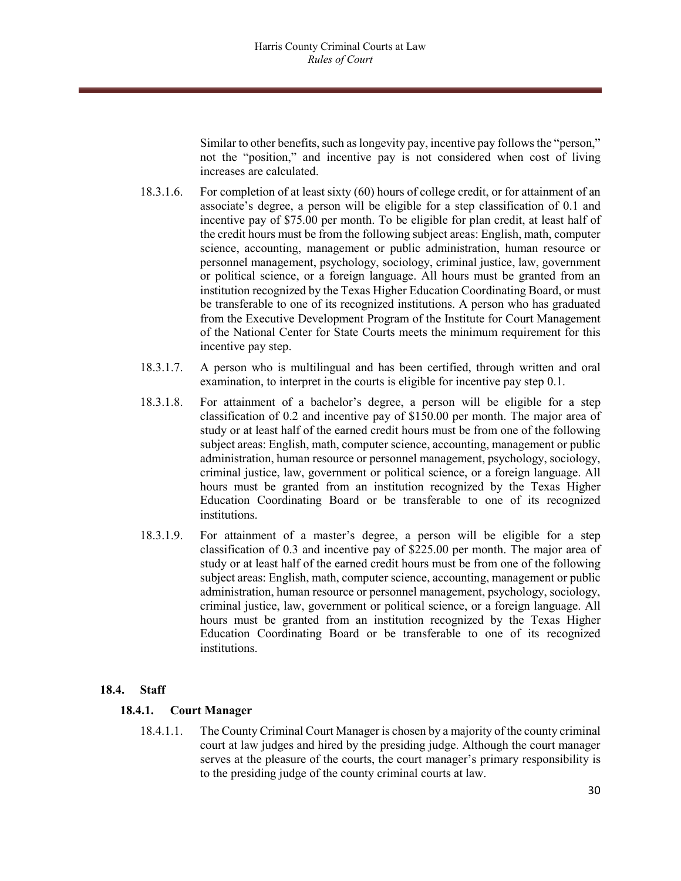Similar to other benefits, such as longevity pay, incentive pay follows the "person," not the "position," and incentive pay is not considered when cost of living increases are calculated.

18.3.1.6. For completion of at least sixty (60) hours of college credit, or for attainment of an associate's degree, a person will be eligible for a step classification of 0.1 and incentive pay of $75.00 per month. To be eligible for plan credit, at least half of the credit hours must be from the following subject areas: English, math, computer science, accounting, management or public administration, human resource or personnel management, psychology, sociology, criminal justice, law, government or political science, or a foreign language. All hours must be granted from an institution recognized by the Texas Higher Education Coordinating Board, or must be transferable to one of its recognized institutions. A person who has graduated from the Executive Development Program of the Institute for Court Management of the National Center for State Courts meets the minimum requirement for this incentive pay step.

18.3.1.7. A person who is multilingual and has been certified, through written and oral examination, to interpret in the courts is eligible for incentive pay step 0.1.

18.3.1.8. For attainment of a bachelor's degree, a person will be eligible for a step classification of 0.2 and incentive pay of $150.00 per month. The major area of study or at least half of the earned credit hours must be from one of the following subject areas: English, math, computer science, accounting, management or public administration, human resource or personnel management, psychology, sociology, criminal justice, law, government or political science, or a foreign language. All hours must be granted from an institution recognized by the Texas Higher Education Coordinating Board or be transferable to one of its recognized institutions.

18.3.1.9. For attainment of a master's degree, a person will be eligible for a step classification of 0.3 and incentive pay of $225.00 per month. The major area of study or at least half of the earned credit hours must be from one of the following subject areas: English, math, computer science, accounting, management or public administration, human resource or personnel management, psychology, sociology, criminal justice, law, government or political science, or a foreign language. All hours must be granted from an institution recognized by the Texas Higher Education Coordinating Board or be transferable to one of its recognized institutions.

## 18.4. Staff

### 18.4.1. Court Manager

18.4.1.1. The County Criminal Court Manager is chosen by a majority of the county criminal court at law judges and hired by the presiding judge. Although the court manager serves at the pleasure of the courts, the court manager's primary responsibility is to the presiding judge of the county criminal courts at law.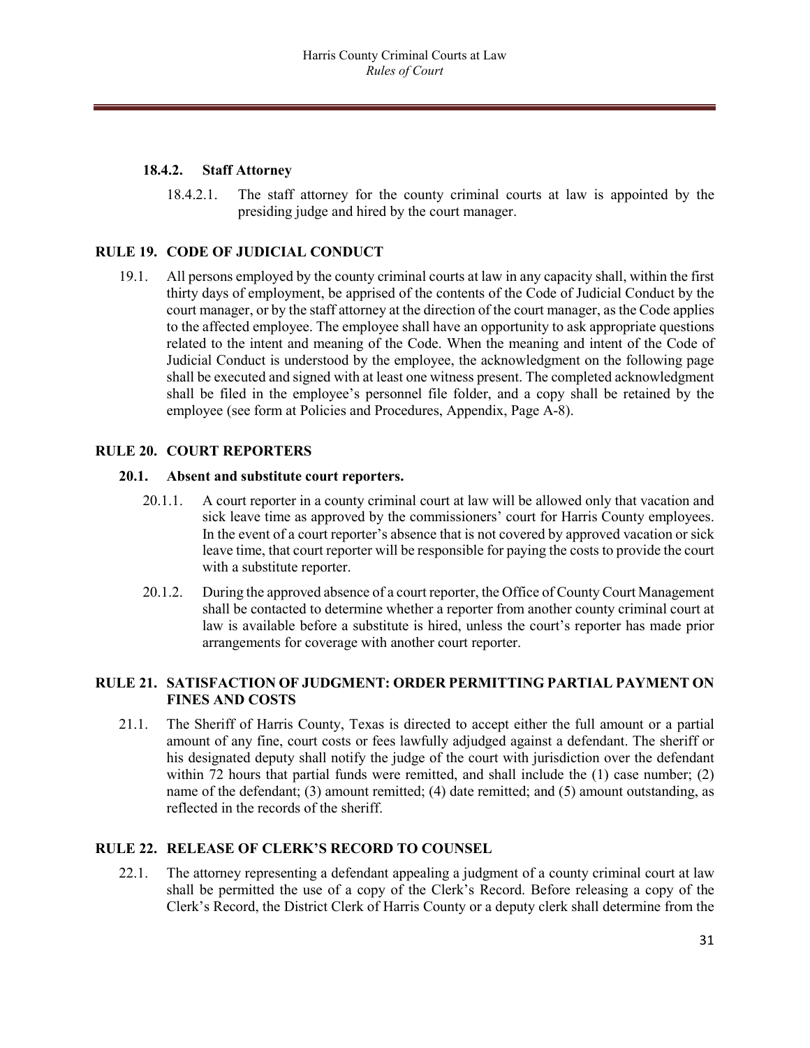#### 18.4.2. Staff Attorney

18.4.2.1. The staff attorney for the county criminal courts at law is appointed by the presiding judge and hired by the court manager.

## RULE 19. CODE OF JUDICIAL CONDUCT

19.1. All persons employed by the county criminal courts at law in any capacity shall, within the first thirty days of employment, be apprised of the contents of the Code of Judicial Conduct by the court manager, or by the staff attorney at the direction of the court manager, as the Code applies to the affected employee. The employee shall have an opportunity to ask appropriate questions related to the intent and meaning of the Code. When the meaning and intent of the Code of Judicial Conduct is understood by the employee, the acknowledgment on the following page shall be executed and signed with at least one witness present. The completed acknowledgment shall be filed in the employee's personnel file folder, and a copy shall be retained by the employee (see form at Policies and Procedures, Appendix, Page A-8).

## RULE 20. COURT REPORTERS

### 20.1. Absent and substitute court reporters.

20.1.1. A court reporter in a county criminal court at law will be allowed only that vacation and sick leave time as approved by the commissioners' court for Harris County employees. In the event of a court reporter's absence that is not covered by approved vacation or sick leave time, that court reporter will be responsible for paying the costs to provide the court with a substitute reporter.

20.1.2. During the approved absence of a court reporter, the Office of County Court Management shall be contacted to determine whether a reporter from another county criminal court at law is available before a substitute is hired, unless the court's reporter has made prior arrangements for coverage with another court reporter.

## RULE 21. SATISFACTION OF JUDGMENT: ORDER PERMITTING PARTIAL PAYMENT ON FINES AND COSTS

21.1. The Sheriff of Harris County, Texas is directed to accept either the full amount or a partial amount of any fine, court costs or fees lawfully adjudged against a defendant. The sheriff or his designated deputy shall notify the judge of the court with jurisdiction over the defendant within 72 hours that partial funds were remitted, and shall include the (1) case number; (2) name of the defendant; (3) amount remitted; (4) date remitted; and (5) amount outstanding, as reflected in the records of the sheriff.

## RULE 22. RELEASE OF CLERK'S RECORD TO COUNSEL

22.1. The attorney representing a defendant appealing a judgment of a county criminal court at law shall be permitted the use of a copy of the Clerk's Record. Before releasing a copy of the Clerk's Record, the District Clerk of Harris County or a deputy clerk shall determine from the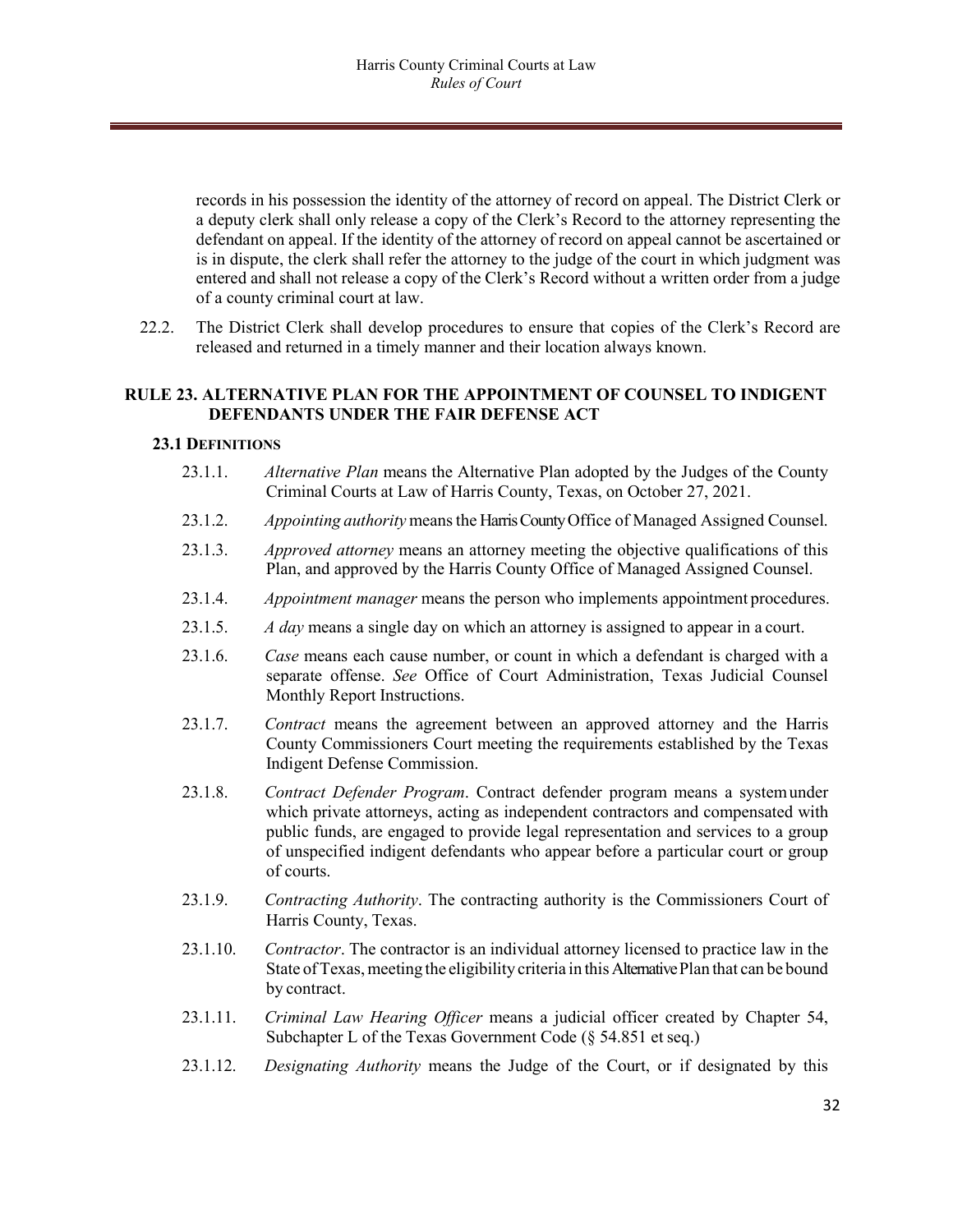records in his possession the identity of the attorney of record on appeal. The District Clerk or a deputy clerk shall only release a copy of the Clerk's Record to the attorney representing the defendant on appeal. If the identity of the attorney of record on appeal cannot be ascertained or is in dispute, the clerk shall refer the attorney to the judge of the court in which judgment was entered and shall not release a copy of the Clerk's Record without a written order from a judge of a county criminal court at law.

22.2. The District Clerk shall develop procedures to ensure that copies of the Clerk's Record are released and returned in a timely manner and their location always known.

## RULE 23. ALTERNATIVE PLAN FOR THE APPOINTMENT OF COUNSEL TO INDIGENT DEFENDANTS UNDER THE FAIR DEFENSE ACT

### 23.1 DEFINITIONS

23.1.1. *Alternative Plan* means the Alternative Plan adopted by the Judges of the County Criminal Courts at Law of Harris County, Texas, on October 27, 2021.

23.1.2. *Appointing authority* means the Harris County Office of Managed Assigned Counsel.

23.1.3. *Approved attorney* means an attorney meeting the objective qualifications of this Plan, and approved by the Harris County Office of Managed Assigned Counsel.

23.1.4. *Appointment manager* means the person who implements appointment procedures.

23.1.5. *A day* means a single day on which an attorney is assigned to appear in a court.

23.1.6. *Case* means each cause number, or count in which a defendant is charged with a separate offense. *See* Office of Court Administration, Texas Judicial Counsel Monthly Report Instructions.

23.1.7. *Contract* means the agreement between an approved attorney and the Harris County Commissioners Court meeting the requirements established by the Texas Indigent Defense Commission.

23.1.8. *Contract Defender Program*. Contract defender program means a system under which private attorneys, acting as independent contractors and compensated with public funds, are engaged to provide legal representation and services to a group of unspecified indigent defendants who appear before a particular court or group of courts.

23.1.9. *Contracting Authority*. The contracting authority is the Commissioners Court of Harris County, Texas.

23.1.10. *Contractor*. The contractor is an individual attorney licensed to practice law in the State of Texas, meeting the eligibility criteria in this Alternative Plan that can be bound by contract.

23.1.11. *Criminal Law Hearing Officer* means a judicial officer created by Chapter 54, Subchapter L of the Texas Government Code (§ 54.851 et seq.)

23.1.12. *Designating Authority* means the Judge of the Court, or if designated by this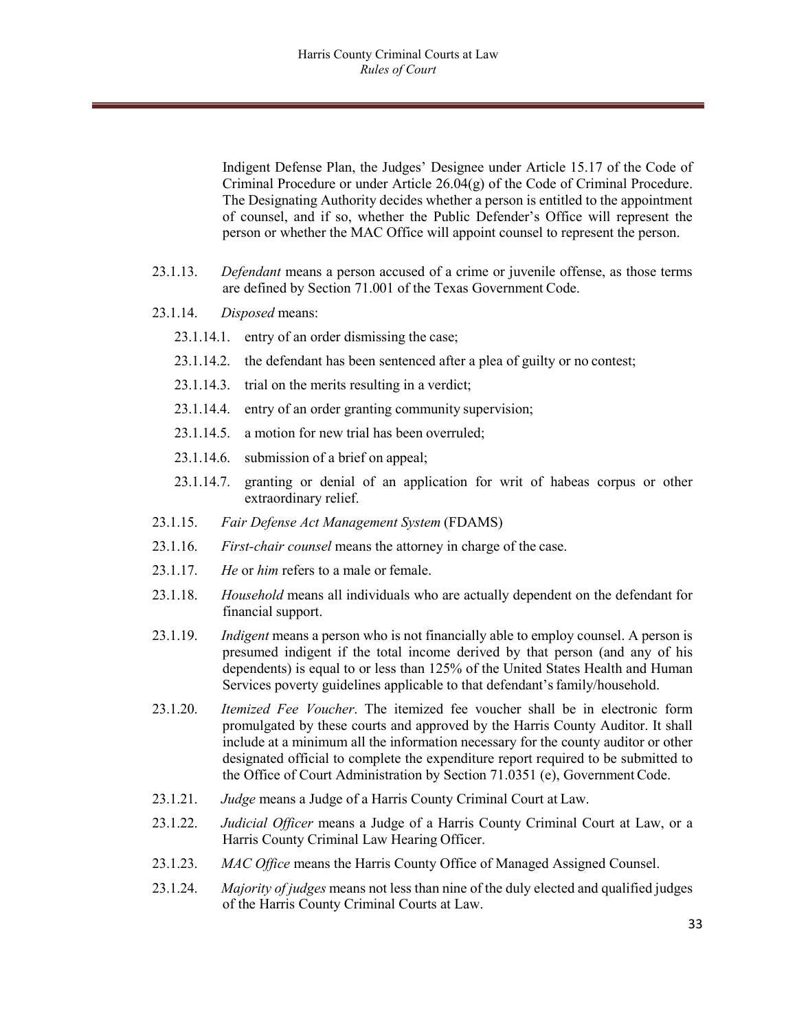Indigent Defense Plan, the Judges' Designee under Article 15.17 of the Code of Criminal Procedure or under Article 26.04(g) of the Code of Criminal Procedure. The Designating Authority decides whether a person is entitled to the appointment of counsel, and if so, whether the Public Defender's Office will represent the person or whether the MAC Office will appoint counsel to represent the person.

23.1.13. *Defendant* means a person accused of a crime or juvenile offense, as those terms are defined by Section 71.001 of the Texas Government Code.

23.1.14. *Disposed* means:

- 23.1.14.1. entry of an order dismissing the case;
- 23.1.14.2. the defendant has been sentenced after a plea of guilty or no contest;
- 23.1.14.3. trial on the merits resulting in a verdict;
- 23.1.14.4. entry of an order granting community supervision;
- 23.1.14.5. a motion for new trial has been overruled;
- 23.1.14.6. submission of a brief on appeal;
- 23.1.14.7. granting or denial of an application for writ of habeas corpus or other extraordinary relief.

23.1.15. *Fair Defense Act Management System* (FDAMS)

23.1.16. *First-chair counsel* means the attorney in charge of the case.

23.1.17. *He* or *him* refers to a male or female.

23.1.18. *Household* means all individuals who are actually dependent on the defendant for financial support.

23.1.19. *Indigent* means a person who is not financially able to employ counsel. A person is presumed indigent if the total income derived by that person (and any of his dependents) is equal to or less than 125% of the United States Health and Human Services poverty guidelines applicable to that defendant's family/household.

23.1.20. *Itemized Fee Voucher*. The itemized fee voucher shall be in electronic form promulgated by these courts and approved by the Harris County Auditor. It shall include at a minimum all the information necessary for the county auditor or other designated official to complete the expenditure report required to be submitted to the Office of Court Administration by Section 71.0351 (e), Government Code.

23.1.21. *Judge* means a Judge of a Harris County Criminal Court at Law.

23.1.22. *Judicial Officer* means a Judge of a Harris County Criminal Court at Law, or a Harris County Criminal Law Hearing Officer.

23.1.23. *MAC Office* means the Harris County Office of Managed Assigned Counsel.

23.1.24. *Majority of judges* means not less than nine of the duly elected and qualified judges of the Harris County Criminal Courts at Law.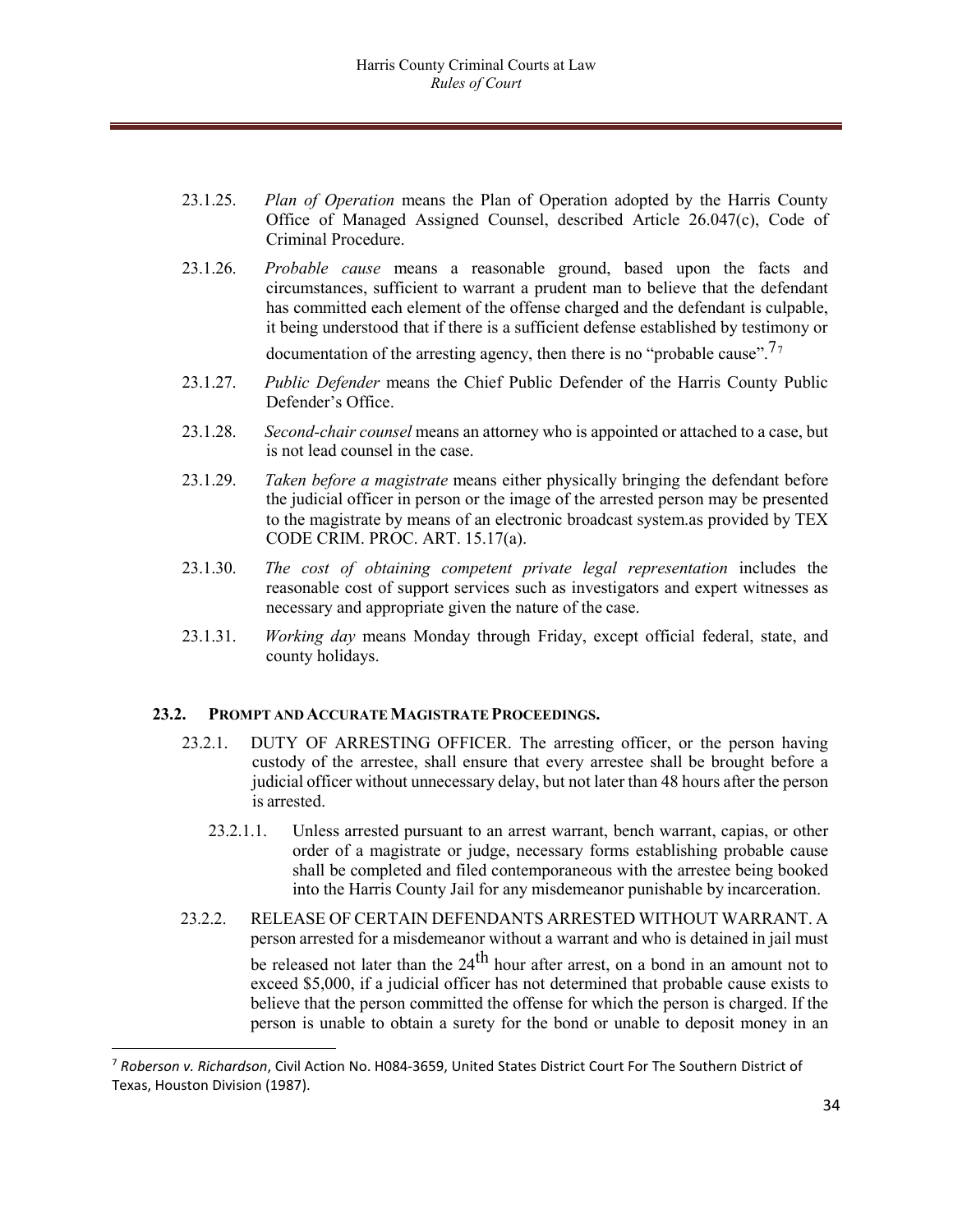23.1.25. *Plan of Operation* means the Plan of Operation adopted by the Harris County Office of Managed Assigned Counsel, described Article 26.047(c), Code of Criminal Procedure.

23.1.26. *Probable cause* means a reasonable ground, based upon the facts and circumstances, sufficient to warrant a prudent man to believe that the defendant has committed each element of the offense charged and the defendant is culpable, it being understood that if there is a sufficient defense established by testimony or documentation of the arresting agency, then there is no "probable cause".[7]

23.1.27. *Public Defender* means the Chief Public Defender of the Harris County Public Defender's Office.

23.1.28. *Second-chair counsel* means an attorney who is appointed or attached to a case, but is not lead counsel in the case.

23.1.29. *Taken before a magistrate* means either physically bringing the defendant before the judicial officer in person or the image of the arrested person may be presented to the magistrate by means of an electronic broadcast system.as provided by TEX CODE CRIM. PROC. ART. 15.17(a).

23.1.30. *The cost of obtaining competent private legal representation* includes the reasonable cost of support services such as investigators and expert witnesses as necessary and appropriate given the nature of the case.

23.1.31. *Working day* means Monday through Friday, except official federal, state, and county holidays.

### 23.2. PROMPT AND ACCURATE MAGISTRATE PROCEEDINGS.

23.2.1. DUTY OF ARRESTING OFFICER. The arresting officer, or the person having custody of the arrestee, shall ensure that every arrestee shall be brought before a judicial officer without unnecessary delay, but not later than 48 hours after the person is arrested.

23.2.1.1. Unless arrested pursuant to an arrest warrant, bench warrant, capias, or other order of a magistrate or judge, necessary forms establishing probable cause shall be completed and filed contemporaneous with the arrestee being booked into the Harris County Jail for any misdemeanor punishable by incarceration.

23.2.2. RELEASE OF CERTAIN DEFENDANTS ARRESTED WITHOUT WARRANT. A person arrested for a misdemeanor without a warrant and who is detained in jail must be released not later than the 24th hour after arrest, on a bond in an amount not to exceed $5,000, if a judicial officer has not determined that probable cause exists to believe that the person committed the offense for which the person is charged. If the person is unable to obtain a surety for the bond or unable to deposit money in an

---

[7] *Roberson v. Richardson*, Civil Action No. H084-3659, United States District Court For The Southern District of Texas, Houston Division (1987).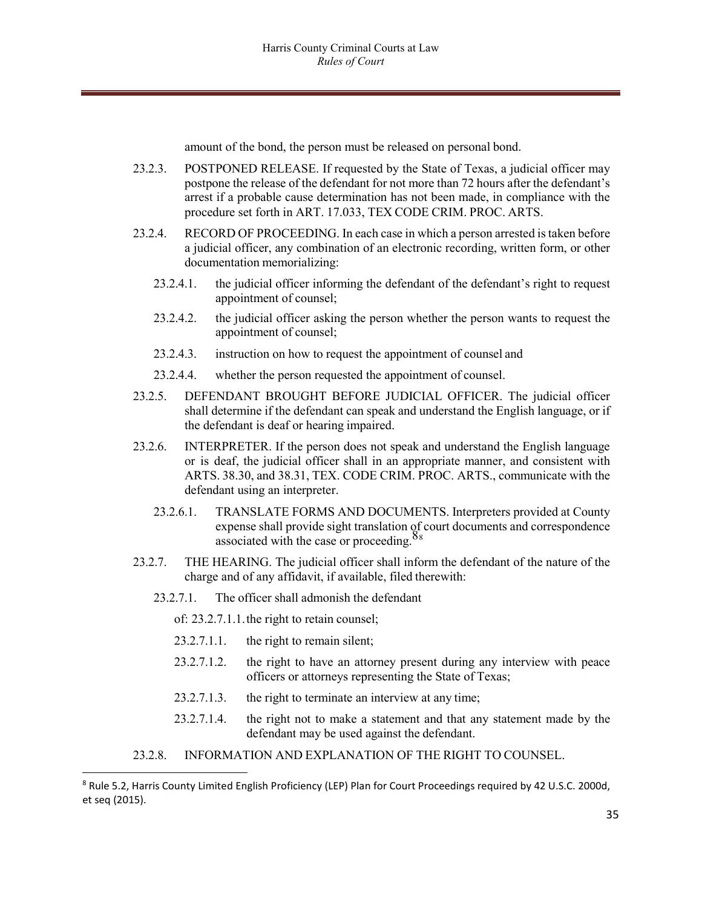amount of the bond, the person must be released on personal bond.

23.2.3. POSTPONED RELEASE. If requested by the State of Texas, a judicial officer may postpone the release of the defendant for not more than 72 hours after the defendant's arrest if a probable cause determination has not been made, in compliance with the procedure set forth in ART. 17.033, TEX CODE CRIM. PROC. ARTS.

23.2.4. RECORD OF PROCEEDING. In each case in which a person arrested is taken before a judicial officer, any combination of an electronic recording, written form, or other documentation memorializing:

- 23.2.4.1. the judicial officer informing the defendant of the defendant's right to request appointment of counsel;
- 23.2.4.2. the judicial officer asking the person whether the person wants to request the appointment of counsel;
- 23.2.4.3. instruction on how to request the appointment of counsel and
- 23.2.4.4. whether the person requested the appointment of counsel.

23.2.5. DEFENDANT BROUGHT BEFORE JUDICIAL OFFICER. The judicial officer shall determine if the defendant can speak and understand the English language, or if the defendant is deaf or hearing impaired.

23.2.6. INTERPRETER. If the person does not speak and understand the English language or is deaf, the judicial officer shall in an appropriate manner, and consistent with ARTS. 38.30, and 38.31, TEX. CODE CRIM. PROC. ARTS., communicate with the defendant using an interpreter.

- 23.2.6.1. TRANSLATE FORMS AND DOCUMENTS. Interpreters provided at County expense shall provide sight translation of court documents and correspondence associated with the case or proceeding.[8]

23.2.7. THE HEARING. The judicial officer shall inform the defendant of the nature of the charge and of any affidavit, if available, filed therewith:

- 23.2.7.1. The officer shall admonish the defendant of: 23.2.7.1.1. the right to retain counsel;
  - 23.2.7.1.1. the right to remain silent;
  - 23.2.7.1.2. the right to have an attorney present during any interview with peace officers or attorneys representing the State of Texas;
  - 23.2.7.1.3. the right to terminate an interview at any time;
  - 23.2.7.1.4. the right not to make a statement and that any statement made by the defendant may be used against the defendant.

23.2.8. INFORMATION AND EXPLANATION OF THE RIGHT TO COUNSEL.

---

[8] Rule 5.2, Harris County Limited English Proficiency (LEP) Plan for Court Proceedings required by 42 U.S.C. 2000d, et seq (2015).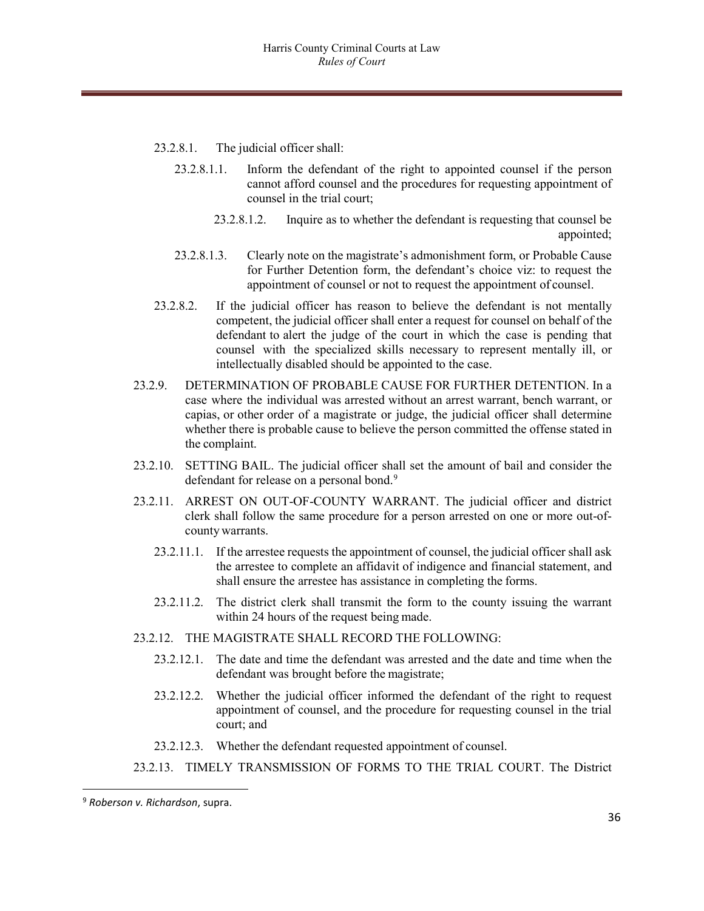23.2.8.1. The judicial officer shall:

23.2.8.1.1. Inform the defendant of the right to appointed counsel if the person cannot afford counsel and the procedures for requesting appointment of counsel in the trial court;

23.2.8.1.2. Inquire as to whether the defendant is requesting that counsel be appointed;

23.2.8.1.3. Clearly note on the magistrate's admonishment form, or Probable Cause for Further Detention form, the defendant's choice viz: to request the appointment of counsel or not to request the appointment of counsel.

23.2.8.2. If the judicial officer has reason to believe the defendant is not mentally competent, the judicial officer shall enter a request for counsel on behalf of the defendant to alert the judge of the court in which the case is pending that counsel with the specialized skills necessary to represent mentally ill, or intellectually disabled should be appointed to the case.

23.2.9. DETERMINATION OF PROBABLE CAUSE FOR FURTHER DETENTION. In a case where the individual was arrested without an arrest warrant, bench warrant, or capias, or other order of a magistrate or judge, the judicial officer shall determine whether there is probable cause to believe the person committed the offense stated in the complaint.

23.2.10. SETTING BAIL. The judicial officer shall set the amount of bail and consider the defendant for release on a personal bond.[9]

23.2.11. ARREST ON OUT-OF-COUNTY WARRANT. The judicial officer and district clerk shall follow the same procedure for a person arrested on one or more out-of-county warrants.

23.2.11.1. If the arrestee requests the appointment of counsel, the judicial officer shall ask the arrestee to complete an affidavit of indigence and financial statement, and shall ensure the arrestee has assistance in completing the forms.

23.2.11.2. The district clerk shall transmit the form to the county issuing the warrant within 24 hours of the request being made.

23.2.12. THE MAGISTRATE SHALL RECORD THE FOLLOWING:

23.2.12.1. The date and time the defendant was arrested and the date and time when the defendant was brought before the magistrate;

23.2.12.2. Whether the judicial officer informed the defendant of the right to request appointment of counsel, and the procedure for requesting counsel in the trial court; and

23.2.12.3. Whether the defendant requested appointment of counsel.

23.2.13. TIMELY TRANSMISSION OF FORMS TO THE TRIAL COURT. The District

---

[9] *Roberson v. Richardson*, supra.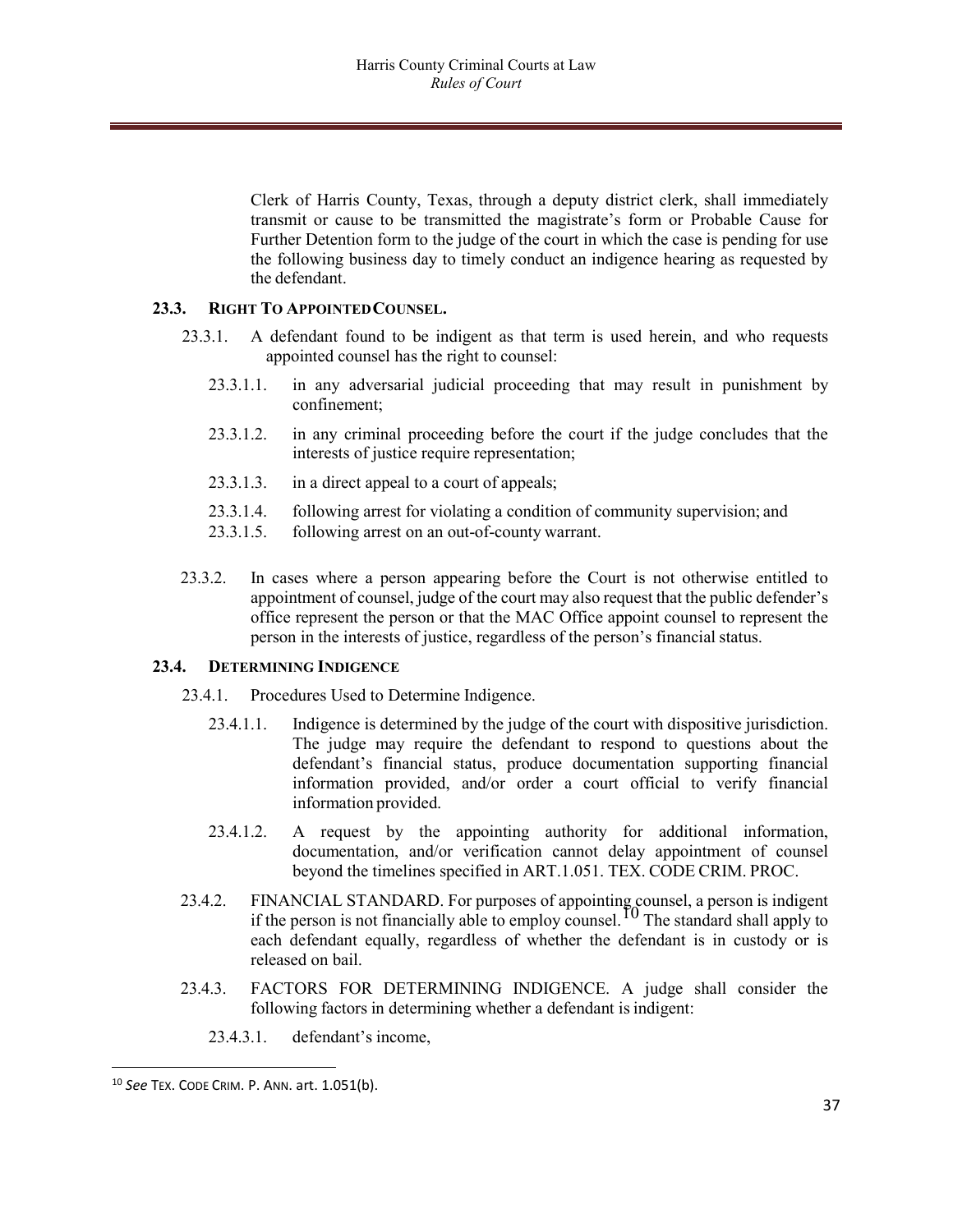Clerk of Harris County, Texas, through a deputy district clerk, shall immediately transmit or cause to be transmitted the magistrate's form or Probable Cause for Further Detention form to the judge of the court in which the case is pending for use the following business day to timely conduct an indigence hearing as requested by the defendant.

### 23.3. RIGHT TO APPOINTED COUNSEL.

23.3.1. A defendant found to be indigent as that term is used herein, and who requests appointed counsel has the right to counsel:

23.3.1.1. in any adversarial judicial proceeding that may result in punishment by confinement;

23.3.1.2. in any criminal proceeding before the court if the judge concludes that the interests of justice require representation;

23.3.1.3. in a direct appeal to a court of appeals;

23.3.1.4. following arrest for violating a condition of community supervision; and

23.3.1.5. following arrest on an out-of-county warrant.

23.3.2. In cases where a person appearing before the Court is not otherwise entitled to appointment of counsel, judge of the court may also request that the public defender's office represent the person or that the MAC Office appoint counsel to represent the person in the interests of justice, regardless of the person's financial status.

### 23.4. DETERMINING INDIGENCE

23.4.1. Procedures Used to Determine Indigence.

23.4.1.1. Indigence is determined by the judge of the court with dispositive jurisdiction. The judge may require the defendant to respond to questions about the defendant's financial status, produce documentation supporting financial information provided, and/or order a court official to verify financial information provided.

23.4.1.2. A request by the appointing authority for additional information, documentation, and/or verification cannot delay appointment of counsel beyond the timelines specified in ART.1.051. TEX. CODE CRIM. PROC.

23.4.2. FINANCIAL STANDARD. For purposes of appointing counsel, a person is indigent if the person is not financially able to employ counsel.[10] The standard shall apply to each defendant equally, regardless of whether the defendant is in custody or is released on bail.

23.4.3. FACTORS FOR DETERMINING INDIGENCE. A judge shall consider the following factors in determining whether a defendant is indigent:

23.4.3.1. defendant's income,

[10] *See* TEX. CODE CRIM. P. ANN. art. 1.051(b).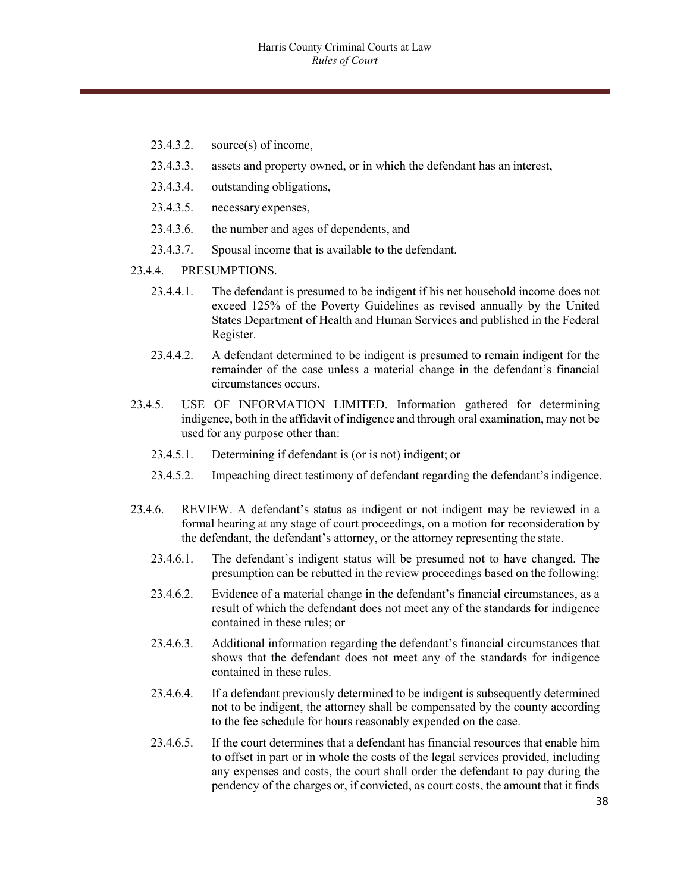23.4.3.2. source(s) of income,

23.4.3.3. assets and property owned, or in which the defendant has an interest,

23.4.3.4. outstanding obligations,

23.4.3.5. necessary expenses,

23.4.3.6. the number and ages of dependents, and

23.4.3.7. Spousal income that is available to the defendant.

23.4.4. PRESUMPTIONS.

23.4.4.1. The defendant is presumed to be indigent if his net household income does not exceed 125% of the Poverty Guidelines as revised annually by the United States Department of Health and Human Services and published in the Federal Register.

23.4.4.2. A defendant determined to be indigent is presumed to remain indigent for the remainder of the case unless a material change in the defendant's financial circumstances occurs.

23.4.5. USE OF INFORMATION LIMITED. Information gathered for determining indigence, both in the affidavit of indigence and through oral examination, may not be used for any purpose other than:

23.4.5.1. Determining if defendant is (or is not) indigent; or

23.4.5.2. Impeaching direct testimony of defendant regarding the defendant's indigence.

23.4.6. REVIEW. A defendant's status as indigent or not indigent may be reviewed in a formal hearing at any stage of court proceedings, on a motion for reconsideration by the defendant, the defendant's attorney, or the attorney representing the state.

23.4.6.1. The defendant's indigent status will be presumed not to have changed. The presumption can be rebutted in the review proceedings based on the following:

23.4.6.2. Evidence of a material change in the defendant's financial circumstances, as a result of which the defendant does not meet any of the standards for indigence contained in these rules; or

23.4.6.3. Additional information regarding the defendant's financial circumstances that shows that the defendant does not meet any of the standards for indigence contained in these rules.

23.4.6.4. If a defendant previously determined to be indigent is subsequently determined not to be indigent, the attorney shall be compensated by the county according to the fee schedule for hours reasonably expended on the case.

23.4.6.5. If the court determines that a defendant has financial resources that enable him to offset in part or in whole the costs of the legal services provided, including any expenses and costs, the court shall order the defendant to pay during the pendency of the charges or, if convicted, as court costs, the amount that it finds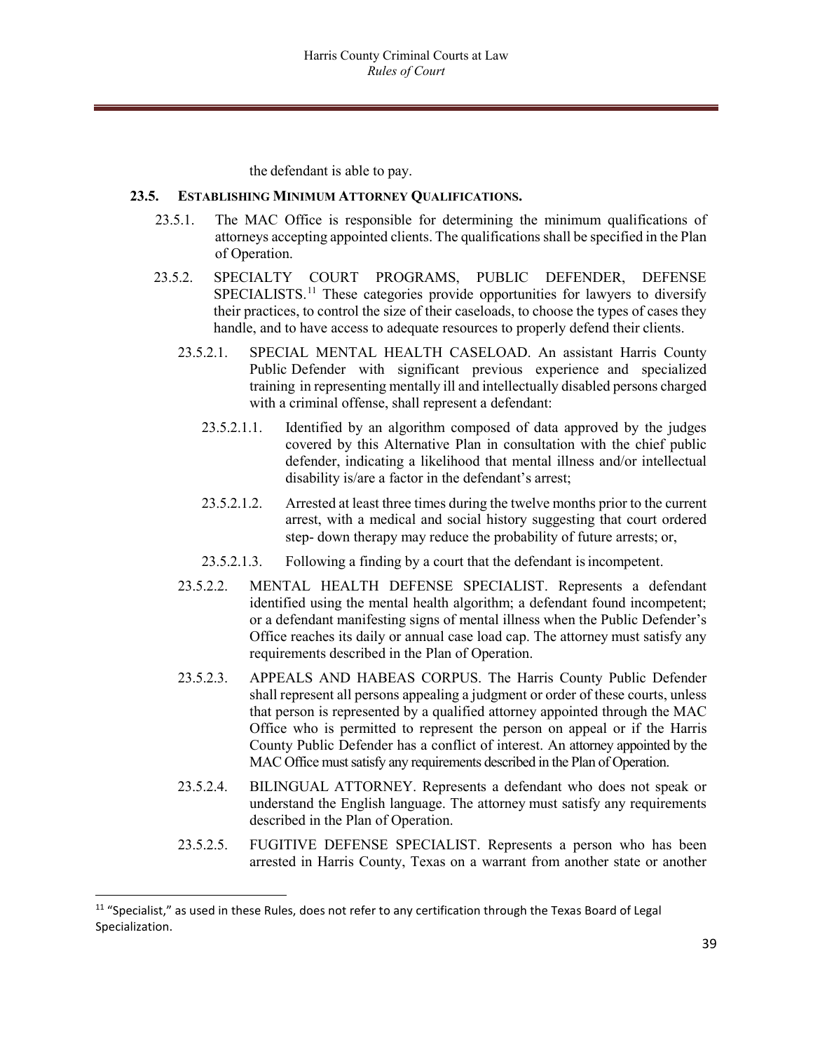the defendant is able to pay.

### 23.5. ESTABLISHING MINIMUM ATTORNEY QUALIFICATIONS.

23.5.1. The MAC Office is responsible for determining the minimum qualifications of attorneys accepting appointed clients. The qualifications shall be specified in the Plan of Operation.

23.5.2. SPECIALTY COURT PROGRAMS, PUBLIC DEFENDER, DEFENSE SPECIALISTS.[11] These categories provide opportunities for lawyers to diversify their practices, to control the size of their caseloads, to choose the types of cases they handle, and to have access to adequate resources to properly defend their clients.

23.5.2.1. SPECIAL MENTAL HEALTH CASELOAD. An assistant Harris County Public Defender with significant previous experience and specialized training in representing mentally ill and intellectually disabled persons charged with a criminal offense, shall represent a defendant:

23.5.2.1.1. Identified by an algorithm composed of data approved by the judges covered by this Alternative Plan in consultation with the chief public defender, indicating a likelihood that mental illness and/or intellectual disability is/are a factor in the defendant's arrest;

23.5.2.1.2. Arrested at least three times during the twelve months prior to the current arrest, with a medical and social history suggesting that court ordered step- down therapy may reduce the probability of future arrests; or,

23.5.2.1.3. Following a finding by a court that the defendant is incompetent.

23.5.2.2. MENTAL HEALTH DEFENSE SPECIALIST. Represents a defendant identified using the mental health algorithm; a defendant found incompetent; or a defendant manifesting signs of mental illness when the Public Defender's Office reaches its daily or annual case load cap. The attorney must satisfy any requirements described in the Plan of Operation.

23.5.2.3. APPEALS AND HABEAS CORPUS. The Harris County Public Defender shall represent all persons appealing a judgment or order of these courts, unless that person is represented by a qualified attorney appointed through the MAC Office who is permitted to represent the person on appeal or if the Harris County Public Defender has a conflict of interest. An attorney appointed by the MAC Office must satisfy any requirements described in the Plan of Operation.

23.5.2.4. BILINGUAL ATTORNEY. Represents a defendant who does not speak or understand the English language. The attorney must satisfy any requirements described in the Plan of Operation.

23.5.2.5. FUGITIVE DEFENSE SPECIALIST. Represents a person who has been arrested in Harris County, Texas on a warrant from another state or another

---

[11] "Specialist," as used in these Rules, does not refer to any certification through the Texas Board of Legal Specialization.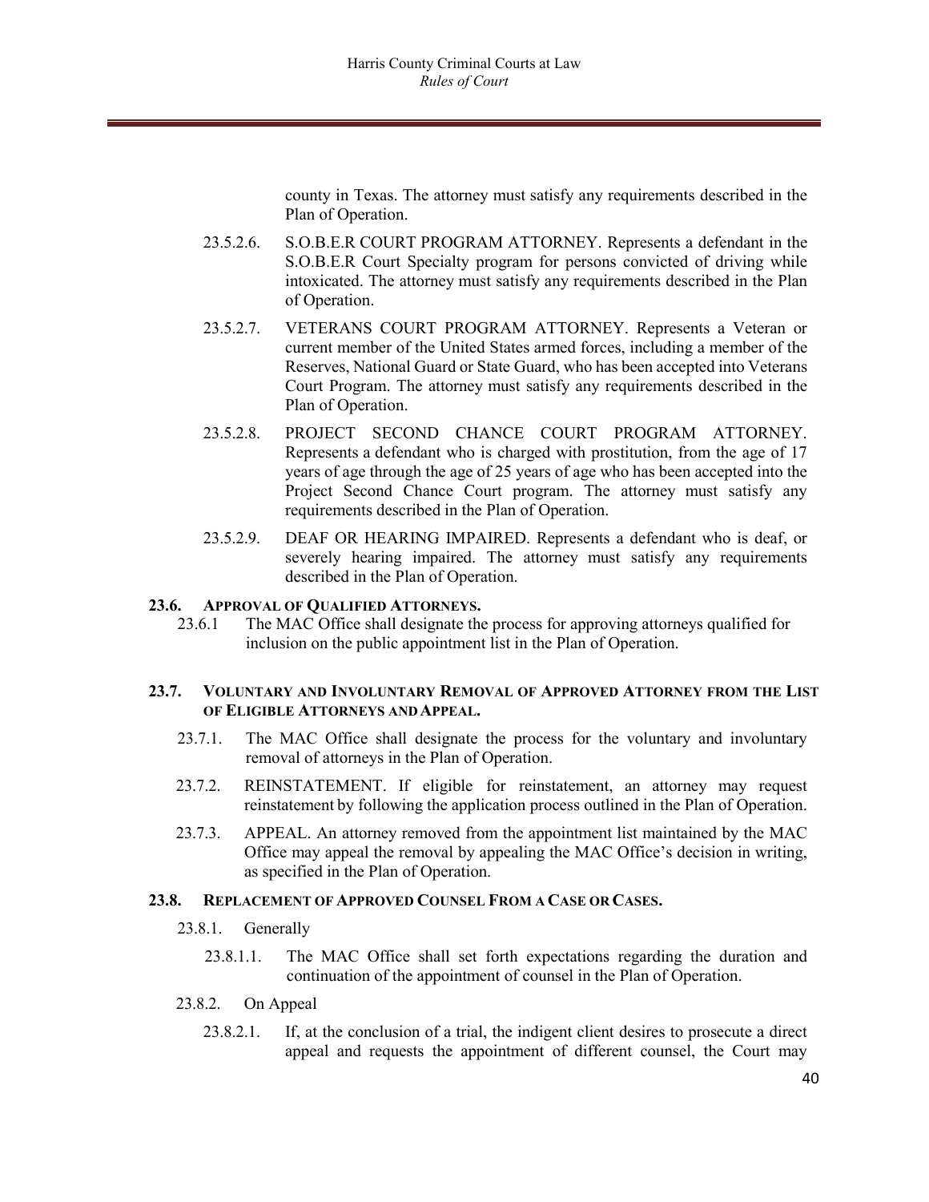county in Texas. The attorney must satisfy any requirements described in the Plan of Operation.

23.5.2.6. S.O.B.E.R COURT PROGRAM ATTORNEY. Represents a defendant in the S.O.B.E.R Court Specialty program for persons convicted of driving while intoxicated. The attorney must satisfy any requirements described in the Plan of Operation.

23.5.2.7. VETERANS COURT PROGRAM ATTORNEY. Represents a Veteran or current member of the United States armed forces, including a member of the Reserves, National Guard or State Guard, who has been accepted into Veterans Court Program. The attorney must satisfy any requirements described in the Plan of Operation.

23.5.2.8. PROJECT SECOND CHANCE COURT PROGRAM ATTORNEY. Represents a defendant who is charged with prostitution, from the age of 17 years of age through the age of 25 years of age who has been accepted into the Project Second Chance Court program. The attorney must satisfy any requirements described in the Plan of Operation.

23.5.2.9. DEAF OR HEARING IMPAIRED. Represents a defendant who is deaf, or severely hearing impaired. The attorney must satisfy any requirements described in the Plan of Operation.

### 23.6. APPROVAL OF QUALIFIED ATTORNEYS.

23.6.1 The MAC Office shall designate the process for approving attorneys qualified for inclusion on the public appointment list in the Plan of Operation.

### 23.7. VOLUNTARY AND INVOLUNTARY REMOVAL OF APPROVED ATTORNEY FROM THE LIST OF ELIGIBLE ATTORNEYS AND APPEAL.

23.7.1. The MAC Office shall designate the process for the voluntary and involuntary removal of attorneys in the Plan of Operation.

23.7.2. REINSTATEMENT. If eligible for reinstatement, an attorney may request reinstatement by following the application process outlined in the Plan of Operation.

23.7.3. APPEAL. An attorney removed from the appointment list maintained by the MAC Office may appeal the removal by appealing the MAC Office's decision in writing, as specified in the Plan of Operation.

### 23.8. REPLACEMENT OF APPROVED COUNSEL FROM A CASE OR CASES.

23.8.1. Generally

23.8.1.1. The MAC Office shall set forth expectations regarding the duration and continuation of the appointment of counsel in the Plan of Operation.

23.8.2. On Appeal

23.8.2.1. If, at the conclusion of a trial, the indigent client desires to prosecute a direct appeal and requests the appointment of different counsel, the Court may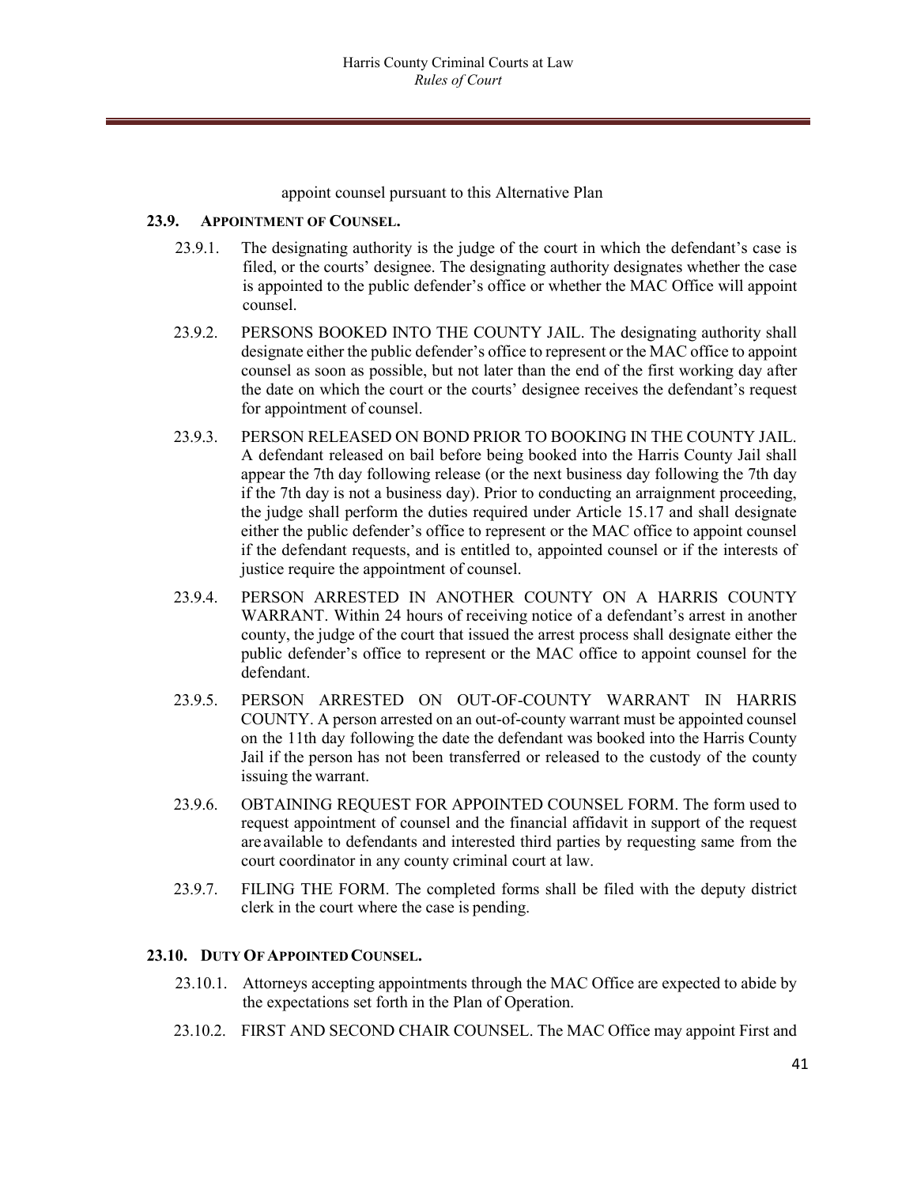appoint counsel pursuant to this Alternative Plan

### 23.9. APPOINTMENT OF COUNSEL.

23.9.1. The designating authority is the judge of the court in which the defendant's case is filed, or the courts' designee. The designating authority designates whether the case is appointed to the public defender's office or whether the MAC Office will appoint counsel.

23.9.2. PERSONS BOOKED INTO THE COUNTY JAIL. The designating authority shall designate either the public defender's office to represent or the MAC office to appoint counsel as soon as possible, but not later than the end of the first working day after the date on which the court or the courts' designee receives the defendant's request for appointment of counsel.

23.9.3. PERSON RELEASED ON BOND PRIOR TO BOOKING IN THE COUNTY JAIL. A defendant released on bail before being booked into the Harris County Jail shall appear the 7th day following release (or the next business day following the 7th day if the 7th day is not a business day). Prior to conducting an arraignment proceeding, the judge shall perform the duties required under Article 15.17 and shall designate either the public defender's office to represent or the MAC office to appoint counsel if the defendant requests, and is entitled to, appointed counsel or if the interests of justice require the appointment of counsel.

23.9.4. PERSON ARRESTED IN ANOTHER COUNTY ON A HARRIS COUNTY WARRANT. Within 24 hours of receiving notice of a defendant's arrest in another county, the judge of the court that issued the arrest process shall designate either the public defender's office to represent or the MAC office to appoint counsel for the defendant.

23.9.5. PERSON ARRESTED ON OUT-OF-COUNTY WARRANT IN HARRIS COUNTY. A person arrested on an out-of-county warrant must be appointed counsel on the 11th day following the date the defendant was booked into the Harris County Jail if the person has not been transferred or released to the custody of the county issuing the warrant.

23.9.6. OBTAINING REQUEST FOR APPOINTED COUNSEL FORM. The form used to request appointment of counsel and the financial affidavit in support of the request are available to defendants and interested third parties by requesting same from the court coordinator in any county criminal court at law.

23.9.7. FILING THE FORM. The completed forms shall be filed with the deputy district clerk in the court where the case is pending.

### 23.10. DUTY OF APPOINTED COUNSEL.

23.10.1. Attorneys accepting appointments through the MAC Office are expected to abide by the expectations set forth in the Plan of Operation.

23.10.2. FIRST AND SECOND CHAIR COUNSEL. The MAC Office may appoint First and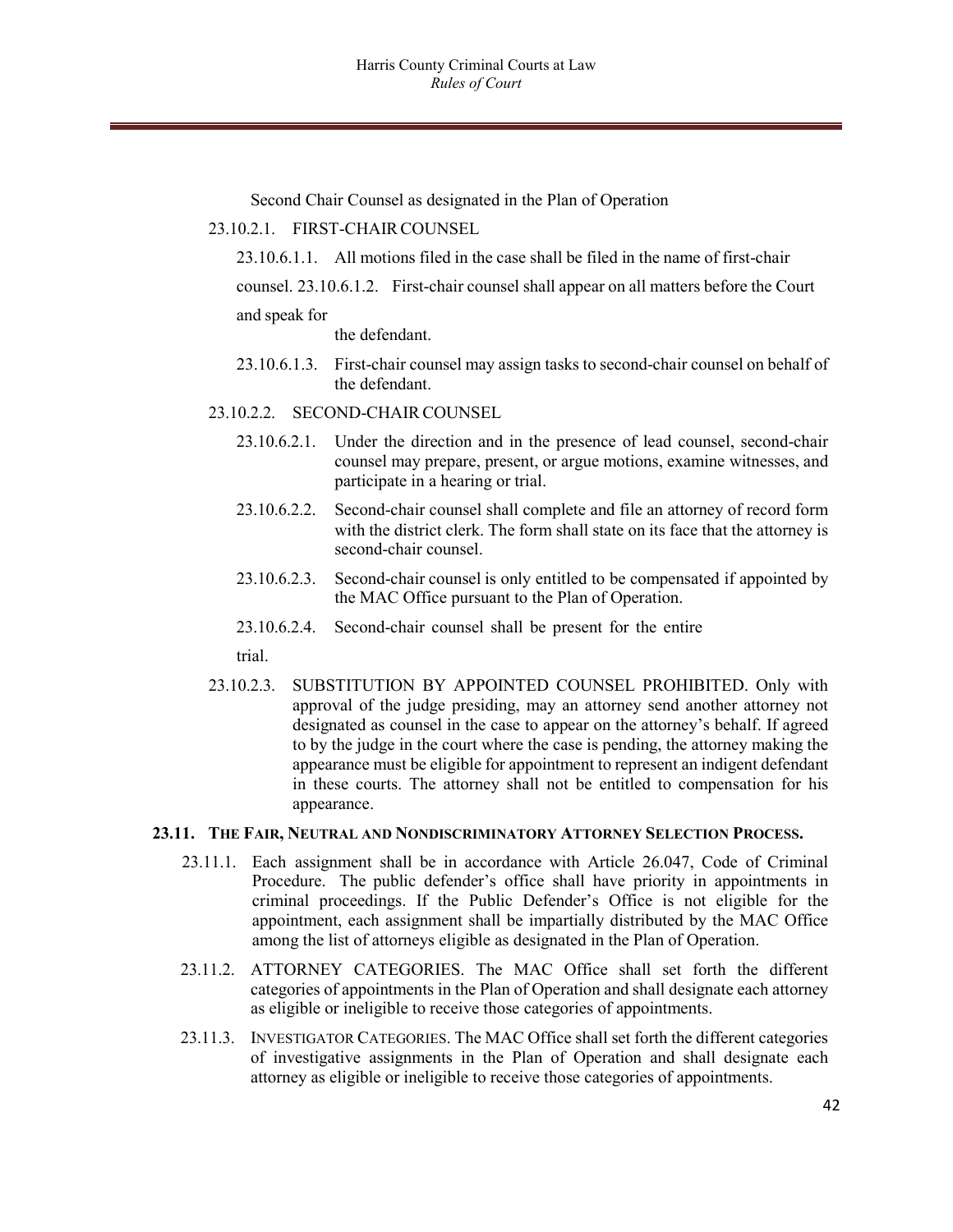Second Chair Counsel as designated in the Plan of Operation

23.10.2.1. FIRST-CHAIR COUNSEL

23.10.6.1.1. All motions filed in the case shall be filed in the name of first-chair counsel. 23.10.6.1.2. First-chair counsel shall appear on all matters before the Court and speak for the defendant.

23.10.6.1.3. First-chair counsel may assign tasks to second-chair counsel on behalf of the defendant.

23.10.2.2. SECOND-CHAIR COUNSEL

23.10.6.2.1. Under the direction and in the presence of lead counsel, second-chair counsel may prepare, present, or argue motions, examine witnesses, and participate in a hearing or trial.

23.10.6.2.2. Second-chair counsel shall complete and file an attorney of record form with the district clerk. The form shall state on its face that the attorney is second-chair counsel.

23.10.6.2.3. Second-chair counsel is only entitled to be compensated if appointed by the MAC Office pursuant to the Plan of Operation.

23.10.6.2.4. Second-chair counsel shall be present for the entire trial.

23.10.2.3. SUBSTITUTION BY APPOINTED COUNSEL PROHIBITED. Only with approval of the judge presiding, may an attorney send another attorney not designated as counsel in the case to appear on the attorney's behalf. If agreed to by the judge in the court where the case is pending, the attorney making the appearance must be eligible for appointment to represent an indigent defendant in these courts. The attorney shall not be entitled to compensation for his appearance.

**23.11. THE FAIR, NEUTRAL AND NONDISCRIMINATORY ATTORNEY SELECTION PROCESS.**

23.11.1. Each assignment shall be in accordance with Article 26.047, Code of Criminal Procedure. The public defender's office shall have priority in appointments in criminal proceedings. If the Public Defender's Office is not eligible for the appointment, each assignment shall be impartially distributed by the MAC Office among the list of attorneys eligible as designated in the Plan of Operation.

23.11.2. ATTORNEY CATEGORIES. The MAC Office shall set forth the different categories of appointments in the Plan of Operation and shall designate each attorney as eligible or ineligible to receive those categories of appointments.

23.11.3. INVESTIGATOR CATEGORIES. The MAC Office shall set forth the different categories of investigative assignments in the Plan of Operation and shall designate each attorney as eligible or ineligible to receive those categories of appointments.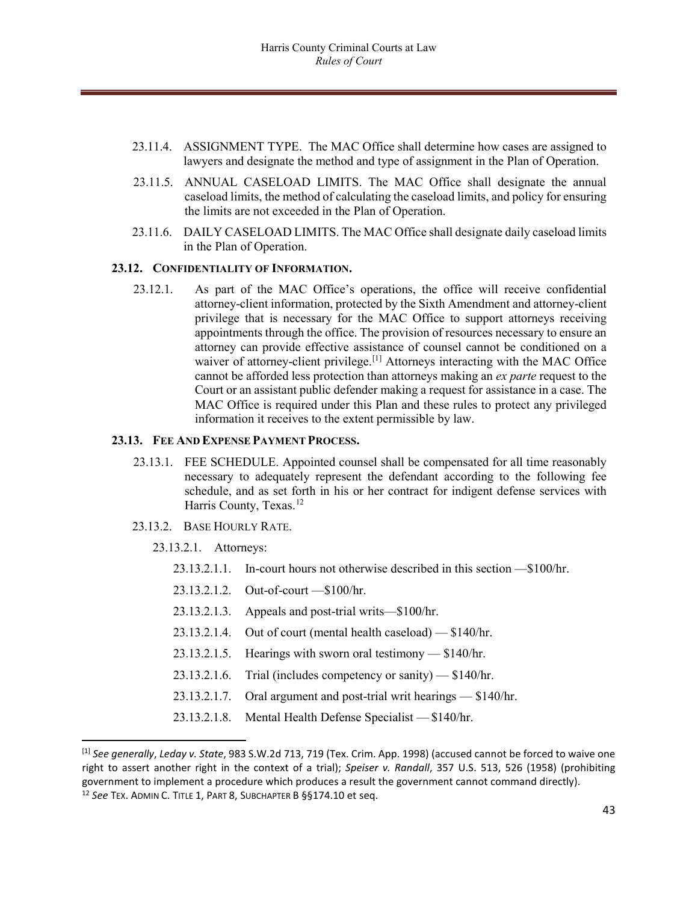23.11.4. ASSIGNMENT TYPE. The MAC Office shall determine how cases are assigned to lawyers and designate the method and type of assignment in the Plan of Operation.

23.11.5. ANNUAL CASELOAD LIMITS. The MAC Office shall designate the annual caseload limits, the method of calculating the caseload limits, and policy for ensuring the limits are not exceeded in the Plan of Operation.

23.11.6. DAILY CASELOAD LIMITS. The MAC Office shall designate daily caseload limits in the Plan of Operation.

### 23.12. CONFIDENTIALITY OF INFORMATION.

23.12.1. As part of the MAC Office's operations, the office will receive confidential attorney-client information, protected by the Sixth Amendment and attorney-client privilege that is necessary for the MAC Office to support attorneys receiving appointments through the office. The provision of resources necessary to ensure an attorney can provide effective assistance of counsel cannot be conditioned on a waiver of attorney-client privilege.[1] Attorneys interacting with the MAC Office cannot be afforded less protection than attorneys making an *ex parte* request to the Court or an assistant public defender making a request for assistance in a case. The MAC Office is required under this Plan and these rules to protect any privileged information it receives to the extent permissible by law.

### 23.13. FEE AND EXPENSE PAYMENT PROCESS.

23.13.1. FEE SCHEDULE. Appointed counsel shall be compensated for all time reasonably necessary to adequately represent the defendant according to the following fee schedule, and as set forth in his or her contract for indigent defense services with Harris County, Texas.[12]

23.13.2. BASE HOURLY RATE.

23.13.2.1. Attorneys:

23.13.2.1.1. In-court hours not otherwise described in this section —$100/hr.

23.13.2.1.2. Out-of-court —$100/hr.

23.13.2.1.3. Appeals and post-trial writs—$100/hr.

23.13.2.1.4. Out of court (mental health caseload) — $140/hr.

23.13.2.1.5. Hearings with sworn oral testimony — $140/hr.

23.13.2.1.6. Trial (includes competency or sanity) — $140/hr.

23.13.2.1.7. Oral argument and post-trial writ hearings — $140/hr.

23.13.2.1.8. Mental Health Defense Specialist — $140/hr.

---

[1] *See generally*, *Leday v. State*, 983 S.W.2d 713, 719 (Tex. Crim. App. 1998) (accused cannot be forced to waive one right to assert another right in the context of a trial); *Speiser v. Randall*, 357 U.S. 513, 526 (1958) (prohibiting government to implement a procedure which produces a result the government cannot command directly).

[12] *See* TEX. ADMIN C. TITLE 1, PART 8, SUBCHAPTER B §§174.10 et seq.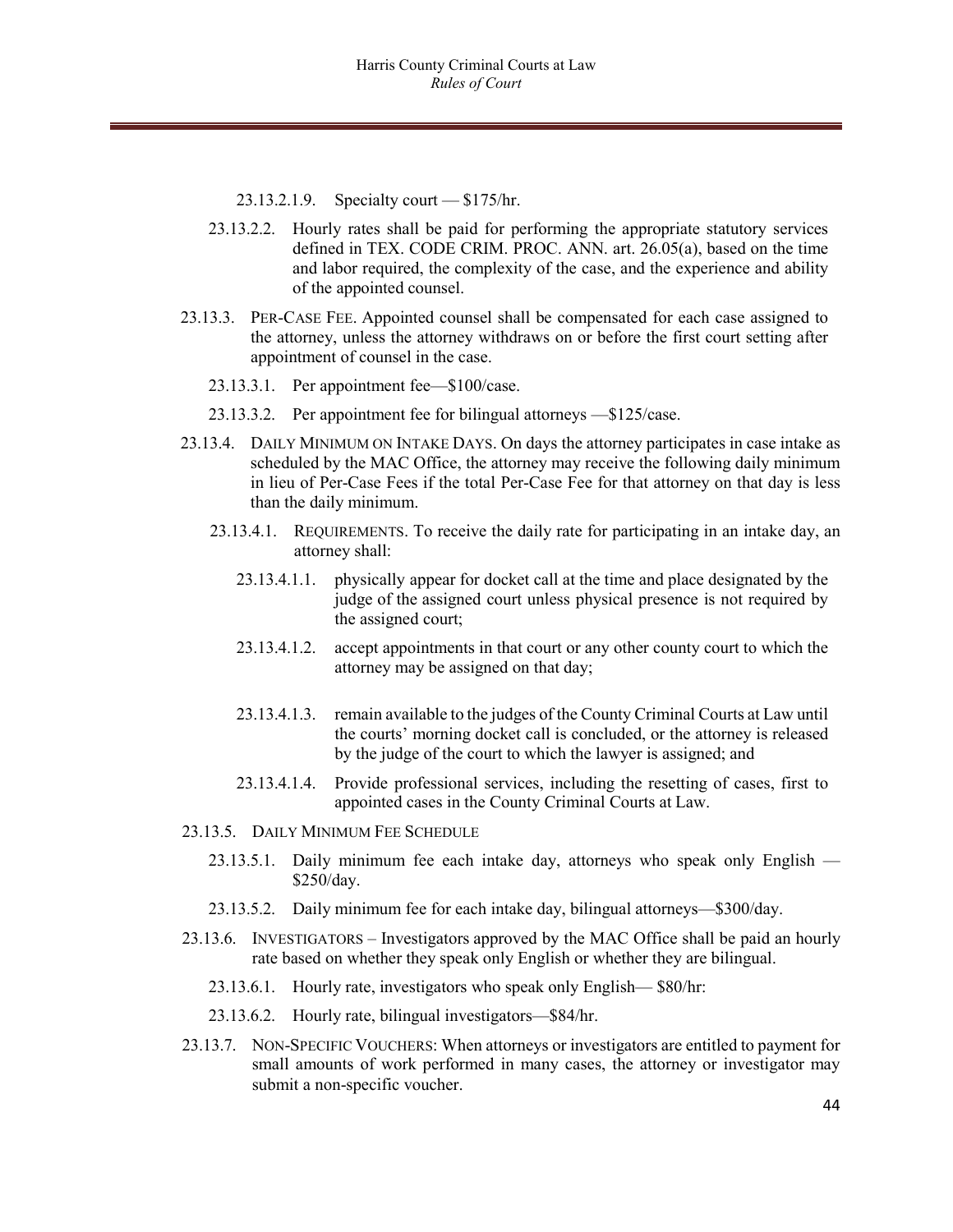23.13.2.1.9. Specialty court — $175/hr.

23.13.2.2. Hourly rates shall be paid for performing the appropriate statutory services defined in TEX. CODE CRIM. PROC. ANN. art. 26.05(a), based on the time and labor required, the complexity of the case, and the experience and ability of the appointed counsel.

23.13.3. PER-CASE FEE. Appointed counsel shall be compensated for each case assigned to the attorney, unless the attorney withdraws on or before the first court setting after appointment of counsel in the case.

23.13.3.1. Per appointment fee—$100/case.

23.13.3.2. Per appointment fee for bilingual attorneys —$125/case.

23.13.4. DAILY MINIMUM ON INTAKE DAYS. On days the attorney participates in case intake as scheduled by the MAC Office, the attorney may receive the following daily minimum in lieu of Per-Case Fees if the total Per-Case Fee for that attorney on that day is less than the daily minimum.

23.13.4.1. REQUIREMENTS. To receive the daily rate for participating in an intake day, an attorney shall:

23.13.4.1.1. physically appear for docket call at the time and place designated by the judge of the assigned court unless physical presence is not required by the assigned court;

23.13.4.1.2. accept appointments in that court or any other county court to which the attorney may be assigned on that day;

23.13.4.1.3. remain available to the judges of the County Criminal Courts at Law until the courts' morning docket call is concluded, or the attorney is released by the judge of the court to which the lawyer is assigned; and

23.13.4.1.4. Provide professional services, including the resetting of cases, first to appointed cases in the County Criminal Courts at Law.

23.13.5. DAILY MINIMUM FEE SCHEDULE

23.13.5.1. Daily minimum fee each intake day, attorneys who speak only English — $250/day.

23.13.5.2. Daily minimum fee for each intake day, bilingual attorneys—$300/day.

23.13.6. INVESTIGATORS – Investigators approved by the MAC Office shall be paid an hourly rate based on whether they speak only English or whether they are bilingual.

23.13.6.1. Hourly rate, investigators who speak only English— $80/hr:

23.13.6.2. Hourly rate, bilingual investigators—$84/hr.

23.13.7. NON-SPECIFIC VOUCHERS: When attorneys or investigators are entitled to payment for small amounts of work performed in many cases, the attorney or investigator may submit a non-specific voucher.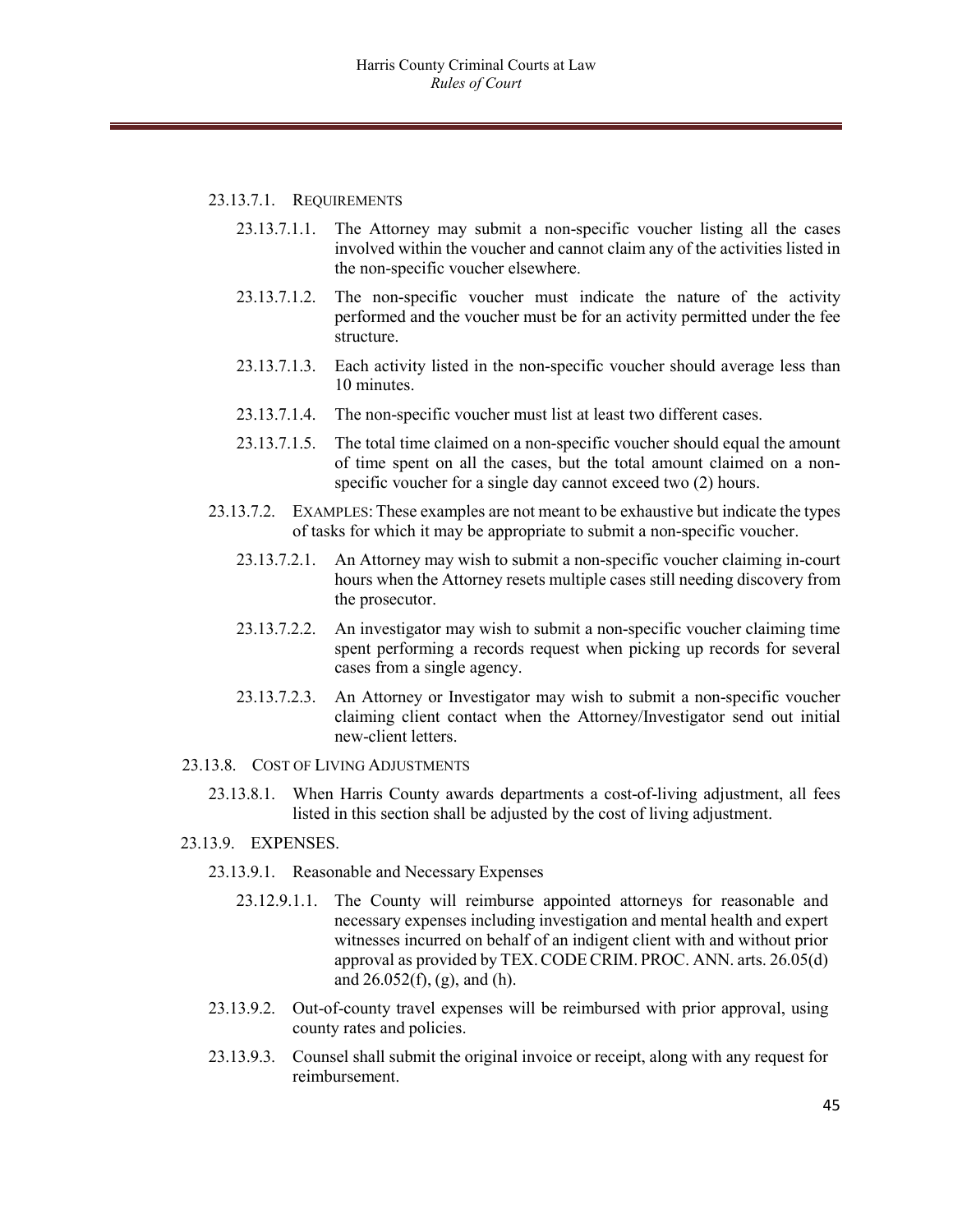23.13.7.1. REQUIREMENTS

23.13.7.1.1. The Attorney may submit a non-specific voucher listing all the cases involved within the voucher and cannot claim any of the activities listed in the non-specific voucher elsewhere.

23.13.7.1.2. The non-specific voucher must indicate the nature of the activity performed and the voucher must be for an activity permitted under the fee structure.

23.13.7.1.3. Each activity listed in the non-specific voucher should average less than 10 minutes.

23.13.7.1.4. The non-specific voucher must list at least two different cases.

23.13.7.1.5. The total time claimed on a non-specific voucher should equal the amount of time spent on all the cases, but the total amount claimed on a non-specific voucher for a single day cannot exceed two (2) hours.

23.13.7.2. EXAMPLES: These examples are not meant to be exhaustive but indicate the types of tasks for which it may be appropriate to submit a non-specific voucher.

23.13.7.2.1. An Attorney may wish to submit a non-specific voucher claiming in-court hours when the Attorney resets multiple cases still needing discovery from the prosecutor.

23.13.7.2.2. An investigator may wish to submit a non-specific voucher claiming time spent performing a records request when picking up records for several cases from a single agency.

23.13.7.2.3. An Attorney or Investigator may wish to submit a non-specific voucher claiming client contact when the Attorney/Investigator send out initial new-client letters.

23.13.8. COST OF LIVING ADJUSTMENTS

23.13.8.1. When Harris County awards departments a cost-of-living adjustment, all fees listed in this section shall be adjusted by the cost of living adjustment.

23.13.9. EXPENSES.

23.13.9.1. Reasonable and Necessary Expenses

23.12.9.1.1. The County will reimburse appointed attorneys for reasonable and necessary expenses including investigation and mental health and expert witnesses incurred on behalf of an indigent client with and without prior approval as provided by TEX. CODE CRIM. PROC. ANN. arts. 26.05(d) and 26.052(f), (g), and (h).

23.13.9.2. Out-of-county travel expenses will be reimbursed with prior approval, using county rates and policies.

23.13.9.3. Counsel shall submit the original invoice or receipt, along with any request for reimbursement.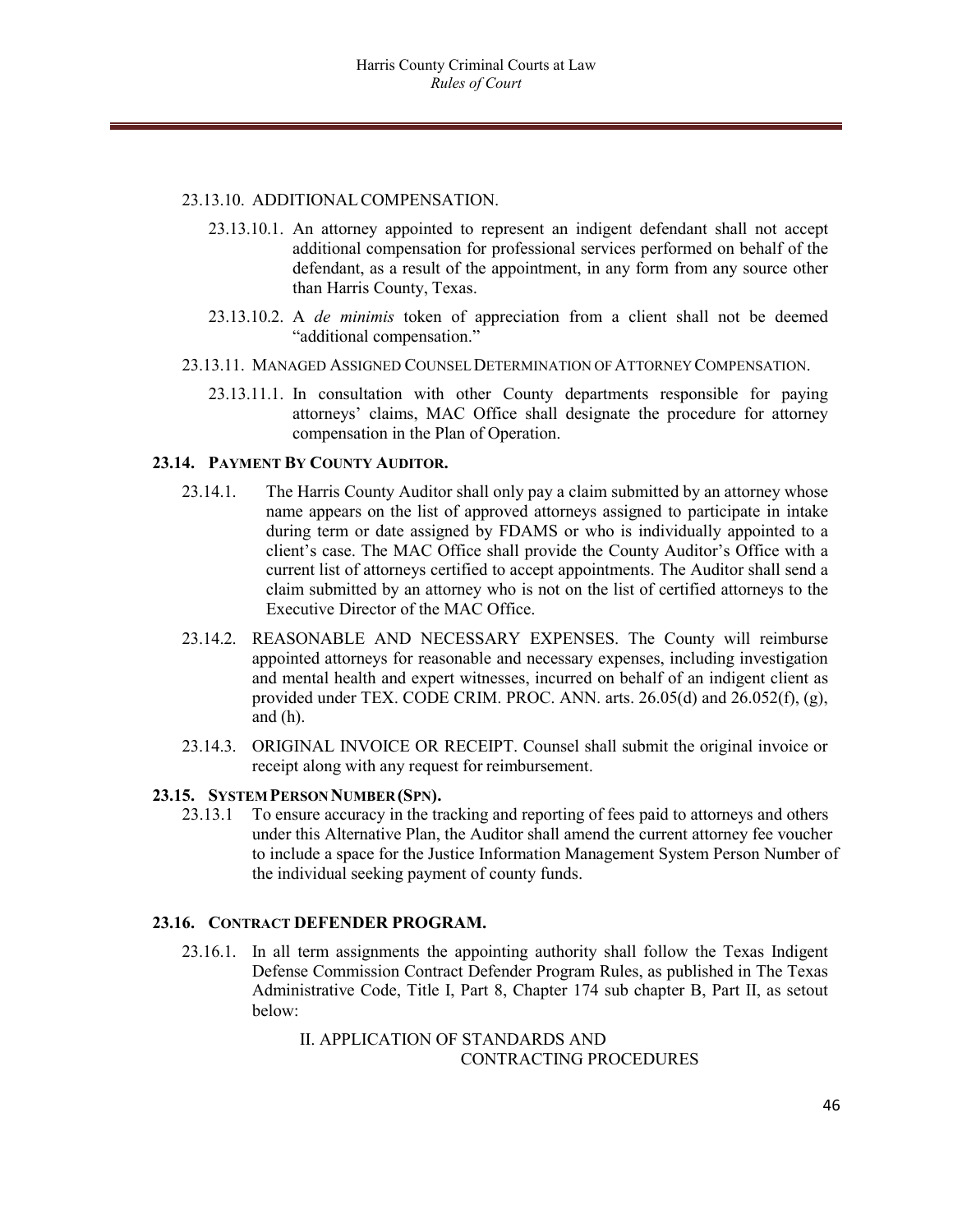23.13.10. ADDITIONAL COMPENSATION.

23.13.10.1. An attorney appointed to represent an indigent defendant shall not accept additional compensation for professional services performed on behalf of the defendant, as a result of the appointment, in any form from any source other than Harris County, Texas.

23.13.10.2. A *de minimis* token of appreciation from a client shall not be deemed "additional compensation."

23.13.11. MANAGED ASSIGNED COUNSEL DETERMINATION OF ATTORNEY COMPENSATION.

23.13.11.1. In consultation with other County departments responsible for paying attorneys' claims, MAC Office shall designate the procedure for attorney compensation in the Plan of Operation.

**23.14. PAYMENT BY COUNTY AUDITOR.**

23.14.1. The Harris County Auditor shall only pay a claim submitted by an attorney whose name appears on the list of approved attorneys assigned to participate in intake during term or date assigned by FDAMS or who is individually appointed to a client's case. The MAC Office shall provide the County Auditor's Office with a current list of attorneys certified to accept appointments. The Auditor shall send a claim submitted by an attorney who is not on the list of certified attorneys to the Executive Director of the MAC Office.

23.14.2. REASONABLE AND NECESSARY EXPENSES. The County will reimburse appointed attorneys for reasonable and necessary expenses, including investigation and mental health and expert witnesses, incurred on behalf of an indigent client as provided under TEX. CODE CRIM. PROC. ANN. arts. 26.05(d) and 26.052(f), (g), and (h).

23.14.3. ORIGINAL INVOICE OR RECEIPT. Counsel shall submit the original invoice or receipt along with any request for reimbursement.

**23.15. SYSTEM PERSON NUMBER (SPN).**

23.13.1 To ensure accuracy in the tracking and reporting of fees paid to attorneys and others under this Alternative Plan, the Auditor shall amend the current attorney fee voucher to include a space for the Justice Information Management System Person Number of the individual seeking payment of county funds.

**23.16. CONTRACT DEFENDER PROGRAM.**

23.16.1. In all term assignments the appointing authority shall follow the Texas Indigent Defense Commission Contract Defender Program Rules, as published in The Texas Administrative Code, Title I, Part 8, Chapter 174 sub chapter B, Part II, as setout below:

II. APPLICATION OF STANDARDS AND CONTRACTING PROCEDURES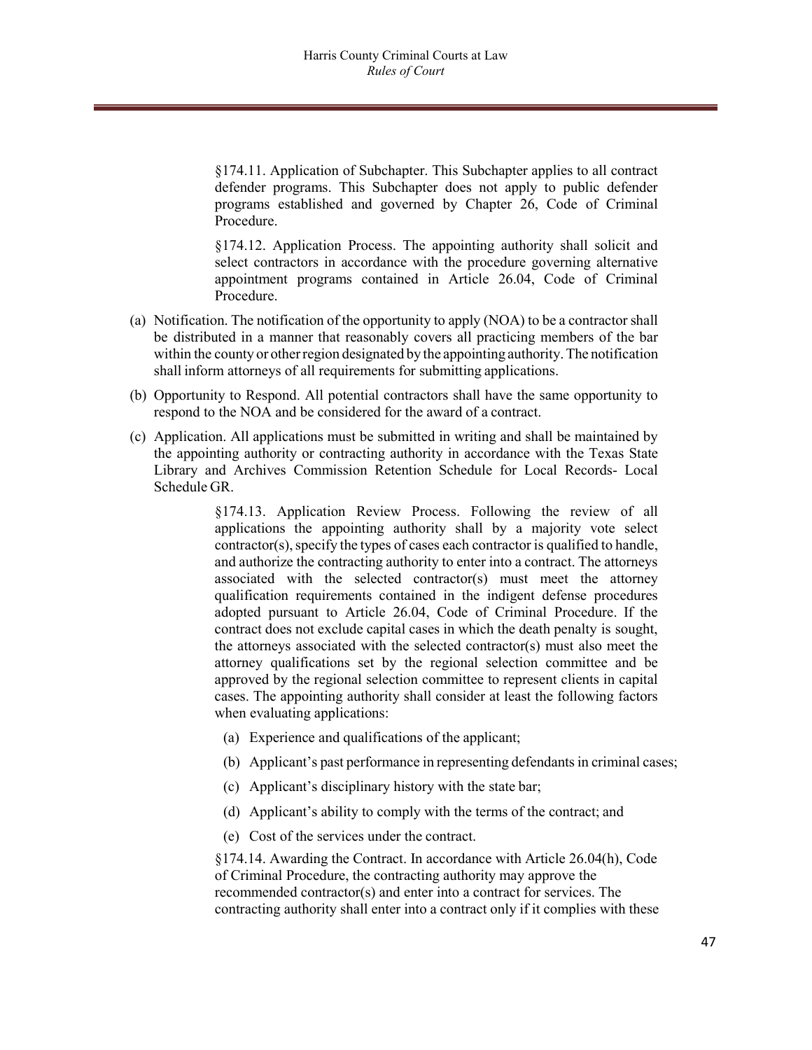§174.11. Application of Subchapter. This Subchapter applies to all contract defender programs. This Subchapter does not apply to public defender programs established and governed by Chapter 26, Code of Criminal Procedure.

§174.12. Application Process. The appointing authority shall solicit and select contractors in accordance with the procedure governing alternative appointment programs contained in Article 26.04, Code of Criminal Procedure.

(a) Notification. The notification of the opportunity to apply (NOA) to be a contractor shall be distributed in a manner that reasonably covers all practicing members of the bar within the county or other region designated by the appointing authority. The notification shall inform attorneys of all requirements for submitting applications.

(b) Opportunity to Respond. All potential contractors shall have the same opportunity to respond to the NOA and be considered for the award of a contract.

(c) Application. All applications must be submitted in writing and shall be maintained by the appointing authority or contracting authority in accordance with the Texas State Library and Archives Commission Retention Schedule for Local Records- Local Schedule GR.

§174.13. Application Review Process. Following the review of all applications the appointing authority shall by a majority vote select contractor(s), specify the types of cases each contractor is qualified to handle, and authorize the contracting authority to enter into a contract. The attorneys associated with the selected contractor(s) must meet the attorney qualification requirements contained in the indigent defense procedures adopted pursuant to Article 26.04, Code of Criminal Procedure. If the contract does not exclude capital cases in which the death penalty is sought, the attorneys associated with the selected contractor(s) must also meet the attorney qualifications set by the regional selection committee and be approved by the regional selection committee to represent clients in capital cases. The appointing authority shall consider at least the following factors when evaluating applications:

(a) Experience and qualifications of the applicant;

(b) Applicant's past performance in representing defendants in criminal cases;

(c) Applicant's disciplinary history with the state bar;

(d) Applicant's ability to comply with the terms of the contract; and

(e) Cost of the services under the contract.

§174.14. Awarding the Contract. In accordance with Article 26.04(h), Code of Criminal Procedure, the contracting authority may approve the recommended contractor(s) and enter into a contract for services. The contracting authority shall enter into a contract only if it complies with these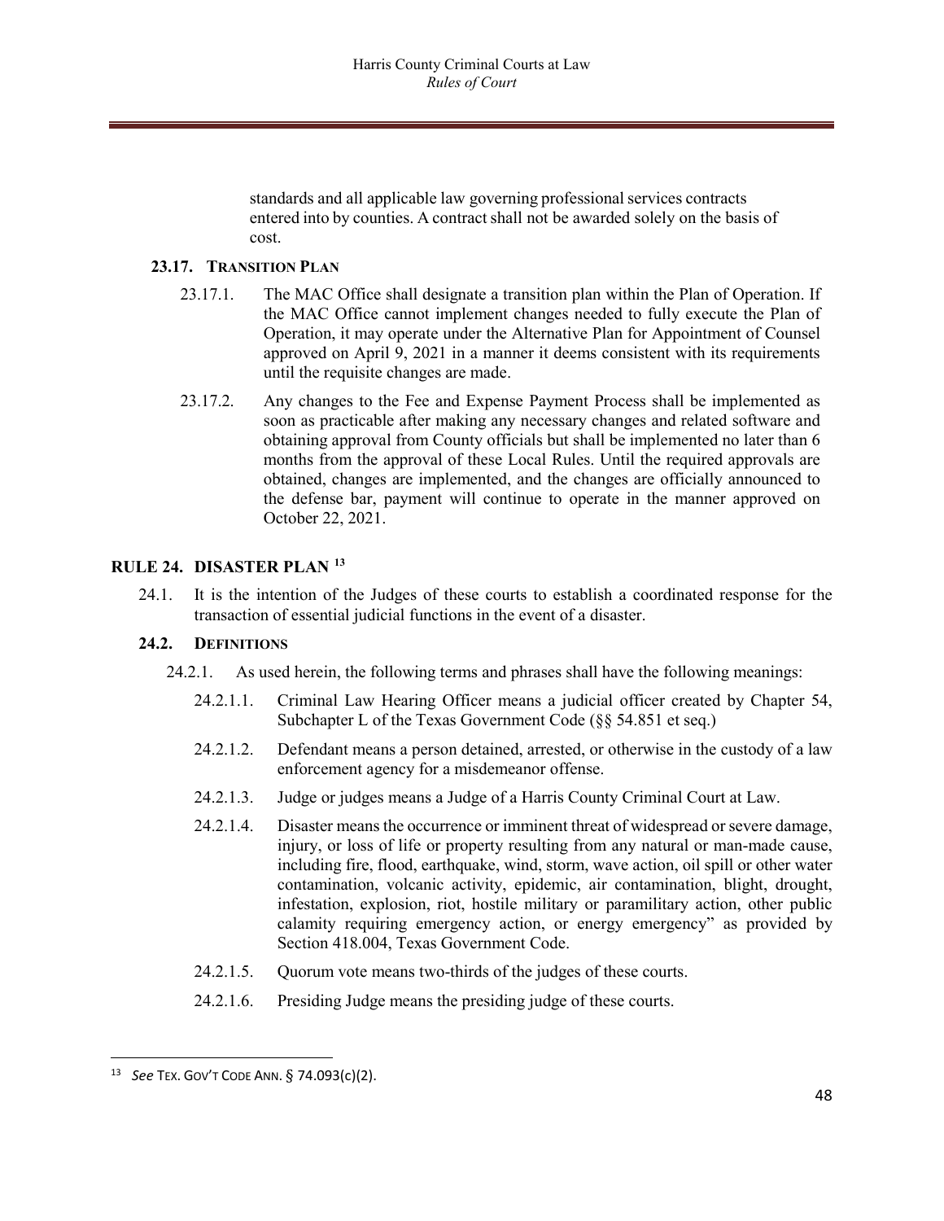standards and all applicable law governing professional services contracts entered into by counties. A contract shall not be awarded solely on the basis of cost.

### 23.17. Transition Plan

23.17.1. The MAC Office shall designate a transition plan within the Plan of Operation. If the MAC Office cannot implement changes needed to fully execute the Plan of Operation, it may operate under the Alternative Plan for Appointment of Counsel approved on April 9, 2021 in a manner it deems consistent with its requirements until the requisite changes are made.

23.17.2. Any changes to the Fee and Expense Payment Process shall be implemented as soon as practicable after making any necessary changes and related software and obtaining approval from County officials but shall be implemented no later than 6 months from the approval of these Local Rules. Until the required approvals are obtained, changes are implemented, and the changes are officially announced to the defense bar, payment will continue to operate in the manner approved on October 22, 2021.

## RULE 24. DISASTER PLAN [13]

24.1. It is the intention of the Judges of these courts to establish a coordinated response for the transaction of essential judicial functions in the event of a disaster.

### 24.2. Definitions

24.2.1. As used herein, the following terms and phrases shall have the following meanings:

24.2.1.1. Criminal Law Hearing Officer means a judicial officer created by Chapter 54, Subchapter L of the Texas Government Code (§§ 54.851 et seq.)

24.2.1.2. Defendant means a person detained, arrested, or otherwise in the custody of a law enforcement agency for a misdemeanor offense.

24.2.1.3. Judge or judges means a Judge of a Harris County Criminal Court at Law.

24.2.1.4. Disaster means the occurrence or imminent threat of widespread or severe damage, injury, or loss of life or property resulting from any natural or man-made cause, including fire, flood, earthquake, wind, storm, wave action, oil spill or other water contamination, volcanic activity, epidemic, air contamination, blight, drought, infestation, explosion, riot, hostile military or paramilitary action, other public calamity requiring emergency action, or energy emergency" as provided by Section 418.004, Texas Government Code.

24.2.1.5. Quorum vote means two-thirds of the judges of these courts.

24.2.1.6. Presiding Judge means the presiding judge of these courts.

---

[13] *See* Tex. Gov't Code Ann. § 74.093(c)(2).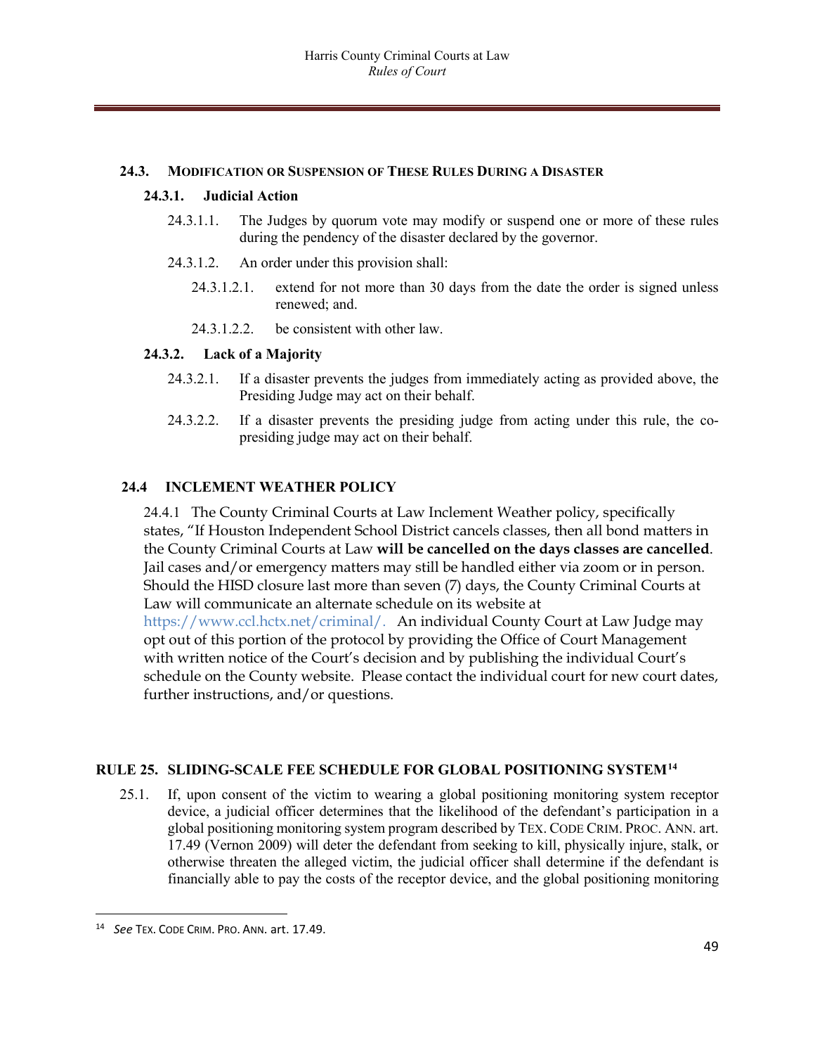### 24.3. MODIFICATION OR SUSPENSION OF THESE RULES DURING A DISASTER

#### 24.3.1. Judicial Action

24.3.1.1. The Judges by quorum vote may modify or suspend one or more of these rules during the pendency of the disaster declared by the governor.

24.3.1.2. An order under this provision shall:

24.3.1.2.1. extend for not more than 30 days from the date the order is signed unless renewed; and.

24.3.1.2.2. be consistent with other law.

#### 24.3.2. Lack of a Majority

24.3.2.1. If a disaster prevents the judges from immediately acting as provided above, the Presiding Judge may act on their behalf.

24.3.2.2. If a disaster prevents the presiding judge from acting under this rule, the co-presiding judge may act on their behalf.

### 24.4 INCLEMENT WEATHER POLICY

24.4.1 The County Criminal Courts at Law Inclement Weather policy, specifically states, "If Houston Independent School District cancels classes, then all bond matters in the County Criminal Courts at Law **will be cancelled on the days classes are cancelled**. Jail cases and/or emergency matters may still be handled either via zoom or in person. Should the HISD closure last more than seven (7) days, the County Criminal Courts at Law will communicate an alternate schedule on its website at https://www.ccl.hctx.net/criminal/. An individual County Court at Law Judge may opt out of this portion of the protocol by providing the Office of Court Management with written notice of the Court's decision and by publishing the individual Court's schedule on the County website. Please contact the individual court for new court dates, further instructions, and/or questions.

## RULE 25. SLIDING-SCALE FEE SCHEDULE FOR GLOBAL POSITIONING SYSTEM[14]

25.1. If, upon consent of the victim to wearing a global positioning monitoring system receptor device, a judicial officer determines that the likelihood of the defendant's participation in a global positioning monitoring system program described by TEX. CODE CRIM. PROC. ANN. art. 17.49 (Vernon 2009) will deter the defendant from seeking to kill, physically injure, stalk, or otherwise threaten the alleged victim, the judicial officer shall determine if the defendant is financially able to pay the costs of the receptor device, and the global positioning monitoring

---

[14] *See* TEX. CODE CRIM. PRO. ANN. art. 17.49.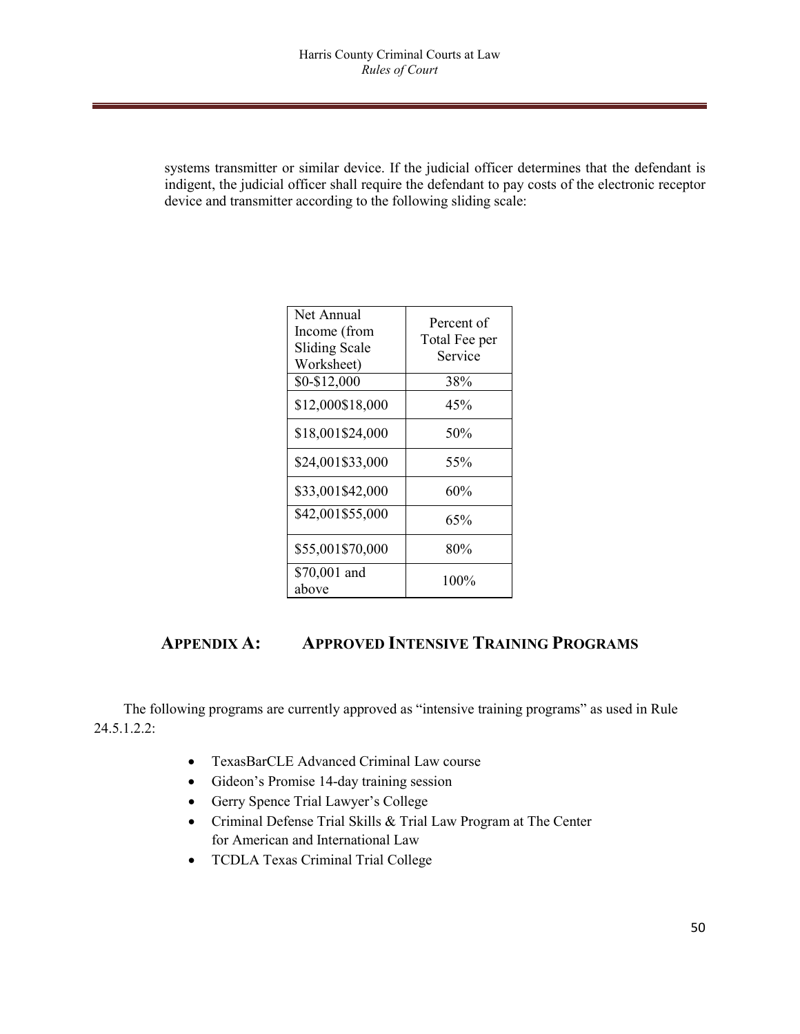systems transmitter or similar device. If the judicial officer determines that the defendant is indigent, the judicial officer shall require the defendant to pay costs of the electronic receptor device and transmitter according to the following sliding scale:

| Net Annual Income (from Sliding Scale Worksheet) | Percent of Total Fee per Service |
|---|---|
| $0-$12,000 | 38% |
| $12,000$18,000 | 45% |
| $18,001$24,000 | 50% |
| $24,001$33,000 | 55% |
| $33,001$42,000 | 60% |
| $42,001$55,000 | 65% |
| $55,001$70,000 | 80% |
| $70,001 and above | 100% |

## APPENDIX A: APPROVED INTENSIVE TRAINING PROGRAMS

The following programs are currently approved as "intensive training programs" as used in Rule 24.5.1.2.2:

- TexasBarCLE Advanced Criminal Law course
- Gideon's Promise 14-day training session
- Gerry Spence Trial Lawyer's College
- Criminal Defense Trial Skills & Trial Law Program at The Center for American and International Law
- TCDLA Texas Criminal Trial College